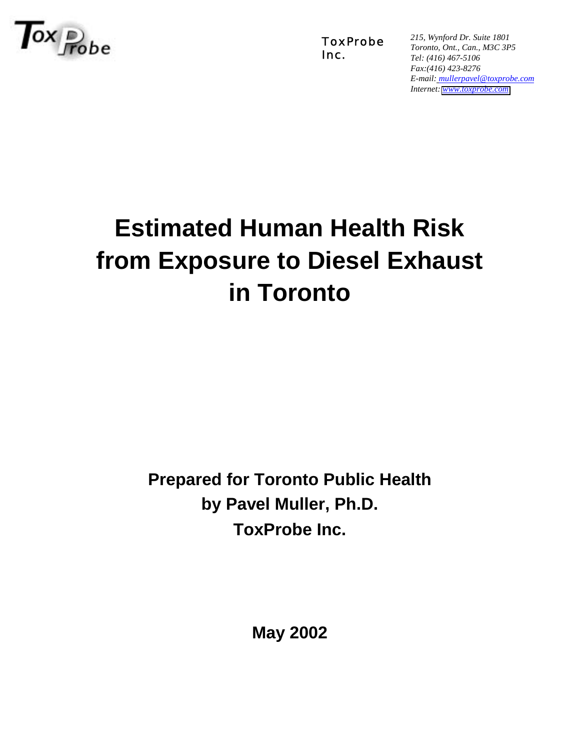ToxProbe Inc.

*215, Wynford Dr. Suite 1801*
*Toronto, Ont., Can., M3C 3P5*
*Tel: (416) 467-5106*
*Fax:(416) 423-8276*
*E-mail: mullerpavel@toxprobe.com*
*Internet: www.toxprobe.com*

# Estimated Human Health Risk from Exposure to Diesel Exhaust in Toronto

**Prepared for Toronto Public Health**
**by Pavel Muller, Ph.D.**
**ToxProbe Inc.**

**May 2002**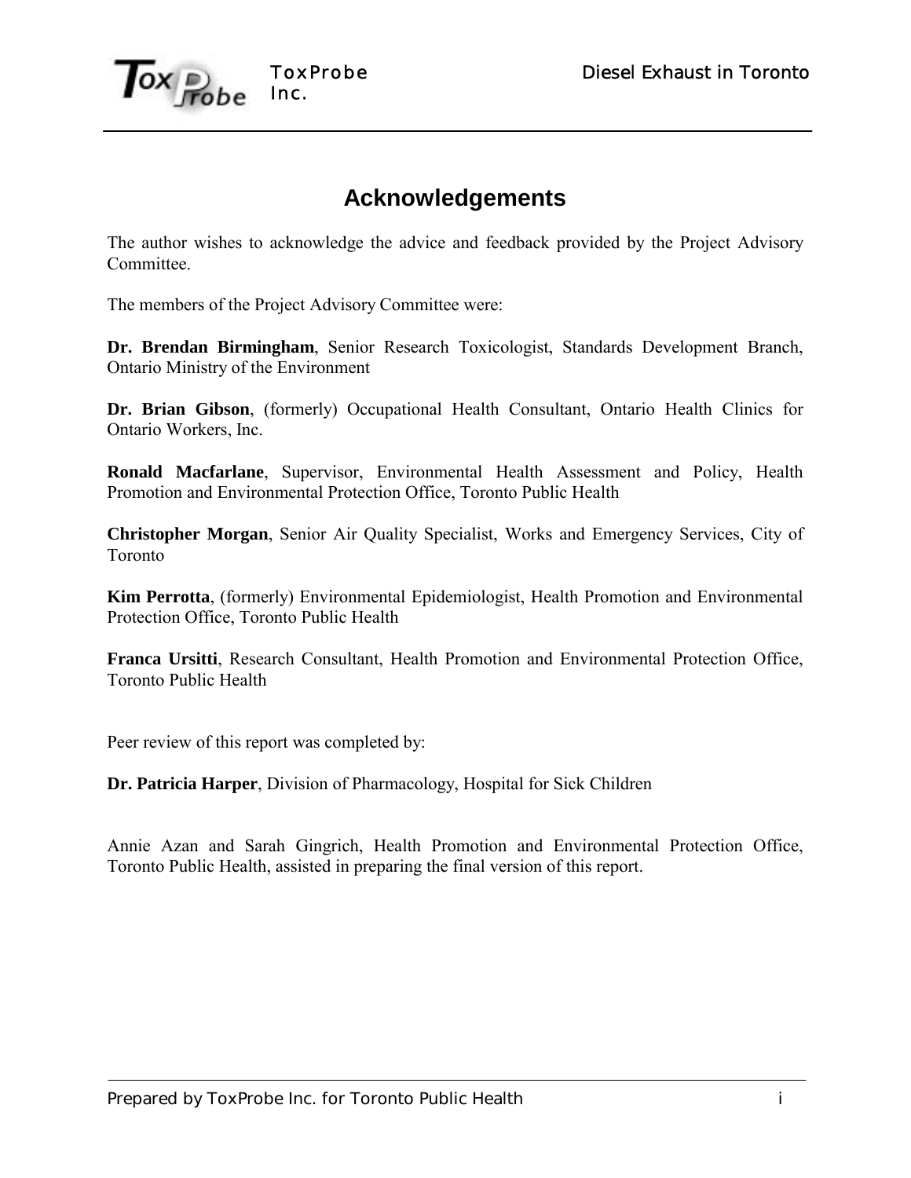# Acknowledgements

The author wishes to acknowledge the advice and feedback provided by the Project Advisory Committee.

The members of the Project Advisory Committee were:

**Dr. Brendan Birmingham**, Senior Research Toxicologist, Standards Development Branch, Ontario Ministry of the Environment

**Dr. Brian Gibson**, (formerly) Occupational Health Consultant, Ontario Health Clinics for Ontario Workers, Inc.

**Ronald Macfarlane**, Supervisor, Environmental Health Assessment and Policy, Health Promotion and Environmental Protection Office, Toronto Public Health

**Christopher Morgan**, Senior Air Quality Specialist, Works and Emergency Services, City of Toronto

**Kim Perrotta**, (formerly) Environmental Epidemiologist, Health Promotion and Environmental Protection Office, Toronto Public Health

**Franca Ursitti**, Research Consultant, Health Promotion and Environmental Protection Office, Toronto Public Health

Peer review of this report was completed by:

**Dr. Patricia Harper**, Division of Pharmacology, Hospital for Sick Children

Annie Azan and Sarah Gingrich, Health Promotion and Environmental Protection Office, Toronto Public Health, assisted in preparing the final version of this report.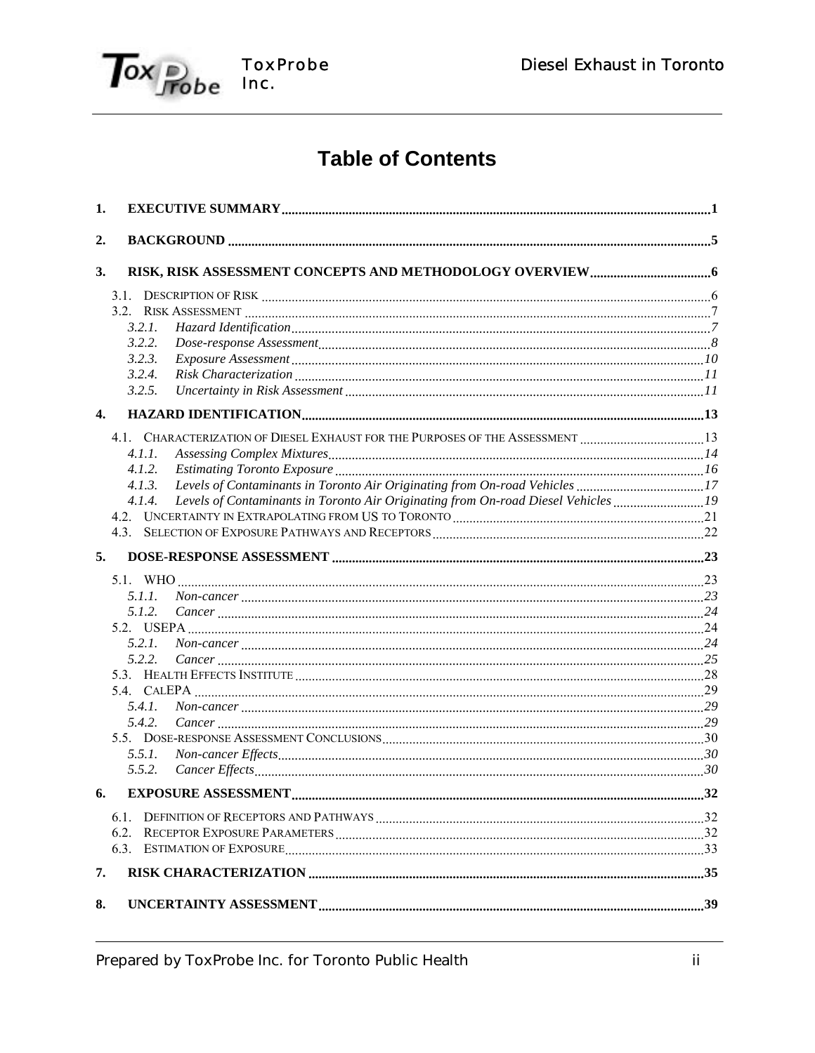# Table of Contents

1. **EXECUTIVE SUMMARY** ..... 1
2. **BACKGROUND** ..... 5
3. **RISK, RISK ASSESSMENT CONCEPTS AND METHODOLOGY OVERVIEW** ..... 6
   - 3.1. DESCRIPTION OF RISK ..... 6
   - 3.2. RISK ASSESSMENT ..... 7
     - *3.2.1. Hazard Identification* ..... 7
     - *3.2.2. Dose-response Assessment* ..... 8
     - *3.2.3. Exposure Assessment* ..... 10
     - *3.2.4. Risk Characterization* ..... 11
     - *3.2.5. Uncertainty in Risk Assessment* ..... 11
4. **HAZARD IDENTIFICATION** ..... 13
   - 4.1. CHARACTERIZATION OF DIESEL EXHAUST FOR THE PURPOSES OF THE ASSESSMENT ..... 13
     - *4.1.1. Assessing Complex Mixtures* ..... 14
     - *4.1.2. Estimating Toronto Exposure* ..... 16
     - *4.1.3. Levels of Contaminants in Toronto Air Originating from On-road Vehicles* ..... 17
     - *4.1.4. Levels of Contaminants in Toronto Air Originating from On-road Diesel Vehicles* ..... 19
   - 4.2. UNCERTAINTY IN EXTRAPOLATING FROM US TO TORONTO ..... 21
   - 4.3. SELECTION OF EXPOSURE PATHWAYS AND RECEPTORS ..... 22
5. **DOSE-RESPONSE ASSESSMENT** ..... 23
   - 5.1. WHO ..... 23
     - *5.1.1. Non-cancer* ..... 23
     - *5.1.2. Cancer* ..... 24
   - 5.2. USEPA ..... 24
     - *5.2.1. Non-cancer* ..... 24
     - *5.2.2. Cancer* ..... 25
   - 5.3. HEALTH EFFECTS INSTITUTE ..... 28
   - 5.4. CALEPA ..... 29
     - *5.4.1. Non-cancer* ..... 29
     - *5.4.2. Cancer* ..... 29
   - 5.5. DOSE-RESPONSE ASSESSMENT CONCLUSIONS ..... 30
     - *5.5.1. Non-cancer Effects* ..... 30
     - *5.5.2. Cancer Effects* ..... 30
6. **EXPOSURE ASSESSMENT** ..... 32
   - 6.1. DEFINITION OF RECEPTORS AND PATHWAYS ..... 32
   - 6.2. RECEPTOR EXPOSURE PARAMETERS ..... 32
   - 6.3. ESTIMATION OF EXPOSURE ..... 33
7. **RISK CHARACTERIZATION** ..... 35
8. **UNCERTAINTY ASSESSMENT** ..... 39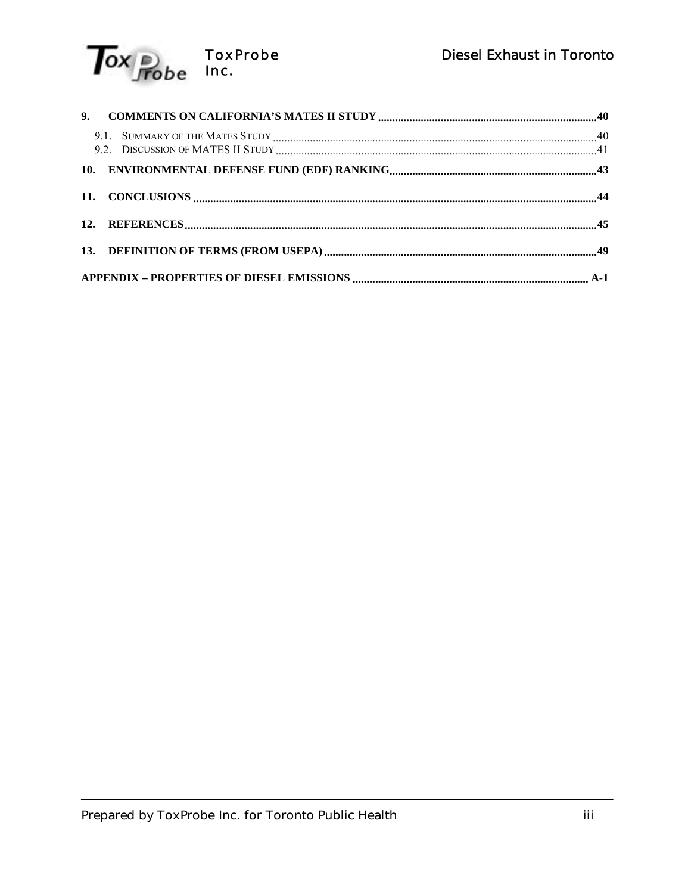**9. COMMENTS ON CALIFORNIA'S MATES II STUDY .......... 40**

9.1. SUMMARY OF THE MATES STUDY .......... 40

9.2. DISCUSSION OF MATES II STUDY .......... 41

**10. ENVIRONMENTAL DEFENSE FUND (EDF) RANKING .......... 43**

**11. CONCLUSIONS .......... 44**

**12. REFERENCES .......... 45**

**13. DEFINITION OF TERMS (FROM USEPA) .......... 49**

**APPENDIX – PROPERTIES OF DIESEL EMISSIONS .......... A-1**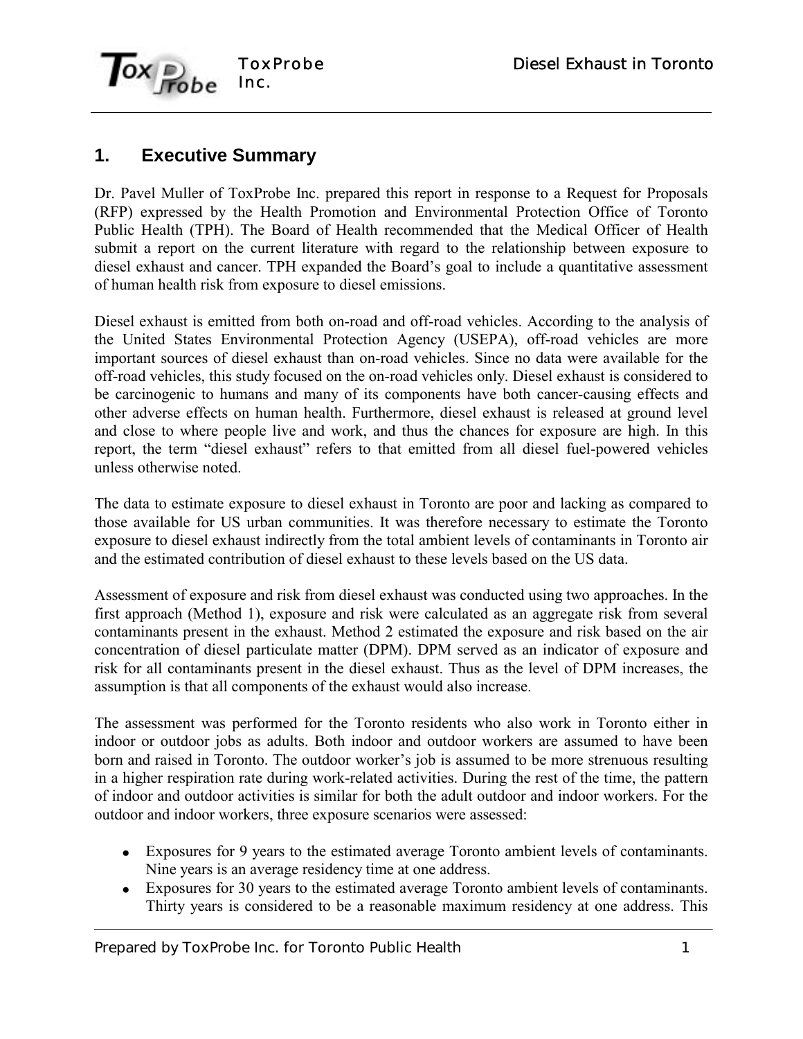## 1. Executive Summary

Dr. Pavel Muller of ToxProbe Inc. prepared this report in response to a Request for Proposals (RFP) expressed by the Health Promotion and Environmental Protection Office of Toronto Public Health (TPH). The Board of Health recommended that the Medical Officer of Health submit a report on the current literature with regard to the relationship between exposure to diesel exhaust and cancer. TPH expanded the Board's goal to include a quantitative assessment of human health risk from exposure to diesel emissions.

Diesel exhaust is emitted from both on-road and off-road vehicles. According to the analysis of the United States Environmental Protection Agency (USEPA), off-road vehicles are more important sources of diesel exhaust than on-road vehicles. Since no data were available for the off-road vehicles, this study focused on the on-road vehicles only. Diesel exhaust is considered to be carcinogenic to humans and many of its components have both cancer-causing effects and other adverse effects on human health. Furthermore, diesel exhaust is released at ground level and close to where people live and work, and thus the chances for exposure are high. In this report, the term "diesel exhaust" refers to that emitted from all diesel fuel-powered vehicles unless otherwise noted.

The data to estimate exposure to diesel exhaust in Toronto are poor and lacking as compared to those available for US urban communities. It was therefore necessary to estimate the Toronto exposure to diesel exhaust indirectly from the total ambient levels of contaminants in Toronto air and the estimated contribution of diesel exhaust to these levels based on the US data.

Assessment of exposure and risk from diesel exhaust was conducted using two approaches. In the first approach (Method 1), exposure and risk were calculated as an aggregate risk from several contaminants present in the exhaust. Method 2 estimated the exposure and risk based on the air concentration of diesel particulate matter (DPM). DPM served as an indicator of exposure and risk for all contaminants present in the diesel exhaust. Thus as the level of DPM increases, the assumption is that all components of the exhaust would also increase.

The assessment was performed for the Toronto residents who also work in Toronto either in indoor or outdoor jobs as adults. Both indoor and outdoor workers are assumed to have been born and raised in Toronto. The outdoor worker's job is assumed to be more strenuous resulting in a higher respiration rate during work-related activities. During the rest of the time, the pattern of indoor and outdoor activities is similar for both the adult outdoor and indoor workers. For the outdoor and indoor workers, three exposure scenarios were assessed:

- Exposures for 9 years to the estimated average Toronto ambient levels of contaminants. Nine years is an average residency time at one address.
- Exposures for 30 years to the estimated average Toronto ambient levels of contaminants. Thirty years is considered to be a reasonable maximum residency at one address. This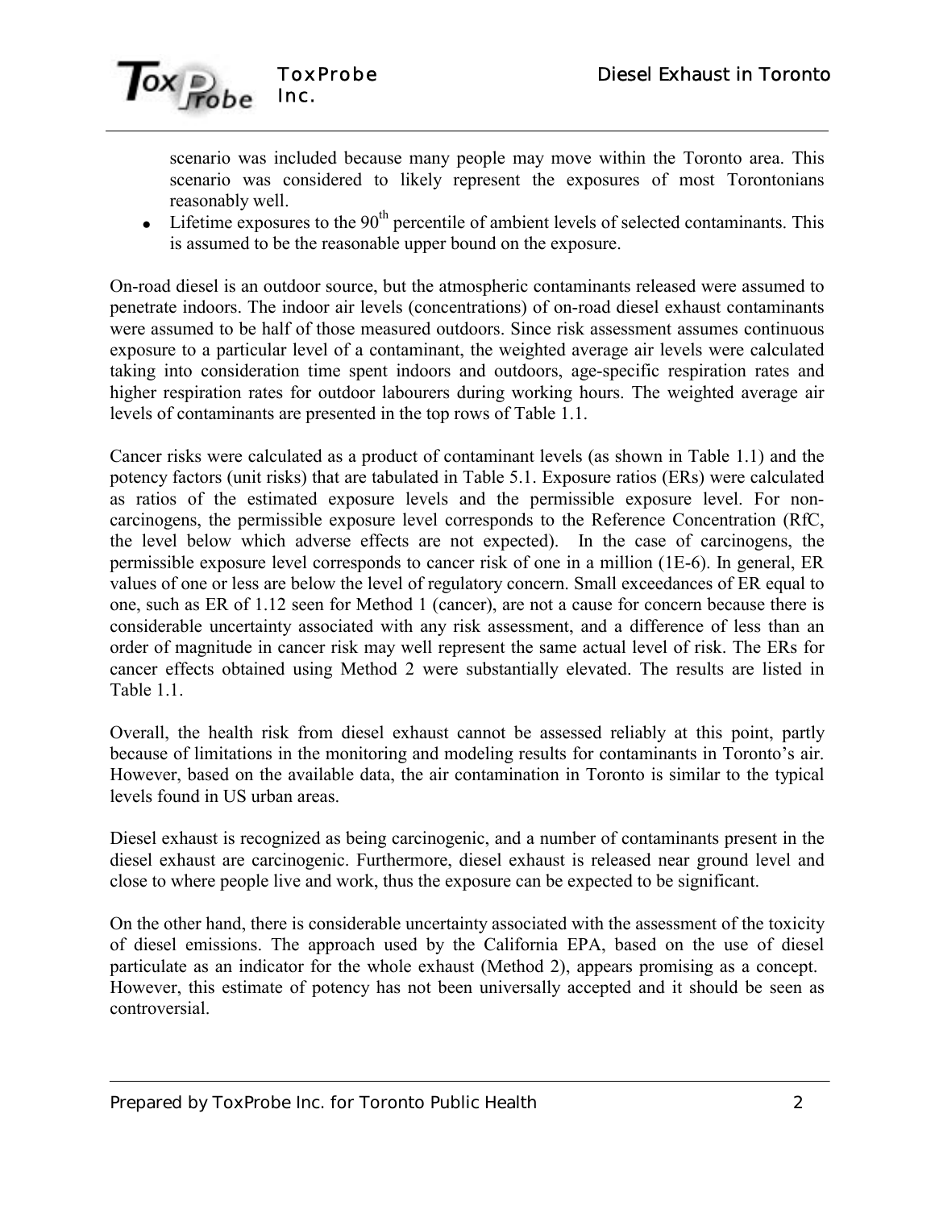scenario was included because many people may move within the Toronto area. This scenario was considered to likely represent the exposures of most Torontonians reasonably well.

- Lifetime exposures to the $90^{th}$ percentile of ambient levels of selected contaminants. This is assumed to be the reasonable upper bound on the exposure.

On-road diesel is an outdoor source, but the atmospheric contaminants released were assumed to penetrate indoors. The indoor air levels (concentrations) of on-road diesel exhaust contaminants were assumed to be half of those measured outdoors. Since risk assessment assumes continuous exposure to a particular level of a contaminant, the weighted average air levels were calculated taking into consideration time spent indoors and outdoors, age-specific respiration rates and higher respiration rates for outdoor labourers during working hours. The weighted average air levels of contaminants are presented in the top rows of Table 1.1.

Cancer risks were calculated as a product of contaminant levels (as shown in Table 1.1) and the potency factors (unit risks) that are tabulated in Table 5.1. Exposure ratios (ERs) were calculated as ratios of the estimated exposure levels and the permissible exposure level. For non-carcinogens, the permissible exposure level corresponds to the Reference Concentration (RfC, the level below which adverse effects are not expected). In the case of carcinogens, the permissible exposure level corresponds to cancer risk of one in a million (1E-6). In general, ER values of one or less are below the level of regulatory concern. Small exceedances of ER equal to one, such as ER of 1.12 seen for Method 1 (cancer), are not a cause for concern because there is considerable uncertainty associated with any risk assessment, and a difference of less than an order of magnitude in cancer risk may well represent the same actual level of risk. The ERs for cancer effects obtained using Method 2 were substantially elevated. The results are listed in Table 1.1.

Overall, the health risk from diesel exhaust cannot be assessed reliably at this point, partly because of limitations in the monitoring and modeling results for contaminants in Toronto's air. However, based on the available data, the air contamination in Toronto is similar to the typical levels found in US urban areas.

Diesel exhaust is recognized as being carcinogenic, and a number of contaminants present in the diesel exhaust are carcinogenic. Furthermore, diesel exhaust is released near ground level and close to where people live and work, thus the exposure can be expected to be significant.

On the other hand, there is considerable uncertainty associated with the assessment of the toxicity of diesel emissions. The approach used by the California EPA, based on the use of diesel particulate as an indicator for the whole exhaust (Method 2), appears promising as a concept. However, this estimate of potency has not been universally accepted and it should be seen as controversial.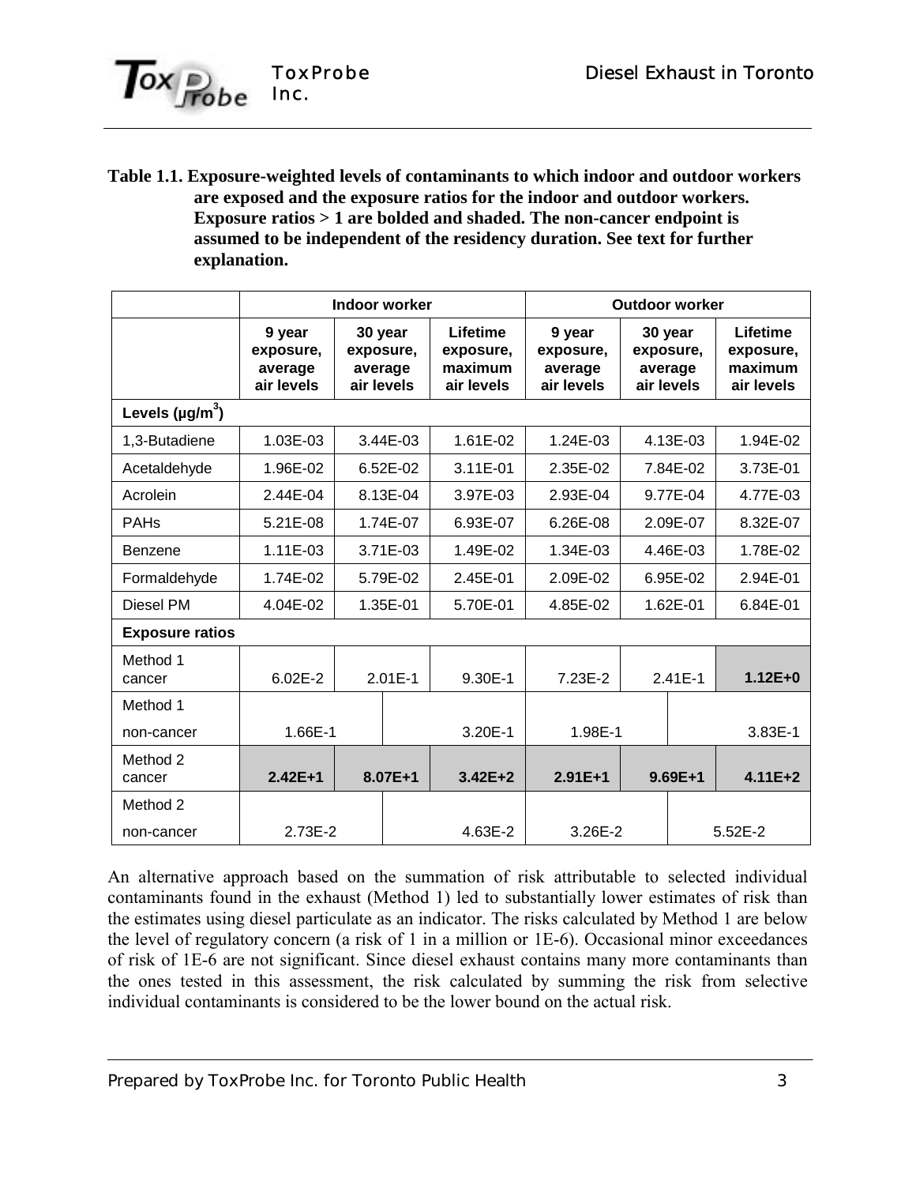**Table 1.1. Exposure-weighted levels of contaminants to which indoor and outdoor workers are exposed and the exposure ratios for the indoor and outdoor workers. Exposure ratios > 1 are bolded and shaded. The non-cancer endpoint is assumed to be independent of the residency duration. See text for further explanation.**

| | Indoor worker | | | Outdoor worker | | |
|---|---|---|---|---|---|---|
| | 9 year exposure, average air levels | 30 year exposure, average air levels | Lifetime exposure, maximum air levels | 9 year exposure, average air levels | 30 year exposure, average air levels | Lifetime exposure, maximum air levels |
| **Levels (μg/m$^3$)** | | | | | | |
| 1,3-Butadiene | 1.03E-03 | 3.44E-03 | 1.61E-02 | 1.24E-03 | 4.13E-03 | 1.94E-02 |
| Acetaldehyde | 1.96E-02 | 6.52E-02 | 3.11E-01 | 2.35E-02 | 7.84E-02 | 3.73E-01 |
| Acrolein | 2.44E-04 | 8.13E-04 | 3.97E-03 | 2.93E-04 | 9.77E-04 | 4.77E-03 |
| PAHs | 5.21E-08 | 1.74E-07 | 6.93E-07 | 6.26E-08 | 2.09E-07 | 8.32E-07 |
| Benzene | 1.11E-03 | 3.71E-03 | 1.49E-02 | 1.34E-03 | 4.46E-03 | 1.78E-02 |
| Formaldehyde | 1.74E-02 | 5.79E-02 | 2.45E-01 | 2.09E-02 | 6.95E-02 | 2.94E-01 |
| Diesel PM | 4.04E-02 | 1.35E-01 | 5.70E-01 | 4.85E-02 | 1.62E-01 | 6.84E-01 |
| **Exposure ratios** | | | | | | |
| Method 1 cancer | 6.02E-2 | 2.01E-1 | 9.30E-1 | 7.23E-2 | 2.41E-1 | **1.12E+0** |
| Method 1 non-cancer | 1.66E-1 | | 3.20E-1 | 1.98E-1 | | 3.83E-1 |
| Method 2 cancer | **2.42E+1** | **8.07E+1** | **3.42E+2** | **2.91E+1** | **9.69E+1** | **4.11E+2** |
| Method 2 non-cancer | 2.73E-2 | | 4.63E-2 | 3.26E-2 | | 5.52E-2 |

An alternative approach based on the summation of risk attributable to selected individual contaminants found in the exhaust (Method 1) led to substantially lower estimates of risk than the estimates using diesel particulate as an indicator. The risks calculated by Method 1 are below the level of regulatory concern (a risk of 1 in a million or 1E-6). Occasional minor exceedances of risk of 1E-6 are not significant. Since diesel exhaust contains many more contaminants than the ones tested in this assessment, the risk calculated by summing the risk from selective individual contaminants is considered to be the lower bound on the actual risk.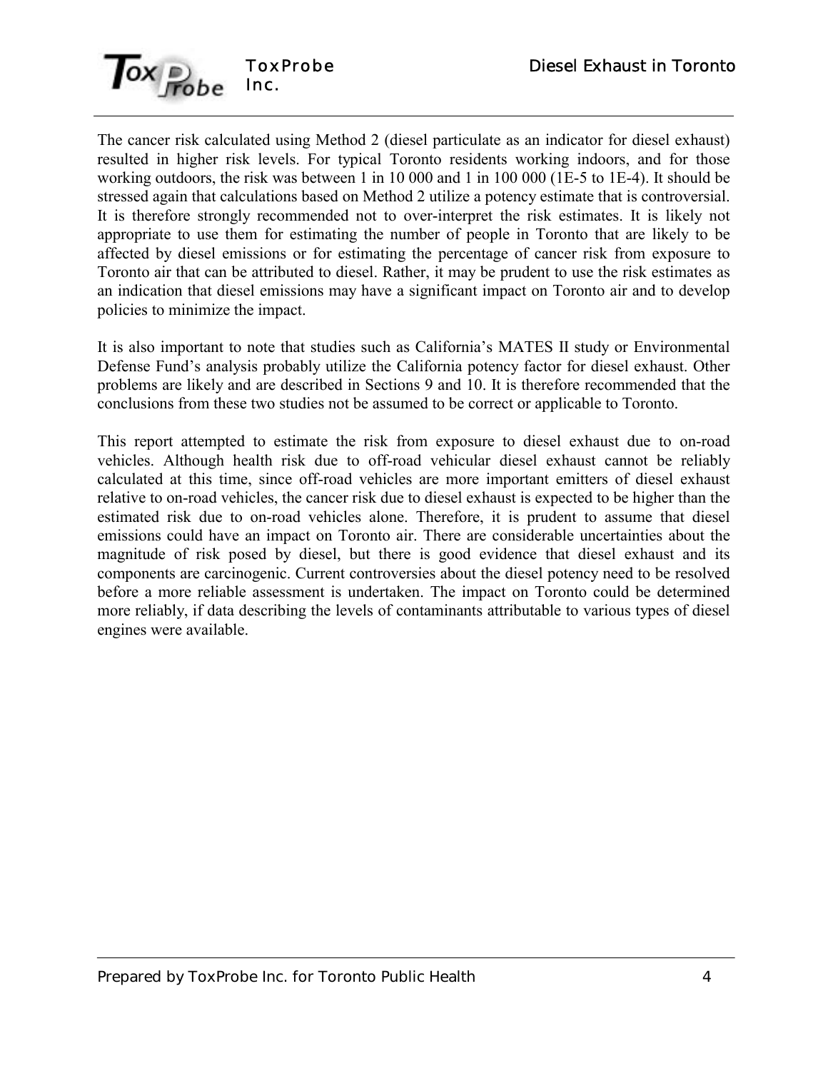The cancer risk calculated using Method 2 (diesel particulate as an indicator for diesel exhaust) resulted in higher risk levels. For typical Toronto residents working indoors, and for those working outdoors, the risk was between 1 in 10 000 and 1 in 100 000 (1E-5 to 1E-4). It should be stressed again that calculations based on Method 2 utilize a potency estimate that is controversial. It is therefore strongly recommended not to over-interpret the risk estimates. It is likely not appropriate to use them for estimating the number of people in Toronto that are likely to be affected by diesel emissions or for estimating the percentage of cancer risk from exposure to Toronto air that can be attributed to diesel. Rather, it may be prudent to use the risk estimates as an indication that diesel emissions may have a significant impact on Toronto air and to develop policies to minimize the impact.

It is also important to note that studies such as California's MATES II study or Environmental Defense Fund's analysis probably utilize the California potency factor for diesel exhaust. Other problems are likely and are described in Sections 9 and 10. It is therefore recommended that the conclusions from these two studies not be assumed to be correct or applicable to Toronto.

This report attempted to estimate the risk from exposure to diesel exhaust due to on-road vehicles. Although health risk due to off-road vehicular diesel exhaust cannot be reliably calculated at this time, since off-road vehicles are more important emitters of diesel exhaust relative to on-road vehicles, the cancer risk due to diesel exhaust is expected to be higher than the estimated risk due to on-road vehicles alone. Therefore, it is prudent to assume that diesel emissions could have an impact on Toronto air. There are considerable uncertainties about the magnitude of risk posed by diesel, but there is good evidence that diesel exhaust and its components are carcinogenic. Current controversies about the diesel potency need to be resolved before a more reliable assessment is undertaken. The impact on Toronto could be determined more reliably, if data describing the levels of contaminants attributable to various types of diesel engines were available.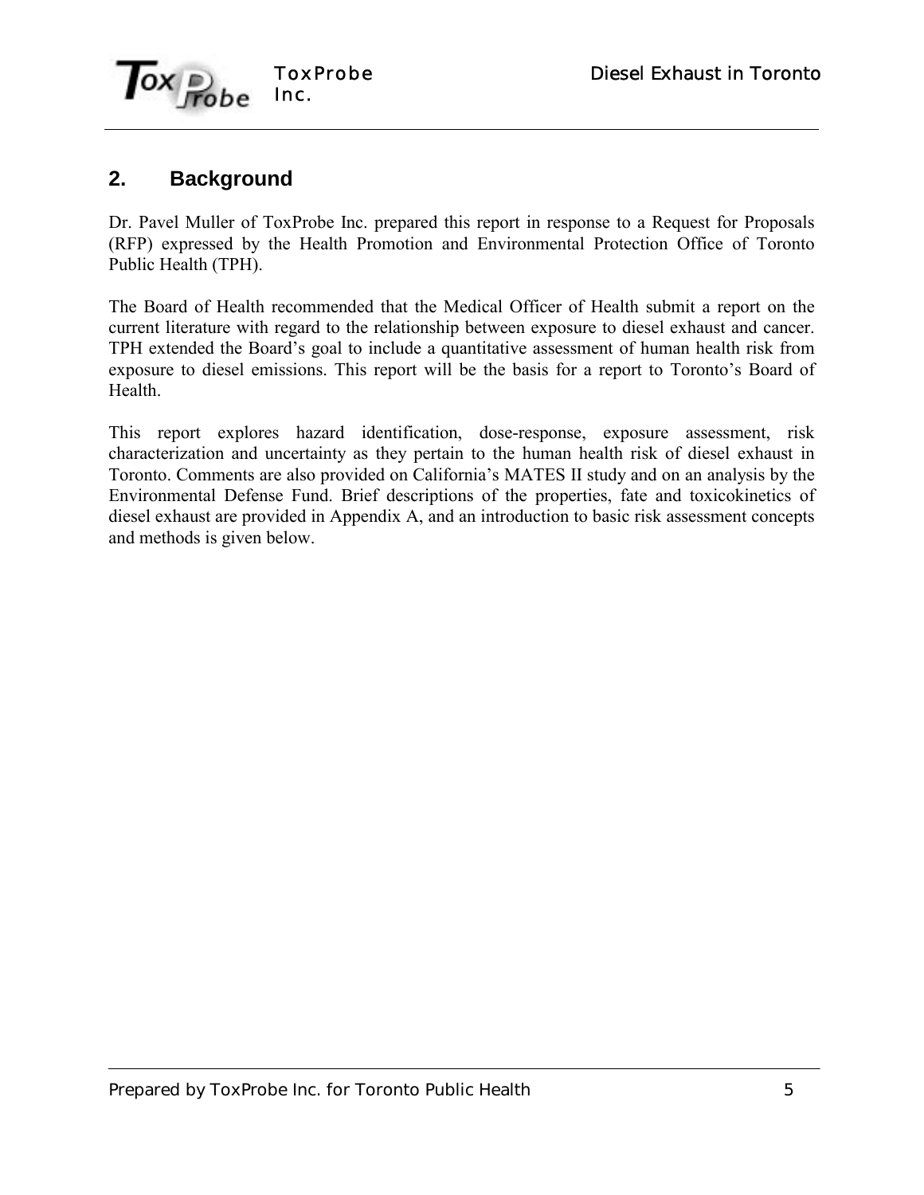## 2. Background

Dr. Pavel Muller of ToxProbe Inc. prepared this report in response to a Request for Proposals (RFP) expressed by the Health Promotion and Environmental Protection Office of Toronto Public Health (TPH).

The Board of Health recommended that the Medical Officer of Health submit a report on the current literature with regard to the relationship between exposure to diesel exhaust and cancer. TPH extended the Board's goal to include a quantitative assessment of human health risk from exposure to diesel emissions. This report will be the basis for a report to Toronto's Board of Health.

This report explores hazard identification, dose-response, exposure assessment, risk characterization and uncertainty as they pertain to the human health risk of diesel exhaust in Toronto. Comments are also provided on California's MATES II study and on an analysis by the Environmental Defense Fund. Brief descriptions of the properties, fate and toxicokinetics of diesel exhaust are provided in Appendix A, and an introduction to basic risk assessment concepts and methods is given below.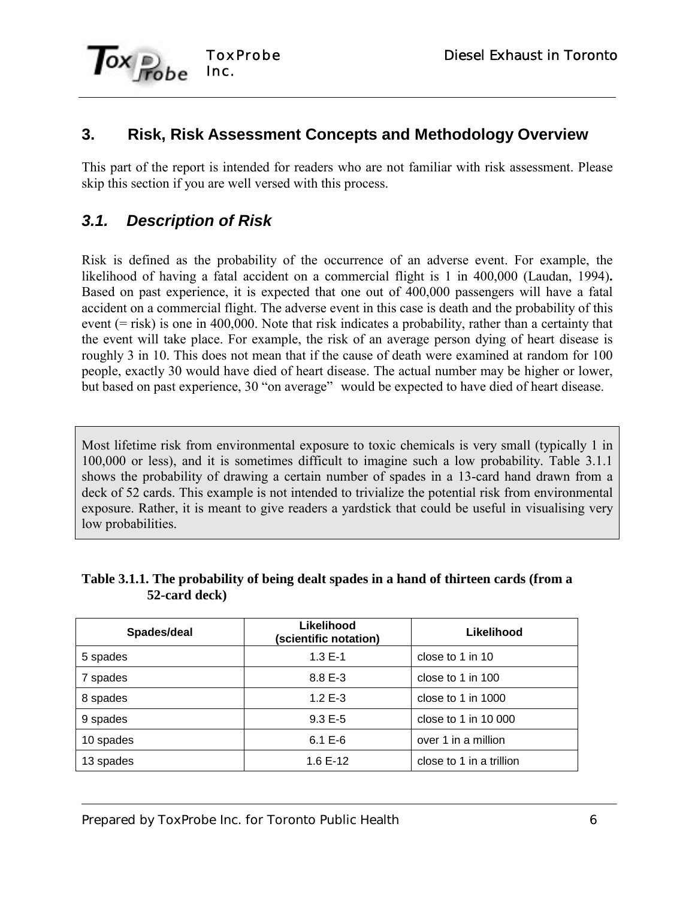## 3. Risk, Risk Assessment Concepts and Methodology Overview

This part of the report is intended for readers who are not familiar with risk assessment. Please skip this section if you are well versed with this process.

### *3.1. Description of Risk*

Risk is defined as the probability of the occurrence of an adverse event. For example, the likelihood of having a fatal accident on a commercial flight is 1 in 400,000 (Laudan, 1994)**.** Based on past experience, it is expected that one out of 400,000 passengers will have a fatal accident on a commercial flight. The adverse event in this case is death and the probability of this event (= risk) is one in 400,000. Note that risk indicates a probability, rather than a certainty that the event will take place. For example, the risk of an average person dying of heart disease is roughly 3 in 10. This does not mean that if the cause of death were examined at random for 100 people, exactly 30 would have died of heart disease. The actual number may be higher or lower, but based on past experience, 30 "on average" would be expected to have died of heart disease.

Most lifetime risk from environmental exposure to toxic chemicals is very small (typically 1 in 100,000 or less), and it is sometimes difficult to imagine such a low probability. Table 3.1.1 shows the probability of drawing a certain number of spades in a 13-card hand drawn from a deck of 52 cards. This example is not intended to trivialize the potential risk from environmental exposure. Rather, it is meant to give readers a yardstick that could be useful in visualising very low probabilities.

**Table 3.1.1. The probability of being dealt spades in a hand of thirteen cards (from a 52-card deck)**

| Spades/deal | Likelihood (scientific notation) | Likelihood |
|---|---|---|
| 5 spades | 1.3 E-1 | close to 1 in 10 |
| 7 spades | 8.8 E-3 | close to 1 in 100 |
| 8 spades | 1.2 E-3 | close to 1 in 1000 |
| 9 spades | 9.3 E-5 | close to 1 in 10 000 |
| 10 spades | 6.1 E-6 | over 1 in a million |
| 13 spades | 1.6 E-12 | close to 1 in a trillion |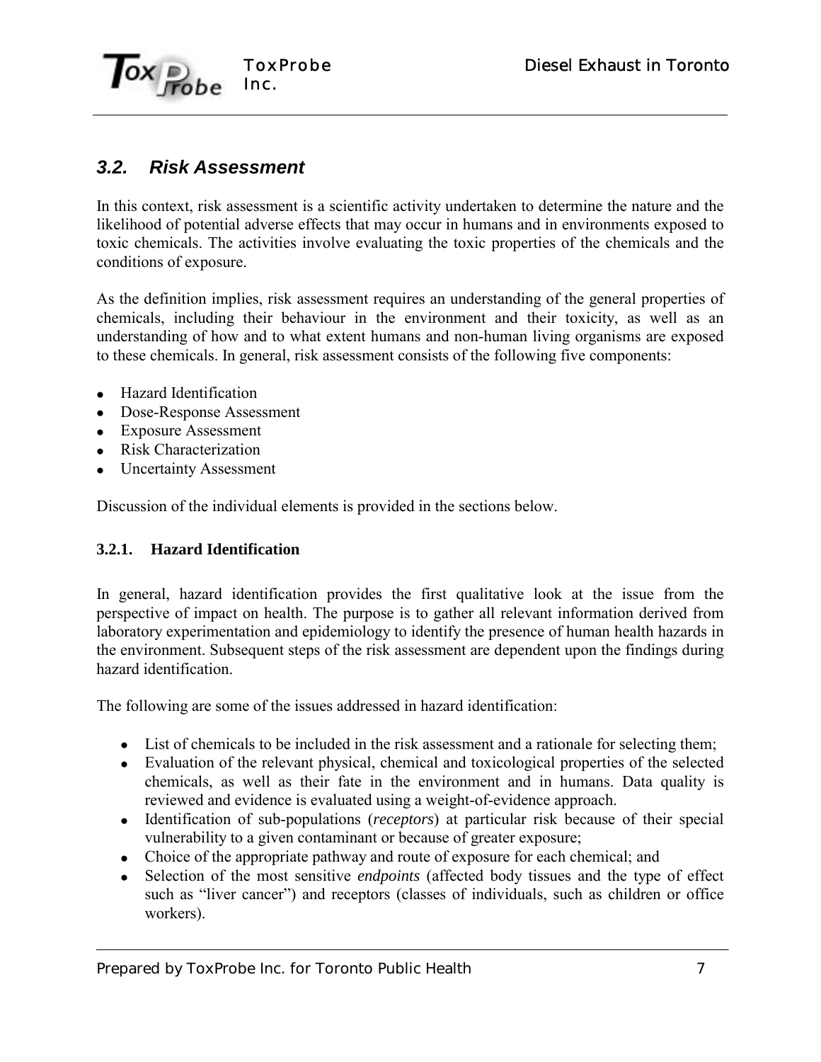## 3.2. Risk Assessment

In this context, risk assessment is a scientific activity undertaken to determine the nature and the likelihood of potential adverse effects that may occur in humans and in environments exposed to toxic chemicals. The activities involve evaluating the toxic properties of the chemicals and the conditions of exposure.

As the definition implies, risk assessment requires an understanding of the general properties of chemicals, including their behaviour in the environment and their toxicity, as well as an understanding of how and to what extent humans and non-human living organisms are exposed to these chemicals. In general, risk assessment consists of the following five components:

- Hazard Identification
- Dose-Response Assessment
- Exposure Assessment
- Risk Characterization
- Uncertainty Assessment

Discussion of the individual elements is provided in the sections below.

### 3.2.1. Hazard Identification

In general, hazard identification provides the first qualitative look at the issue from the perspective of impact on health. The purpose is to gather all relevant information derived from laboratory experimentation and epidemiology to identify the presence of human health hazards in the environment. Subsequent steps of the risk assessment are dependent upon the findings during hazard identification.

The following are some of the issues addressed in hazard identification:

- List of chemicals to be included in the risk assessment and a rationale for selecting them;
- Evaluation of the relevant physical, chemical and toxicological properties of the selected chemicals, as well as their fate in the environment and in humans. Data quality is reviewed and evidence is evaluated using a weight-of-evidence approach.
- Identification of sub-populations (*receptors*) at particular risk because of their special vulnerability to a given contaminant or because of greater exposure;
- Choice of the appropriate pathway and route of exposure for each chemical; and
- Selection of the most sensitive *endpoints* (affected body tissues and the type of effect such as "liver cancer") and receptors (classes of individuals, such as children or office workers).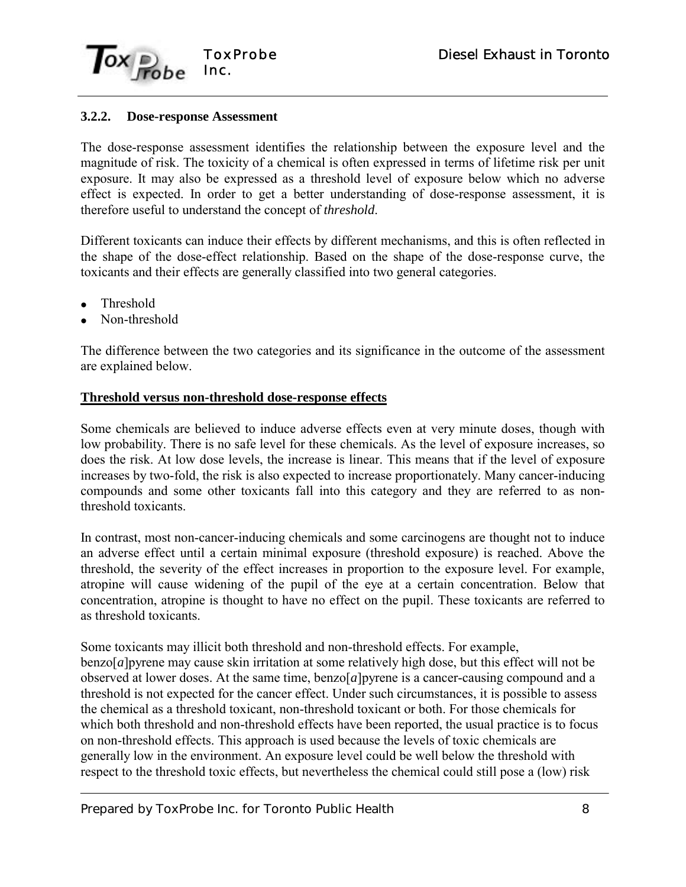### 3.2.2. Dose-response Assessment

The dose-response assessment identifies the relationship between the exposure level and the magnitude of risk. The toxicity of a chemical is often expressed in terms of lifetime risk per unit exposure. It may also be expressed as a threshold level of exposure below which no adverse effect is expected. In order to get a better understanding of dose-response assessment, it is therefore useful to understand the concept of *threshold*.

Different toxicants can induce their effects by different mechanisms, and this is often reflected in the shape of the dose-effect relationship. Based on the shape of the dose-response curve, the toxicants and their effects are generally classified into two general categories.

- Threshold
- Non-threshold

The difference between the two categories and its significance in the outcome of the assessment are explained below.

**Threshold versus non-threshold dose-response effects**

Some chemicals are believed to induce adverse effects even at very minute doses, though with low probability. There is no safe level for these chemicals. As the level of exposure increases, so does the risk. At low dose levels, the increase is linear. This means that if the level of exposure increases by two-fold, the risk is also expected to increase proportionately. Many cancer-inducing compounds and some other toxicants fall into this category and they are referred to as non-threshold toxicants.

In contrast, most non-cancer-inducing chemicals and some carcinogens are thought not to induce an adverse effect until a certain minimal exposure (threshold exposure) is reached. Above the threshold, the severity of the effect increases in proportion to the exposure level. For example, atropine will cause widening of the pupil of the eye at a certain concentration. Below that concentration, atropine is thought to have no effect on the pupil. These toxicants are referred to as threshold toxicants.

Some toxicants may illicit both threshold and non-threshold effects. For example, benzo[*a*]pyrene may cause skin irritation at some relatively high dose, but this effect will not be observed at lower doses. At the same time, benzo[*a*]pyrene is a cancer-causing compound and a threshold is not expected for the cancer effect. Under such circumstances, it is possible to assess the chemical as a threshold toxicant, non-threshold toxicant or both. For those chemicals for which both threshold and non-threshold effects have been reported, the usual practice is to focus on non-threshold effects. This approach is used because the levels of toxic chemicals are generally low in the environment. An exposure level could be well below the threshold with respect to the threshold toxic effects, but nevertheless the chemical could still pose a (low) risk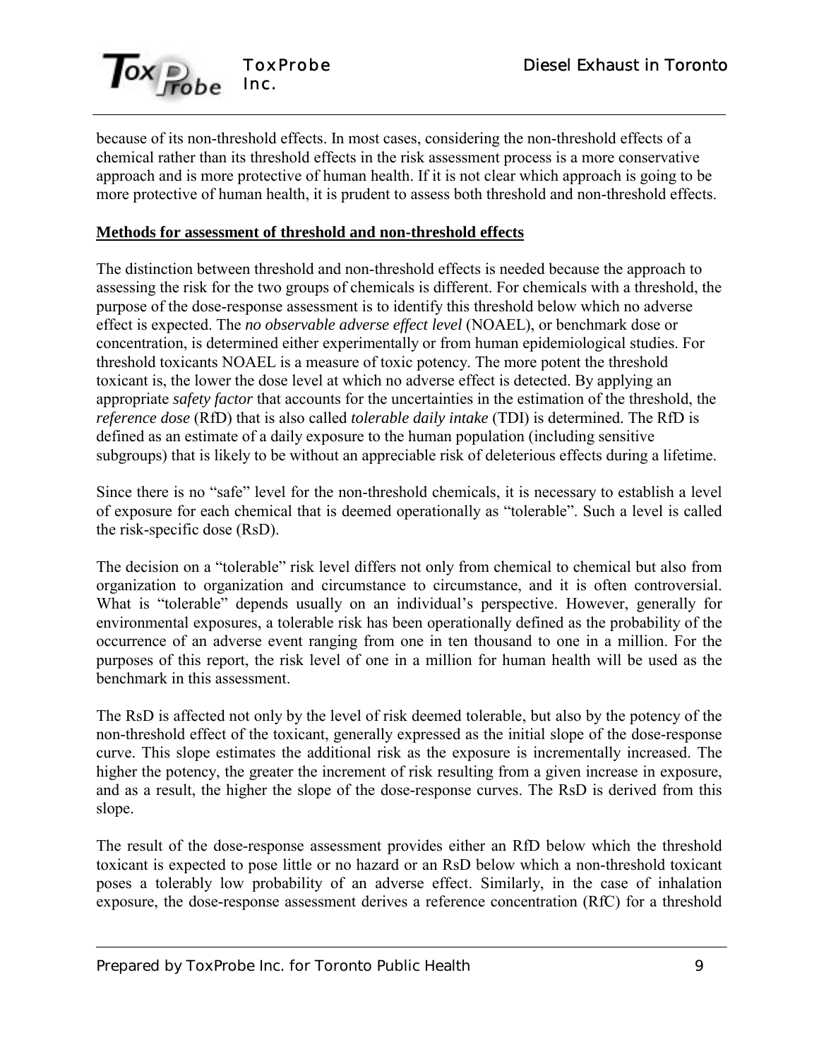because of its non-threshold effects. In most cases, considering the non-threshold effects of a chemical rather than its threshold effects in the risk assessment process is a more conservative approach and is more protective of human health. If it is not clear which approach is going to be more protective of human health, it is prudent to assess both threshold and non-threshold effects.

**Methods for assessment of threshold and non-threshold effects**

The distinction between threshold and non-threshold effects is needed because the approach to assessing the risk for the two groups of chemicals is different. For chemicals with a threshold, the purpose of the dose-response assessment is to identify this threshold below which no adverse effect is expected. The *no observable adverse effect level* (NOAEL), or benchmark dose or concentration, is determined either experimentally or from human epidemiological studies. For threshold toxicants NOAEL is a measure of toxic potency. The more potent the threshold toxicant is, the lower the dose level at which no adverse effect is detected. By applying an appropriate *safety factor* that accounts for the uncertainties in the estimation of the threshold, the *reference dose* (RfD) that is also called *tolerable daily intake* (TDI) is determined. The RfD is defined as an estimate of a daily exposure to the human population (including sensitive subgroups) that is likely to be without an appreciable risk of deleterious effects during a lifetime.

Since there is no "safe" level for the non-threshold chemicals, it is necessary to establish a level of exposure for each chemical that is deemed operationally as "tolerable". Such a level is called the risk-specific dose (RsD).

The decision on a "tolerable" risk level differs not only from chemical to chemical but also from organization to organization and circumstance to circumstance, and it is often controversial. What is "tolerable" depends usually on an individual's perspective. However, generally for environmental exposures, a tolerable risk has been operationally defined as the probability of the occurrence of an adverse event ranging from one in ten thousand to one in a million. For the purposes of this report, the risk level of one in a million for human health will be used as the benchmark in this assessment.

The RsD is affected not only by the level of risk deemed tolerable, but also by the potency of the non-threshold effect of the toxicant, generally expressed as the initial slope of the dose-response curve. This slope estimates the additional risk as the exposure is incrementally increased. The higher the potency, the greater the increment of risk resulting from a given increase in exposure, and as a result, the higher the slope of the dose-response curves. The RsD is derived from this slope.

The result of the dose-response assessment provides either an RfD below which the threshold toxicant is expected to pose little or no hazard or an RsD below which a non-threshold toxicant poses a tolerably low probability of an adverse effect. Similarly, in the case of inhalation exposure, the dose-response assessment derives a reference concentration (RfC) for a threshold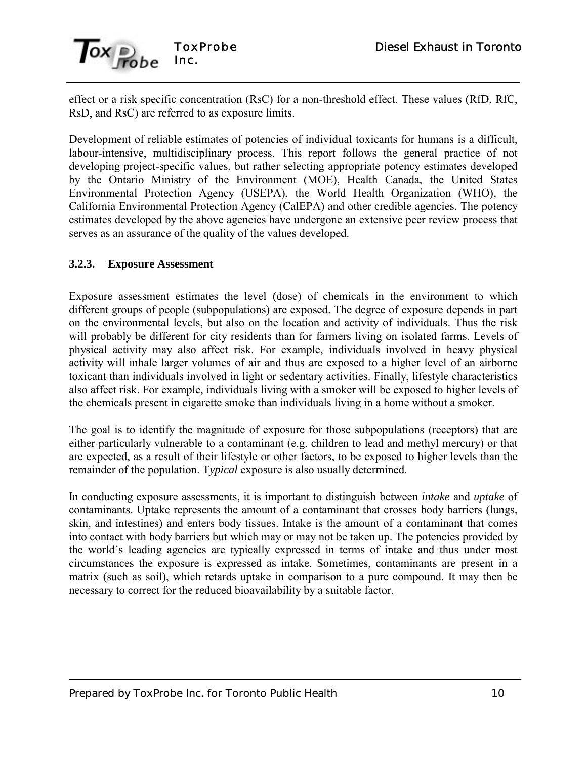effect or a risk specific concentration (RsC) for a non-threshold effect. These values (RfD, RfC, RsD, and RsC) are referred to as exposure limits.

Development of reliable estimates of potencies of individual toxicants for humans is a difficult, labour-intensive, multidisciplinary process. This report follows the general practice of not developing project-specific values, but rather selecting appropriate potency estimates developed by the Ontario Ministry of the Environment (MOE), Health Canada, the United States Environmental Protection Agency (USEPA), the World Health Organization (WHO), the California Environmental Protection Agency (CalEPA) and other credible agencies. The potency estimates developed by the above agencies have undergone an extensive peer review process that serves as an assurance of the quality of the values developed.

### 3.2.3. Exposure Assessment

Exposure assessment estimates the level (dose) of chemicals in the environment to which different groups of people (subpopulations) are exposed. The degree of exposure depends in part on the environmental levels, but also on the location and activity of individuals. Thus the risk will probably be different for city residents than for farmers living on isolated farms. Levels of physical activity may also affect risk. For example, individuals involved in heavy physical activity will inhale larger volumes of air and thus are exposed to a higher level of an airborne toxicant than individuals involved in light or sedentary activities. Finally, lifestyle characteristics also affect risk. For example, individuals living with a smoker will be exposed to higher levels of the chemicals present in cigarette smoke than individuals living in a home without a smoker.

The goal is to identify the magnitude of exposure for those subpopulations (receptors) that are either particularly vulnerable to a contaminant (e.g. children to lead and methyl mercury) or that are expected, as a result of their lifestyle or other factors, to be exposed to higher levels than the remainder of the population. T*ypical* exposure is also usually determined.

In conducting exposure assessments, it is important to distinguish between *intake* and *uptake* of contaminants. Uptake represents the amount of a contaminant that crosses body barriers (lungs, skin, and intestines) and enters body tissues. Intake is the amount of a contaminant that comes into contact with body barriers but which may or may not be taken up. The potencies provided by the world's leading agencies are typically expressed in terms of intake and thus under most circumstances the exposure is expressed as intake. Sometimes, contaminants are present in a matrix (such as soil), which retards uptake in comparison to a pure compound. It may then be necessary to correct for the reduced bioavailability by a suitable factor.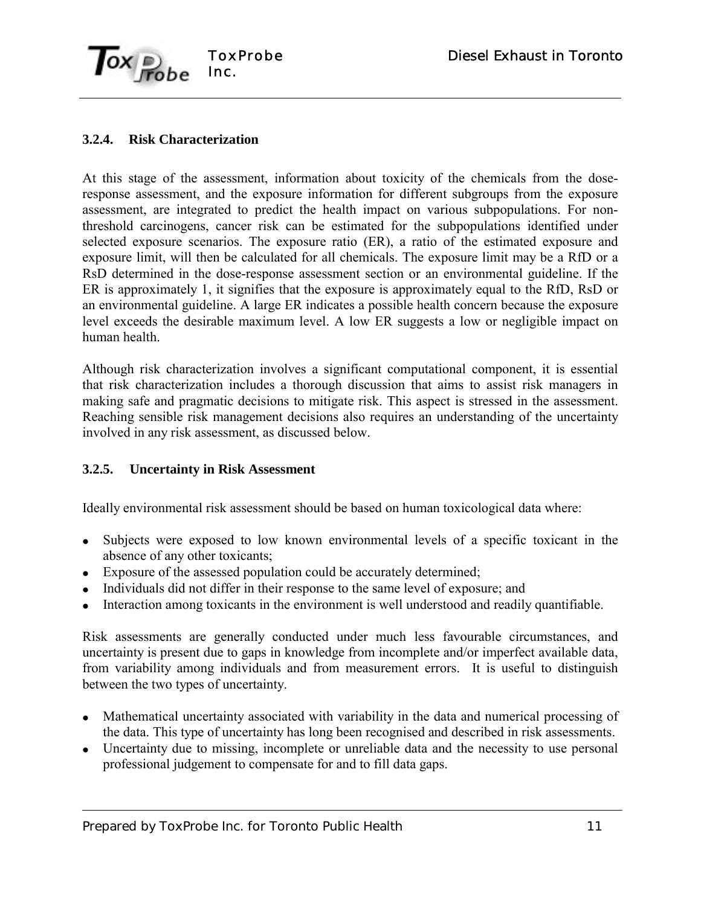### 3.2.4. Risk Characterization

At this stage of the assessment, information about toxicity of the chemicals from the dose-response assessment, and the exposure information for different subgroups from the exposure assessment, are integrated to predict the health impact on various subpopulations. For non-threshold carcinogens, cancer risk can be estimated for the subpopulations identified under selected exposure scenarios. The exposure ratio (ER), a ratio of the estimated exposure and exposure limit, will then be calculated for all chemicals. The exposure limit may be a RfD or a RsD determined in the dose-response assessment section or an environmental guideline. If the ER is approximately 1, it signifies that the exposure is approximately equal to the RfD, RsD or an environmental guideline. A large ER indicates a possible health concern because the exposure level exceeds the desirable maximum level. A low ER suggests a low or negligible impact on human health.

Although risk characterization involves a significant computational component, it is essential that risk characterization includes a thorough discussion that aims to assist risk managers in making safe and pragmatic decisions to mitigate risk. This aspect is stressed in the assessment. Reaching sensible risk management decisions also requires an understanding of the uncertainty involved in any risk assessment, as discussed below.

### 3.2.5. Uncertainty in Risk Assessment

Ideally environmental risk assessment should be based on human toxicological data where:

- Subjects were exposed to low known environmental levels of a specific toxicant in the absence of any other toxicants;
- Exposure of the assessed population could be accurately determined;
- Individuals did not differ in their response to the same level of exposure; and
- Interaction among toxicants in the environment is well understood and readily quantifiable.

Risk assessments are generally conducted under much less favourable circumstances, and uncertainty is present due to gaps in knowledge from incomplete and/or imperfect available data, from variability among individuals and from measurement errors. It is useful to distinguish between the two types of uncertainty.

- Mathematical uncertainty associated with variability in the data and numerical processing of the data. This type of uncertainty has long been recognised and described in risk assessments.
- Uncertainty due to missing, incomplete or unreliable data and the necessity to use personal professional judgement to compensate for and to fill data gaps.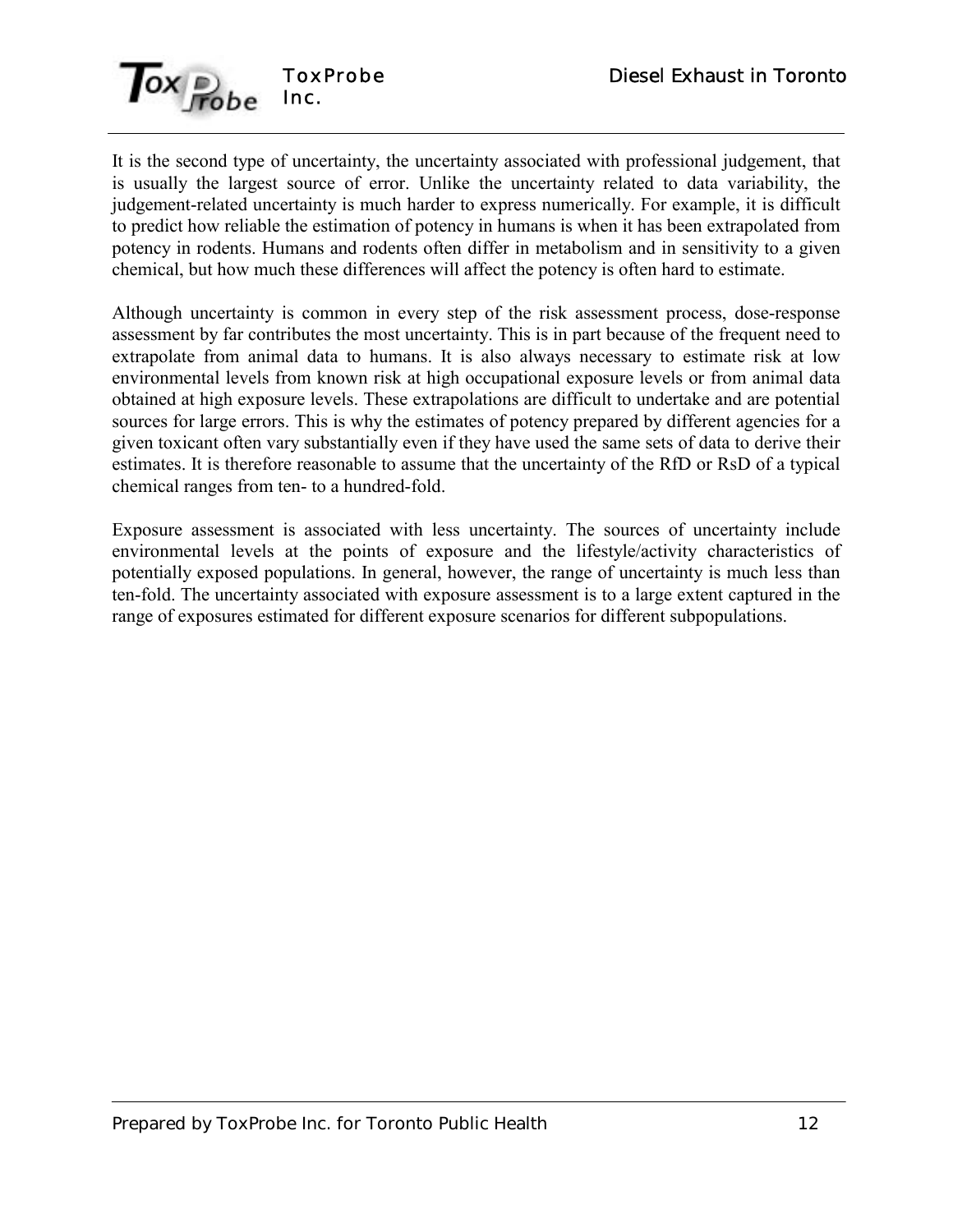It is the second type of uncertainty, the uncertainty associated with professional judgement, that is usually the largest source of error. Unlike the uncertainty related to data variability, the judgement-related uncertainty is much harder to express numerically. For example, it is difficult to predict how reliable the estimation of potency in humans is when it has been extrapolated from potency in rodents. Humans and rodents often differ in metabolism and in sensitivity to a given chemical, but how much these differences will affect the potency is often hard to estimate.

Although uncertainty is common in every step of the risk assessment process, dose-response assessment by far contributes the most uncertainty. This is in part because of the frequent need to extrapolate from animal data to humans. It is also always necessary to estimate risk at low environmental levels from known risk at high occupational exposure levels or from animal data obtained at high exposure levels. These extrapolations are difficult to undertake and are potential sources for large errors. This is why the estimates of potency prepared by different agencies for a given toxicant often vary substantially even if they have used the same sets of data to derive their estimates. It is therefore reasonable to assume that the uncertainty of the RfD or RsD of a typical chemical ranges from ten- to a hundred-fold.

Exposure assessment is associated with less uncertainty. The sources of uncertainty include environmental levels at the points of exposure and the lifestyle/activity characteristics of potentially exposed populations. In general, however, the range of uncertainty is much less than ten-fold. The uncertainty associated with exposure assessment is to a large extent captured in the range of exposures estimated for different exposure scenarios for different subpopulations.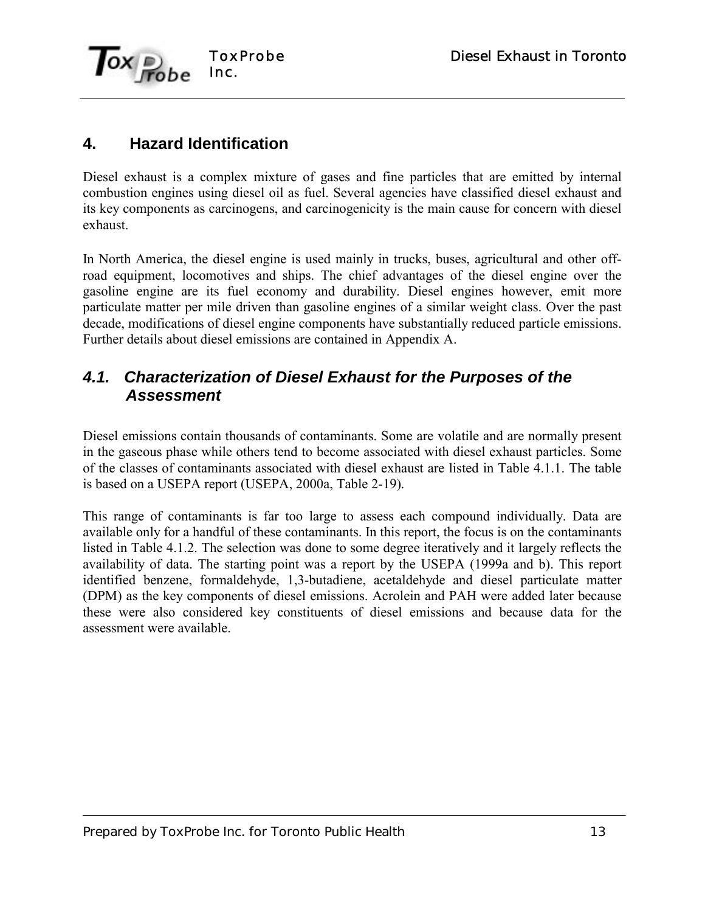## 4. Hazard Identification

Diesel exhaust is a complex mixture of gases and fine particles that are emitted by internal combustion engines using diesel oil as fuel. Several agencies have classified diesel exhaust and its key components as carcinogens, and carcinogenicity is the main cause for concern with diesel exhaust.

In North America, the diesel engine is used mainly in trucks, buses, agricultural and other off-road equipment, locomotives and ships. The chief advantages of the diesel engine over the gasoline engine are its fuel economy and durability. Diesel engines however, emit more particulate matter per mile driven than gasoline engines of a similar weight class. Over the past decade, modifications of diesel engine components have substantially reduced particle emissions. Further details about diesel emissions are contained in Appendix A.

### *4.1. Characterization of Diesel Exhaust for the Purposes of the Assessment*

Diesel emissions contain thousands of contaminants. Some are volatile and are normally present in the gaseous phase while others tend to become associated with diesel exhaust particles. Some of the classes of contaminants associated with diesel exhaust are listed in Table 4.1.1. The table is based on a USEPA report (USEPA, 2000a, Table 2-19).

This range of contaminants is far too large to assess each compound individually. Data are available only for a handful of these contaminants. In this report, the focus is on the contaminants listed in Table 4.1.2. The selection was done to some degree iteratively and it largely reflects the availability of data. The starting point was a report by the USEPA (1999a and b). This report identified benzene, formaldehyde, 1,3-butadiene, acetaldehyde and diesel particulate matter (DPM) as the key components of diesel emissions. Acrolein and PAH were added later because these were also considered key constituents of diesel emissions and because data for the assessment were available.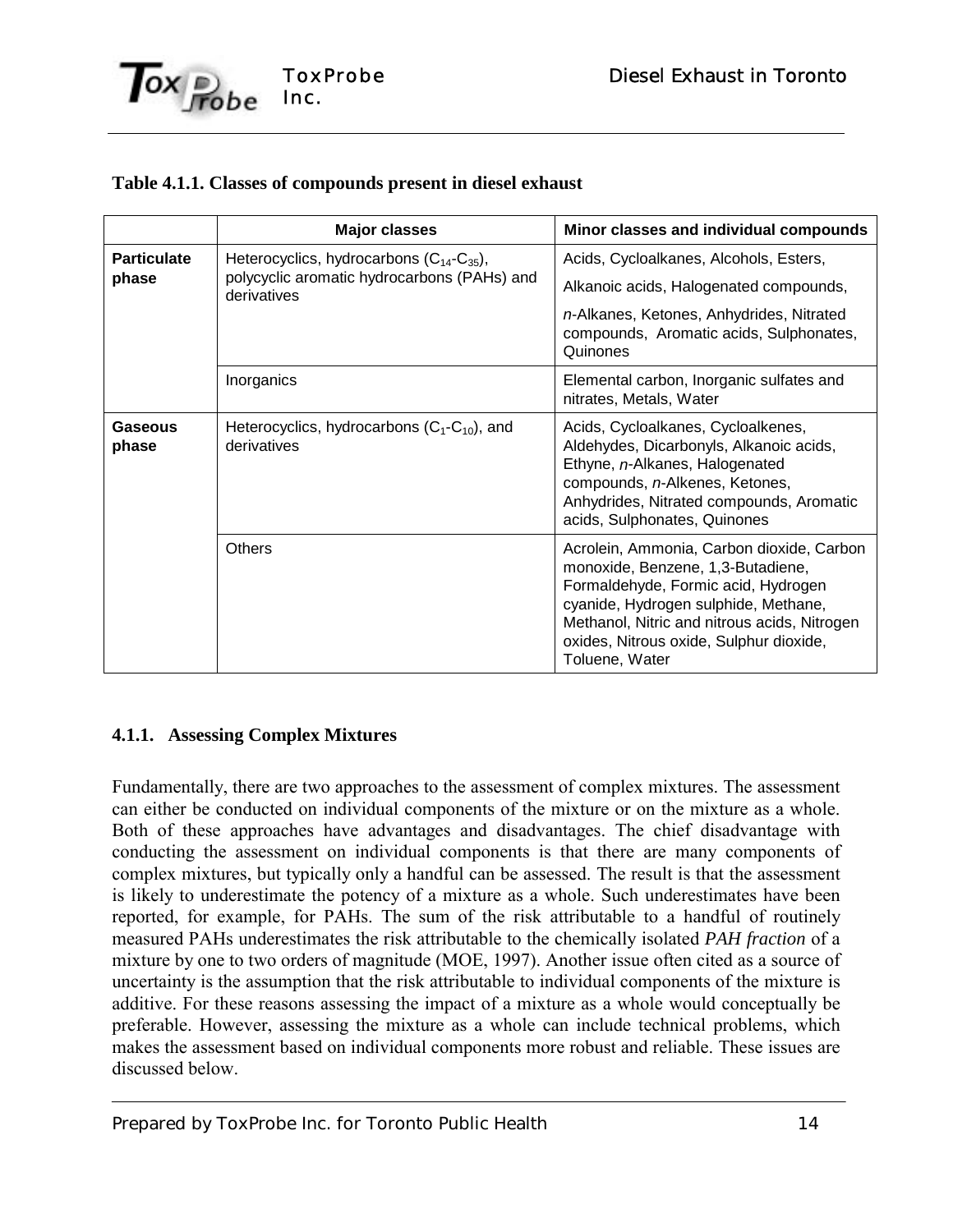**Table 4.1.1. Classes of compounds present in diesel exhaust**

| | Major classes | Minor classes and individual compounds |
|---|---|---|
| **Particulate phase** | Heterocyclics, hydrocarbons ($C_{14}$-$C_{35}$), polycyclic aromatic hydrocarbons (PAHs) and derivatives | Acids, Cycloalkanes, Alcohols, Esters, Alkanoic acids, Halogenated compounds, *n*-Alkanes, Ketones, Anhydrides, Nitrated compounds, Aromatic acids, Sulphonates, Quinones |
| | Inorganics | Elemental carbon, Inorganic sulfates and nitrates, Metals, Water |
| **Gaseous phase** | Heterocyclics, hydrocarbons ($C_1$-$C_{10}$), and derivatives | Acids, Cycloalkanes, Cycloalkenes, Aldehydes, Dicarbonyls, Alkanoic acids, Ethyne, *n*-Alkanes, Halogenated compounds, *n*-Alkenes, Ketones, Anhydrides, Nitrated compounds, Aromatic acids, Sulphonates, Quinones |
| | Others | Acrolein, Ammonia, Carbon dioxide, Carbon monoxide, Benzene, 1,3-Butadiene, Formaldehyde, Formic acid, Hydrogen cyanide, Hydrogen sulphide, Methane, Methanol, Nitric and nitrous acids, Nitrogen oxides, Nitrous oxide, Sulphur dioxide, Toluene, Water |

### 4.1.1. Assessing Complex Mixtures

Fundamentally, there are two approaches to the assessment of complex mixtures. The assessment can either be conducted on individual components of the mixture or on the mixture as a whole. Both of these approaches have advantages and disadvantages. The chief disadvantage with conducting the assessment on individual components is that there are many components of complex mixtures, but typically only a handful can be assessed. The result is that the assessment is likely to underestimate the potency of a mixture as a whole. Such underestimates have been reported, for example, for PAHs. The sum of the risk attributable to a handful of routinely measured PAHs underestimates the risk attributable to the chemically isolated *PAH fraction* of a mixture by one to two orders of magnitude (MOE, 1997). Another issue often cited as a source of uncertainty is the assumption that the risk attributable to individual components of the mixture is additive. For these reasons assessing the impact of a mixture as a whole would conceptually be preferable. However, assessing the mixture as a whole can include technical problems, which makes the assessment based on individual components more robust and reliable. These issues are discussed below.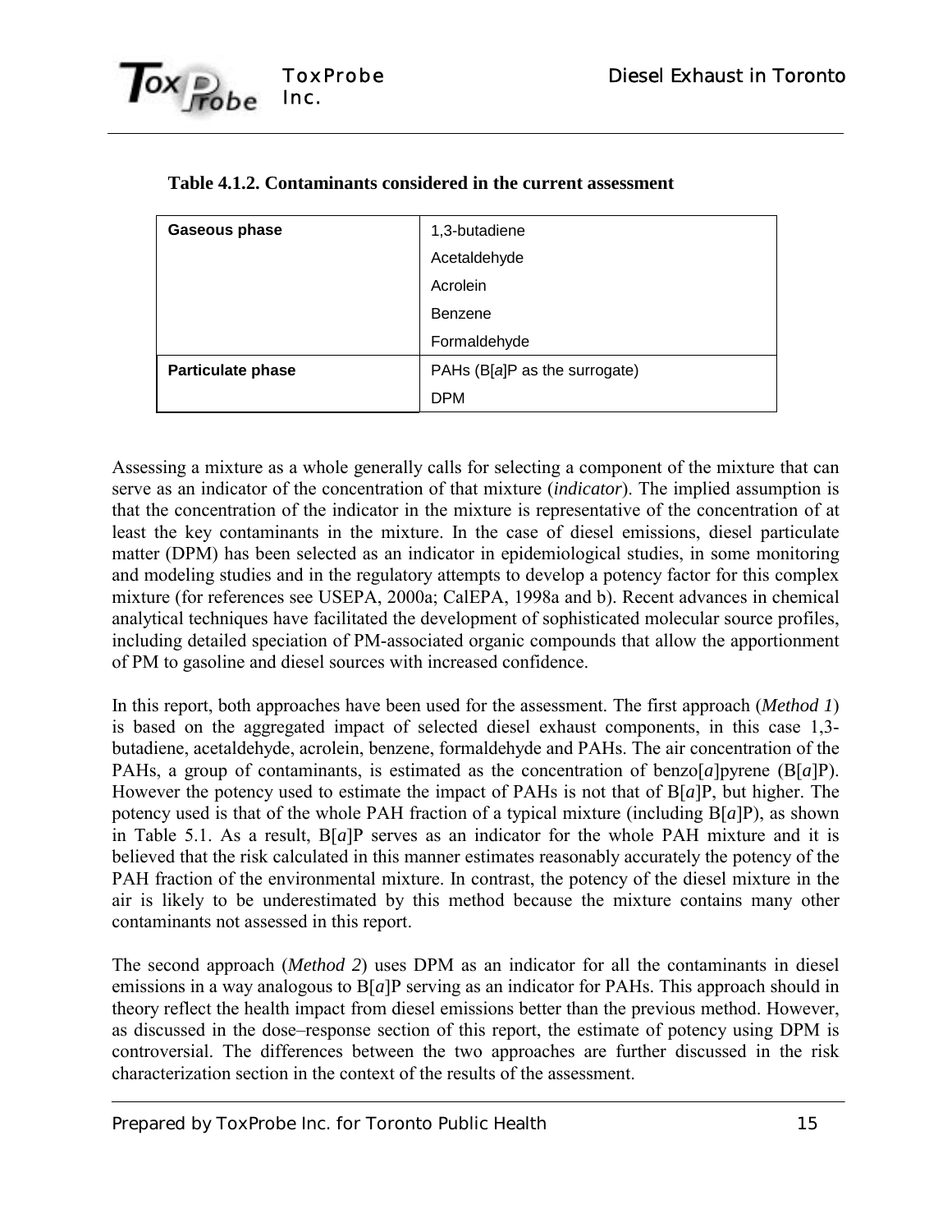**Table 4.1.2. Contaminants considered in the current assessment**

| | |
|---|---|
| **Gaseous phase** | 1,3-butadiene |
| | Acetaldehyde |
| | Acrolein |
| | Benzene |
| | Formaldehyde |
| **Particulate phase** | PAHs (B[*a*]P as the surrogate) |
| | DPM |

Assessing a mixture as a whole generally calls for selecting a component of the mixture that can serve as an indicator of the concentration of that mixture (*indicator*). The implied assumption is that the concentration of the indicator in the mixture is representative of the concentration of at least the key contaminants in the mixture. In the case of diesel emissions, diesel particulate matter (DPM) has been selected as an indicator in epidemiological studies, in some monitoring and modeling studies and in the regulatory attempts to develop a potency factor for this complex mixture (for references see USEPA, 2000a; CalEPA, 1998a and b). Recent advances in chemical analytical techniques have facilitated the development of sophisticated molecular source profiles, including detailed speciation of PM-associated organic compounds that allow the apportionment of PM to gasoline and diesel sources with increased confidence.

In this report, both approaches have been used for the assessment. The first approach (*Method 1*) is based on the aggregated impact of selected diesel exhaust components, in this case 1,3-butadiene, acetaldehyde, acrolein, benzene, formaldehyde and PAHs. The air concentration of the PAHs, a group of contaminants, is estimated as the concentration of benzo[*a*]pyrene (B[*a*]P). However the potency used to estimate the impact of PAHs is not that of B[*a*]P, but higher. The potency used is that of the whole PAH fraction of a typical mixture (including B[*a*]P), as shown in Table 5.1. As a result, B[*a*]P serves as an indicator for the whole PAH mixture and it is believed that the risk calculated in this manner estimates reasonably accurately the potency of the PAH fraction of the environmental mixture. In contrast, the potency of the diesel mixture in the air is likely to be underestimated by this method because the mixture contains many other contaminants not assessed in this report.

The second approach (*Method 2*) uses DPM as an indicator for all the contaminants in diesel emissions in a way analogous to B[*a*]P serving as an indicator for PAHs. This approach should in theory reflect the health impact from diesel emissions better than the previous method. However, as discussed in the dose–response section of this report, the estimate of potency using DPM is controversial. The differences between the two approaches are further discussed in the risk characterization section in the context of the results of the assessment.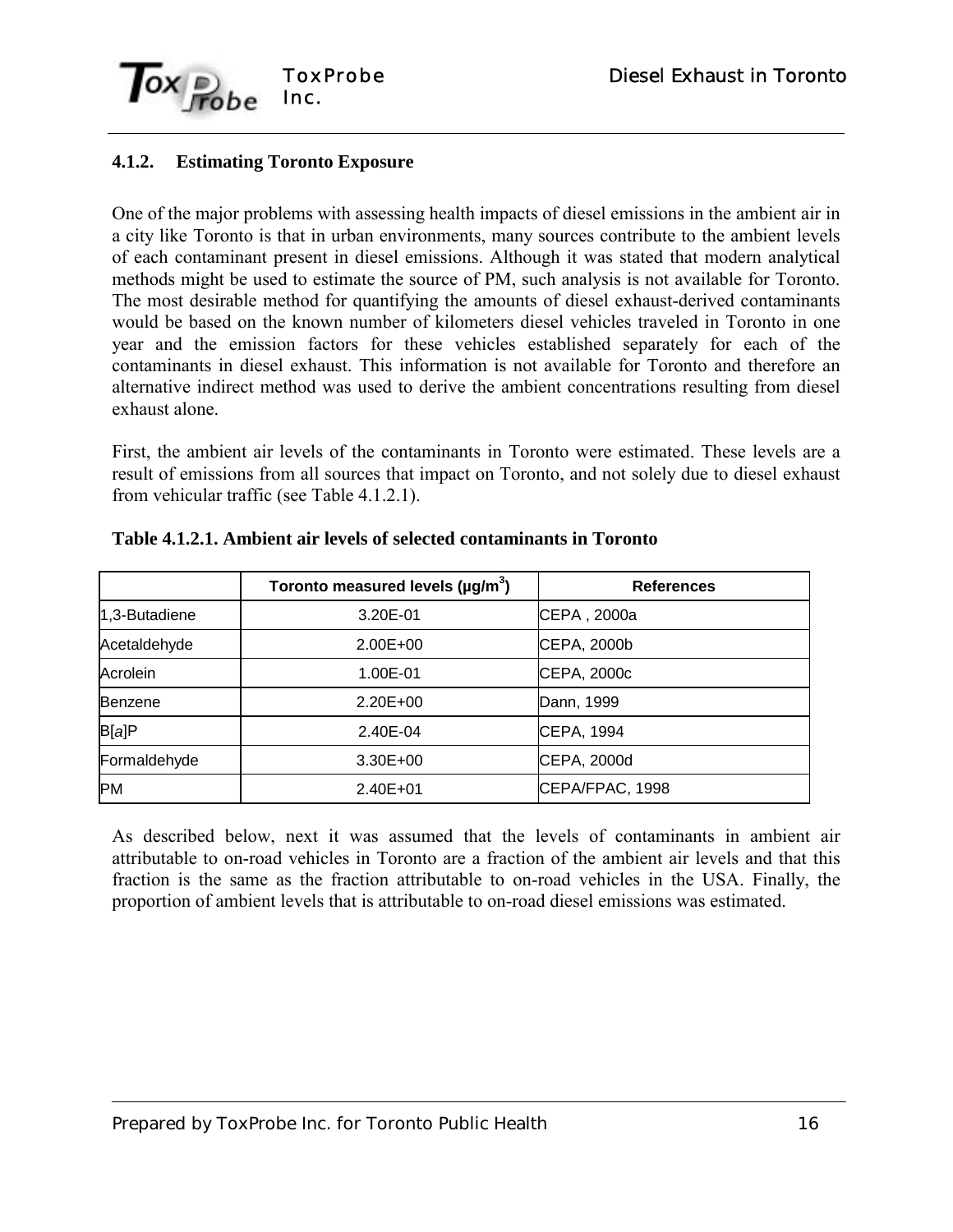### 4.1.2. Estimating Toronto Exposure

One of the major problems with assessing health impacts of diesel emissions in the ambient air in a city like Toronto is that in urban environments, many sources contribute to the ambient levels of each contaminant present in diesel emissions. Although it was stated that modern analytical methods might be used to estimate the source of PM, such analysis is not available for Toronto. The most desirable method for quantifying the amounts of diesel exhaust-derived contaminants would be based on the known number of kilometers diesel vehicles traveled in Toronto in one year and the emission factors for these vehicles established separately for each of the contaminants in diesel exhaust. This information is not available for Toronto and therefore an alternative indirect method was used to derive the ambient concentrations resulting from diesel exhaust alone.

First, the ambient air levels of the contaminants in Toronto were estimated. These levels are a result of emissions from all sources that impact on Toronto, and not solely due to diesel exhaust from vehicular traffic (see Table 4.1.2.1).

**Table 4.1.2.1. Ambient air levels of selected contaminants in Toronto**

| | Toronto measured levels (µg/m$^3$) | References |
|---|---|---|
| 1,3-Butadiene | 3.20E-01 | CEPA , 2000a |
| Acetaldehyde | 2.00E+00 | CEPA, 2000b |
| Acrolein | 1.00E-01 | CEPA, 2000c |
| Benzene | 2.20E+00 | Dann, 1999 |
| B[*a*]P | 2.40E-04 | CEPA, 1994 |
| Formaldehyde | 3.30E+00 | CEPA, 2000d |
| PM | 2.40E+01 | CEPA/FPAC, 1998 |

As described below, next it was assumed that the levels of contaminants in ambient air attributable to on-road vehicles in Toronto are a fraction of the ambient air levels and that this fraction is the same as the fraction attributable to on-road vehicles in the USA. Finally, the proportion of ambient levels that is attributable to on-road diesel emissions was estimated.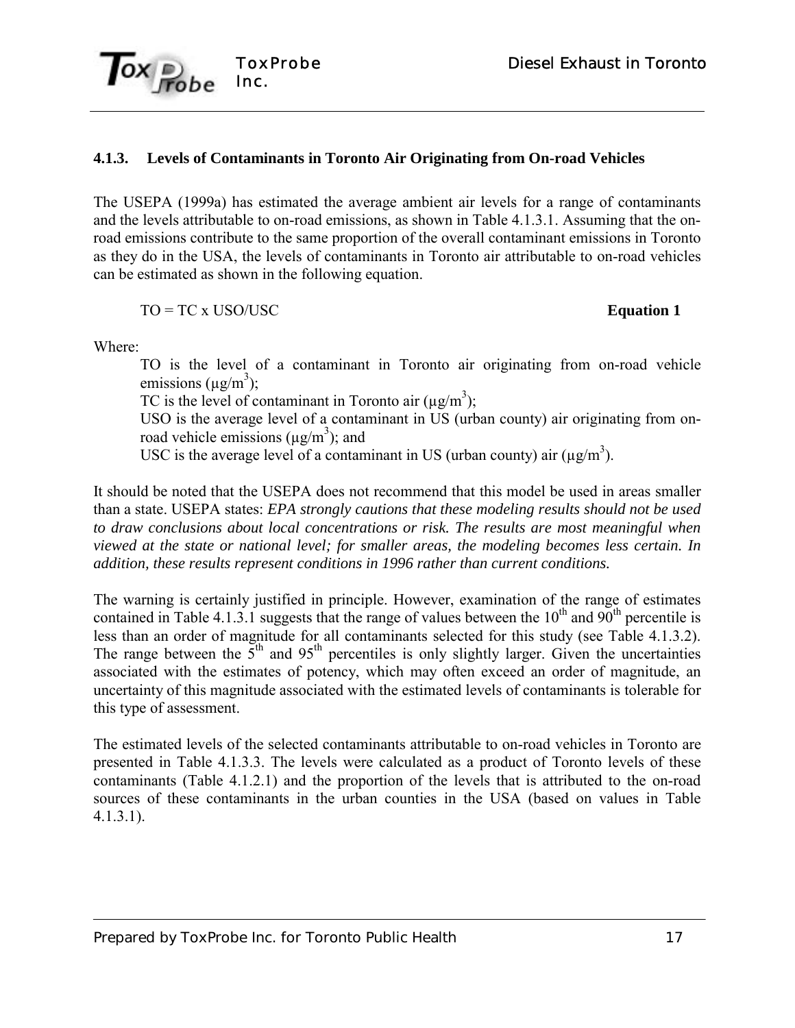### 4.1.3. Levels of Contaminants in Toronto Air Originating from On-road Vehicles

The USEPA (1999a) has estimated the average ambient air levels for a range of contaminants and the levels attributable to on-road emissions, as shown in Table 4.1.3.1. Assuming that the on-road emissions contribute to the same proportion of the overall contaminant emissions in Toronto as they do in the USA, the levels of contaminants in Toronto air attributable to on-road vehicles can be estimated as shown in the following equation.

$$TO = TC \times USO/USC \qquad \textbf{Equation 1}$$

Where:

> TO is the level of a contaminant in Toronto air originating from on-road vehicle emissions ($\mu g/m^3$);
> TC is the level of contaminant in Toronto air ($\mu g/m^3$);
> USO is the average level of a contaminant in US (urban county) air originating from on-road vehicle emissions ($\mu g/m^3$); and
> USC is the average level of a contaminant in US (urban county) air ($\mu g/m^3$).

It should be noted that the USEPA does not recommend that this model be used in areas smaller than a state. USEPA states: *EPA strongly cautions that these modeling results should not be used to draw conclusions about local concentrations or risk. The results are most meaningful when viewed at the state or national level; for smaller areas, the modeling becomes less certain. In addition, these results represent conditions in 1996 rather than current conditions.*

The warning is certainly justified in principle. However, examination of the range of estimates contained in Table 4.1.3.1 suggests that the range of values between the 10th and 90th percentile is less than an order of magnitude for all contaminants selected for this study (see Table 4.1.3.2). The range between the 5th and 95th percentiles is only slightly larger. Given the uncertainties associated with the estimates of potency, which may often exceed an order of magnitude, an uncertainty of this magnitude associated with the estimated levels of contaminants is tolerable for this type of assessment.

The estimated levels of the selected contaminants attributable to on-road vehicles in Toronto are presented in Table 4.1.3.3. The levels were calculated as a product of Toronto levels of these contaminants (Table 4.1.2.1) and the proportion of the levels that is attributed to the on-road sources of these contaminants in the urban counties in the USA (based on values in Table 4.1.3.1).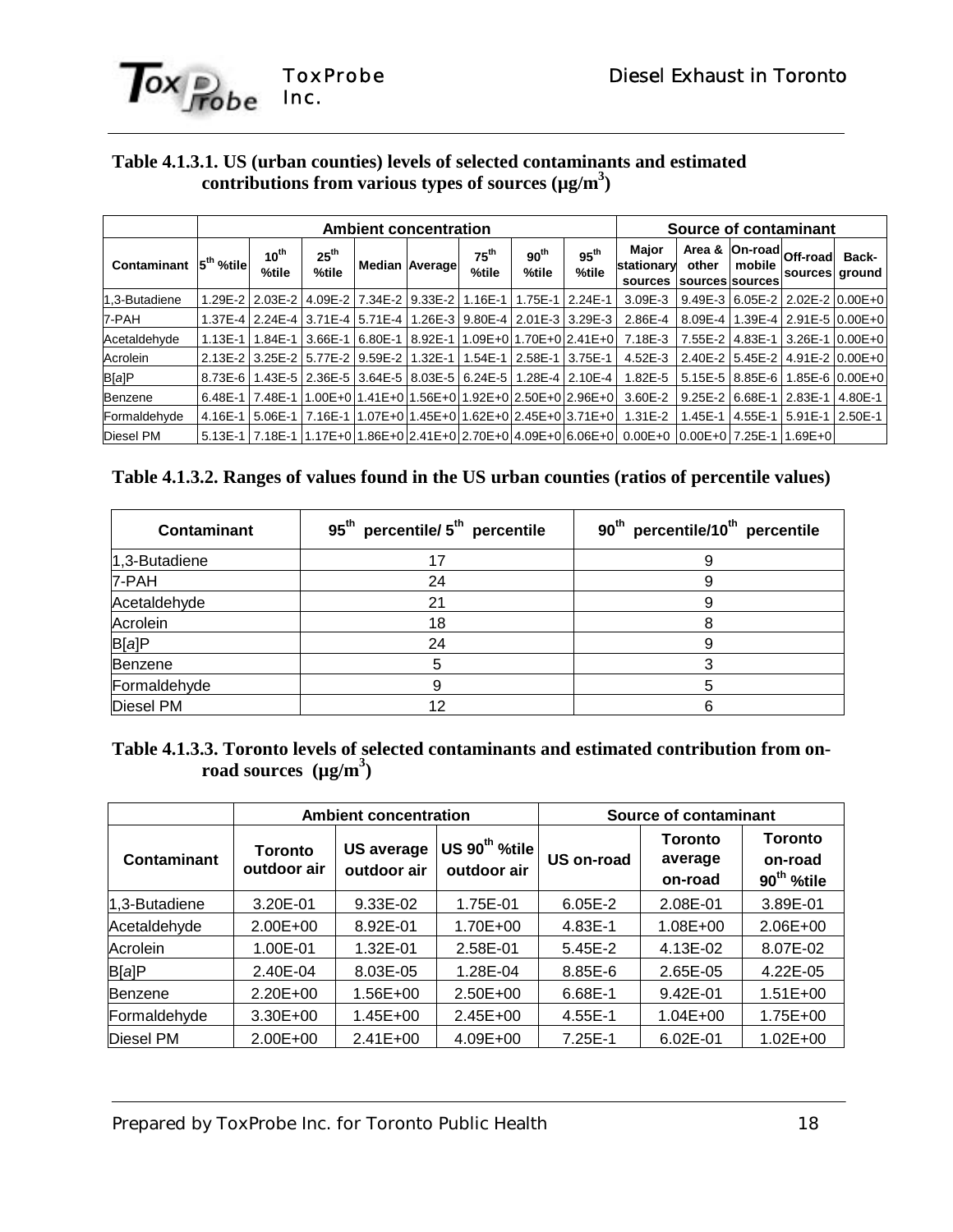**Table 4.1.3.1. US (urban counties) levels of selected contaminants and estimated contributions from various types of sources (μg/m$^3$)**

| | Ambient concentration | | | | | | | | Source of contaminant | | | | |
|---|---|---|---|---|---|---|---|---|---|---|---|---|---|
| Contaminant | 5$^{th}$ %tile | 10$^{th}$ %tile | 25$^{th}$ %tile | Median | Average | 75$^{th}$ %tile | 90$^{th}$ %tile | 95$^{th}$ %tile | Major stationary sources | Area & other sources | On-road mobile sources | Off-road sources | Back-ground |
| 1,3-Butadiene | 1.29E-2 | 2.03E-2 | 4.09E-2 | 7.34E-2 | 9.33E-2 | 1.16E-1 | 1.75E-1 | 2.24E-1 | 3.09E-3 | 9.49E-3 | 6.05E-2 | 2.02E-2 | 0.00E+0 |
| 7-PAH | 1.37E-4 | 2.24E-4 | 3.71E-4 | 5.71E-4 | 1.26E-3 | 9.80E-4 | 2.01E-3 | 3.29E-3 | 2.86E-4 | 8.09E-4 | 1.39E-4 | 2.91E-5 | 0.00E+0 |
| Acetaldehyde | 1.13E-1 | 1.84E-1 | 3.66E-1 | 6.80E-1 | 8.92E-1 | 1.09E+0 | 1.70E+0 | 2.41E+0 | 7.18E-3 | 7.55E-2 | 4.83E-1 | 3.26E-1 | 0.00E+0 |
| Acrolein | 2.13E-2 | 3.25E-2 | 5.77E-2 | 9.59E-2 | 1.32E-1 | 1.54E-1 | 2.58E-1 | 3.75E-1 | 4.52E-3 | 2.40E-2 | 5.45E-2 | 4.91E-2 | 0.00E+0 |
| B[a]P | 8.73E-6 | 1.43E-5 | 2.36E-5 | 3.64E-5 | 8.03E-5 | 6.24E-5 | 1.28E-4 | 2.10E-4 | 1.82E-5 | 5.15E-5 | 8.85E-6 | 1.85E-6 | 0.00E+0 |
| Benzene | 6.48E-1 | 7.48E-1 | 1.00E+0 | 1.41E+0 | 1.56E+0 | 1.92E+0 | 2.50E+0 | 2.96E+0 | 3.60E-2 | 9.25E-2 | 6.68E-1 | 2.83E-1 | 4.80E-1 |
| Formaldehyde | 4.16E-1 | 5.06E-1 | 7.16E-1 | 1.07E+0 | 1.45E+0 | 1.62E+0 | 2.45E+0 | 3.71E+0 | 1.31E-2 | 1.45E-1 | 4.55E-1 | 5.91E-1 | 2.50E-1 |
| Diesel PM | 5.13E-1 | 7.18E-1 | 1.17E+0 | 1.86E+0 | 2.41E+0 | 2.70E+0 | 4.09E+0 | 6.06E+0 | 0.00E+0 | 0.00E+0 | 7.25E-1 | 1.69E+0 | |

**Table 4.1.3.2. Ranges of values found in the US urban counties (ratios of percentile values)**

| Contaminant | 95$^{th}$ percentile/ 5$^{th}$ percentile | 90$^{th}$ percentile/10$^{th}$ percentile |
|---|---|---|
| 1,3-Butadiene | 17 | 9 |
| 7-PAH | 24 | 9 |
| Acetaldehyde | 21 | 9 |
| Acrolein | 18 | 8 |
| B[a]P | 24 | 9 |
| Benzene | 5 | 3 |
| Formaldehyde | 9 | 5 |
| Diesel PM | 12 | 6 |

**Table 4.1.3.3. Toronto levels of selected contaminants and estimated contribution from on-road sources (μg/m$^3$)**

| | Ambient concentration | | | Source of contaminant | | |
|---|---|---|---|---|---|---|
| Contaminant | Toronto outdoor air | US average outdoor air | US 90$^{th}$ %tile outdoor air | US on-road | Toronto average on-road | Toronto on-road 90$^{th}$ %tile |
| 1,3-Butadiene | 3.20E-01 | 9.33E-02 | 1.75E-01 | 6.05E-2 | 2.08E-01 | 3.89E-01 |
| Acetaldehyde | 2.00E+00 | 8.92E-01 | 1.70E+00 | 4.83E-1 | 1.08E+00 | 2.06E+00 |
| Acrolein | 1.00E-01 | 1.32E-01 | 2.58E-01 | 5.45E-2 | 4.13E-02 | 8.07E-02 |
| B[a]P | 2.40E-04 | 8.03E-05 | 1.28E-04 | 8.85E-6 | 2.65E-05 | 4.22E-05 |
| Benzene | 2.20E+00 | 1.56E+00 | 2.50E+00 | 6.68E-1 | 9.42E-01 | 1.51E+00 |
| Formaldehyde | 3.30E+00 | 1.45E+00 | 2.45E+00 | 4.55E-1 | 1.04E+00 | 1.75E+00 |
| Diesel PM | 2.00E+00 | 2.41E+00 | 4.09E+00 | 7.25E-1 | 6.02E-01 | 1.02E+00 |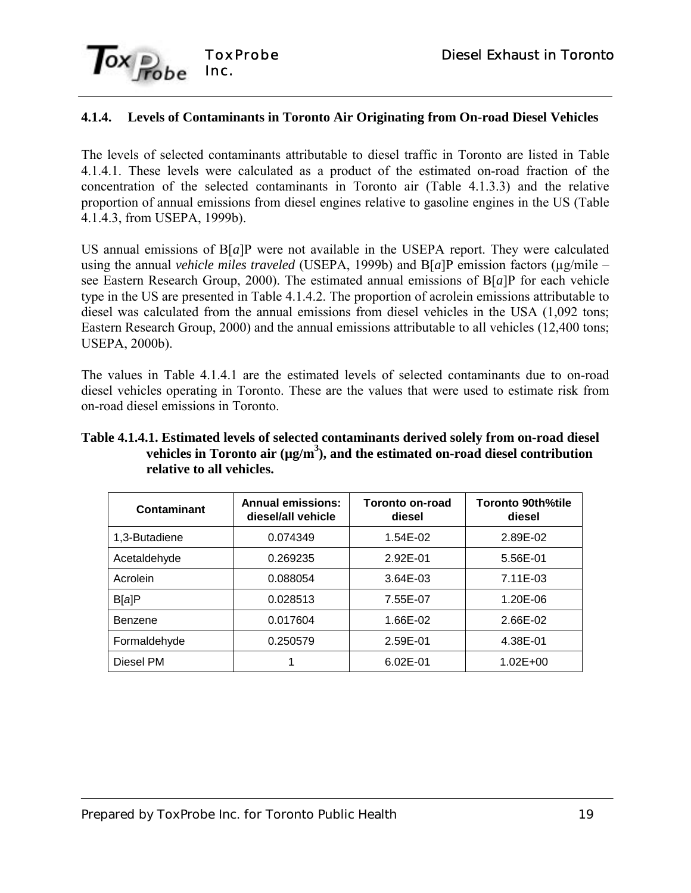### 4.1.4. Levels of Contaminants in Toronto Air Originating from On-road Diesel Vehicles

The levels of selected contaminants attributable to diesel traffic in Toronto are listed in Table 4.1.4.1. These levels were calculated as a product of the estimated on-road fraction of the concentration of the selected contaminants in Toronto air (Table 4.1.3.3) and the relative proportion of annual emissions from diesel engines relative to gasoline engines in the US (Table 4.1.4.3, from USEPA, 1999b).

US annual emissions of B[*a*]P were not available in the USEPA report. They were calculated using the annual *vehicle miles traveled* (USEPA, 1999b) and B[*a*]P emission factors (µg/mile – see Eastern Research Group, 2000). The estimated annual emissions of B[*a*]P for each vehicle type in the US are presented in Table 4.1.4.2. The proportion of acrolein emissions attributable to diesel was calculated from the annual emissions from diesel vehicles in the USA (1,092 tons; Eastern Research Group, 2000) and the annual emissions attributable to all vehicles (12,400 tons; USEPA, 2000b).

The values in Table 4.1.4.1 are the estimated levels of selected contaminants due to on-road diesel vehicles operating in Toronto. These are the values that were used to estimate risk from on-road diesel emissions in Toronto.

**Table 4.1.4.1. Estimated levels of selected contaminants derived solely from on-road diesel vehicles in Toronto air (µg/m$^3$), and the estimated on-road diesel contribution relative to all vehicles.**

| Contaminant | Annual emissions: diesel/all vehicle | Toronto on-road diesel | Toronto 90th%tile diesel |
|---|---|---|---|
| 1,3-Butadiene | 0.074349 | 1.54E-02 | 2.89E-02 |
| Acetaldehyde | 0.269235 | 2.92E-01 | 5.56E-01 |
| Acrolein | 0.088054 | 3.64E-03 | 7.11E-03 |
| B[*a*]P | 0.028513 | 7.55E-07 | 1.20E-06 |
| Benzene | 0.017604 | 1.66E-02 | 2.66E-02 |
| Formaldehyde | 0.250579 | 2.59E-01 | 4.38E-01 |
| Diesel PM | 1 | 6.02E-01 | 1.02E+00 |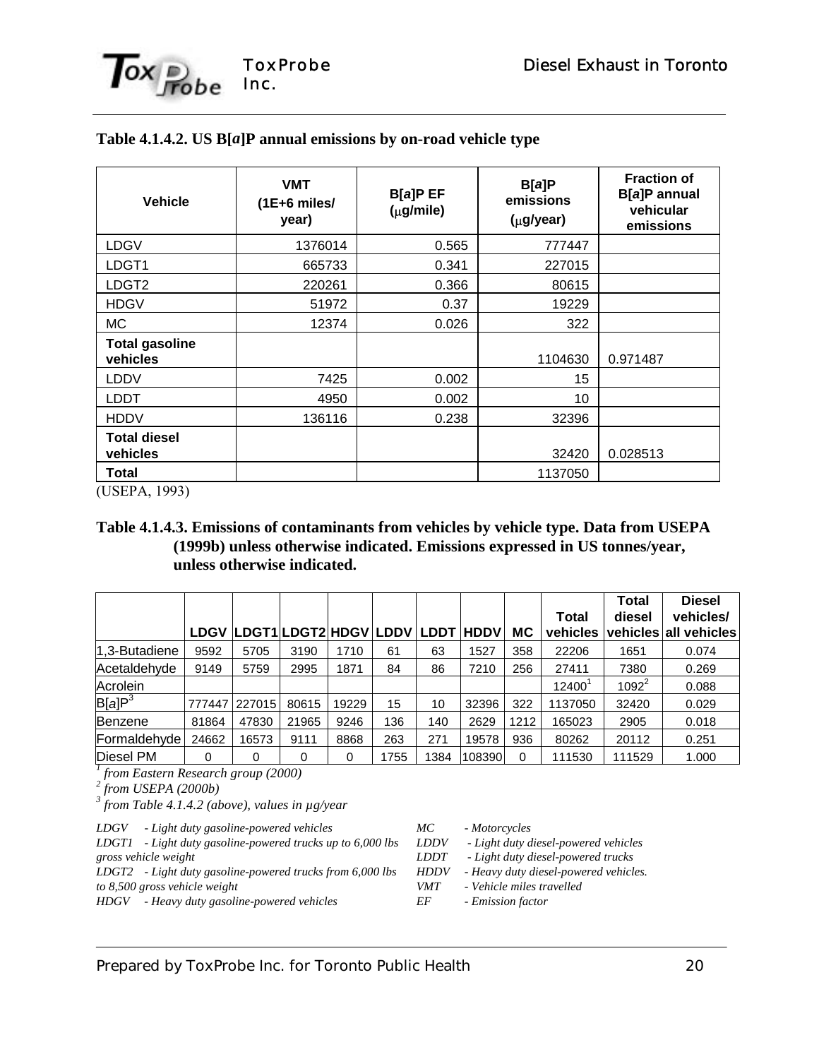**Table 4.1.4.2. US B[a]P annual emissions by on-road vehicle type**

| Vehicle | VMT (1E+6 miles/ year) | B[a]P EF (μg/mile) | B[a]P emissions (μg/year) | Fraction of B[a]P annual vehicular emissions |
|---|---|---|---|---|
| LDGV | 1376014 | 0.565 | 777447 | |
| LDGT1 | 665733 | 0.341 | 227015 | |
| LDGT2 | 220261 | 0.366 | 80615 | |
| HDGV | 51972 | 0.37 | 19229 | |
| MC | 12374 | 0.026 | 322 | |
| **Total gasoline vehicles** | | | 1104630 | 0.971487 |
| LDDV | 7425 | 0.002 | 15 | |
| LDDT | 4950 | 0.002 | 10 | |
| HDDV | 136116 | 0.238 | 32396 | |
| **Total diesel vehicles** | | | 32420 | 0.028513 |
| **Total** | | | 1137050 | |

(USEPA, 1993)

**Table 4.1.4.3. Emissions of contaminants from vehicles by vehicle type. Data from USEPA (1999b) unless otherwise indicated. Emissions expressed in US tonnes/year, unless otherwise indicated.**

| | LDGV | LDGT1 | LDGT2 | HDGV | LDDV | LDDT | HDDV | MC | Total vehicles | Total diesel vehicles | Diesel vehicles/ all vehicles |
|---|---|---|---|---|---|---|---|---|---|---|---|
| 1,3-Butadiene | 9592 | 5705 | 3190 | 1710 | 61 | 63 | 1527 | 358 | 22206 | 1651 | 0.074 |
| Acetaldehyde | 9149 | 5759 | 2995 | 1871 | 84 | 86 | 7210 | 256 | 27411 | 7380 | 0.269 |
| Acrolein | | | | | | | | | 12400[1] | 1092[2] | 0.088 |
| B[a]P[3] | 777447 | 227015 | 80615 | 19229 | 15 | 10 | 32396 | 322 | 1137050 | 32420 | 0.029 |
| Benzene | 81864 | 47830 | 21965 | 9246 | 136 | 140 | 2629 | 1212 | 165023 | 2905 | 0.018 |
| Formaldehyde | 24662 | 16573 | 9111 | 8868 | 263 | 271 | 19578 | 936 | 80262 | 20112 | 0.251 |
| Diesel PM | 0 | 0 | 0 | 0 | 1755 | 1384 | 108390 | 0 | 111530 | 111529 | 1.000 |

[1] *from Eastern Research group (2000)*
[2] *from USEPA (2000b)*
[3] *from Table 4.1.4.2 (above), values in µg/year*

*LDGV - Light duty gasoline-powered vehicles*
*LDGT1 - Light duty gasoline-powered trucks up to 6,000 lbs gross vehicle weight*
*LDGT2 - Light duty gasoline-powered trucks from 6,000 lbs to 8,500 gross vehicle weight*
*HDGV - Heavy duty gasoline-powered vehicles*
*MC - Motorcycles*
*LDDV - Light duty diesel-powered vehicles*
*LDDT - Light duty diesel-powered trucks*
*HDDV - Heavy duty diesel-powered vehicles.*
*VMT - Vehicle miles travelled*
*EF - Emission factor*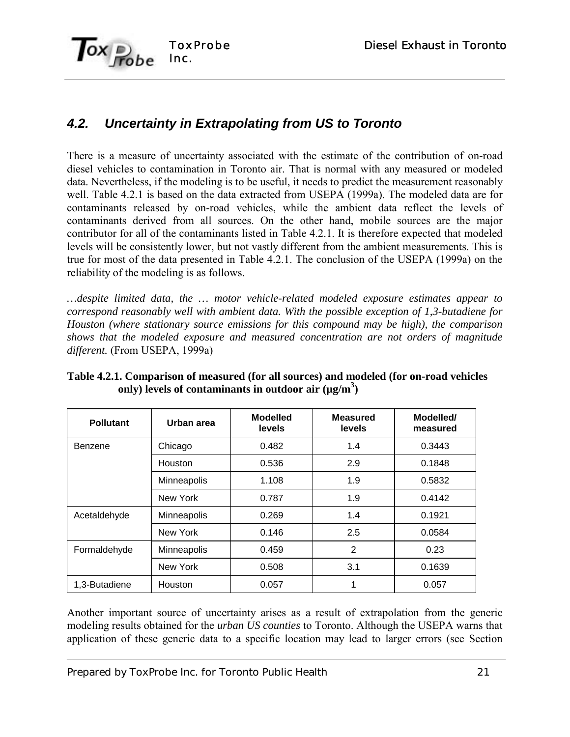## 4.2. Uncertainty in Extrapolating from US to Toronto

There is a measure of uncertainty associated with the estimate of the contribution of on-road diesel vehicles to contamination in Toronto air. That is normal with any measured or modeled data. Nevertheless, if the modeling is to be useful, it needs to predict the measurement reasonably well. Table 4.2.1 is based on the data extracted from USEPA (1999a). The modeled data are for contaminants released by on-road vehicles, while the ambient data reflect the levels of contaminants derived from all sources. On the other hand, mobile sources are the major contributor for all of the contaminants listed in Table 4.2.1. It is therefore expected that modeled levels will be consistently lower, but not vastly different from the ambient measurements. This is true for most of the data presented in Table 4.2.1. The conclusion of the USEPA (1999a) on the reliability of the modeling is as follows.

*…despite limited data, the … motor vehicle-related modeled exposure estimates appear to correspond reasonably well with ambient data. With the possible exception of 1,3-butadiene for Houston (where stationary source emissions for this compound may be high), the comparison shows that the modeled exposure and measured concentration are not orders of magnitude different.* (From USEPA, 1999a)

**Table 4.2.1. Comparison of measured (for all sources) and modeled (for on-road vehicles only) levels of contaminants in outdoor air (μg/m$^3$)**

| Pollutant | Urban area | Modelled levels | Measured levels | Modelled/ measured |
|---|---|---|---|---|
| Benzene | Chicago | 0.482 | 1.4 | 0.3443 |
| | Houston | 0.536 | 2.9 | 0.1848 |
| | Minneapolis | 1.108 | 1.9 | 0.5832 |
| | New York | 0.787 | 1.9 | 0.4142 |
| Acetaldehyde | Minneapolis | 0.269 | 1.4 | 0.1921 |
| | New York | 0.146 | 2.5 | 0.0584 |
| Formaldehyde | Minneapolis | 0.459 | 2 | 0.23 |
| | New York | 0.508 | 3.1 | 0.1639 |
| 1,3-Butadiene | Houston | 0.057 | 1 | 0.057 |

Another important source of uncertainty arises as a result of extrapolation from the generic modeling results obtained for the *urban US counties* to Toronto. Although the USEPA warns that application of these generic data to a specific location may lead to larger errors (see Section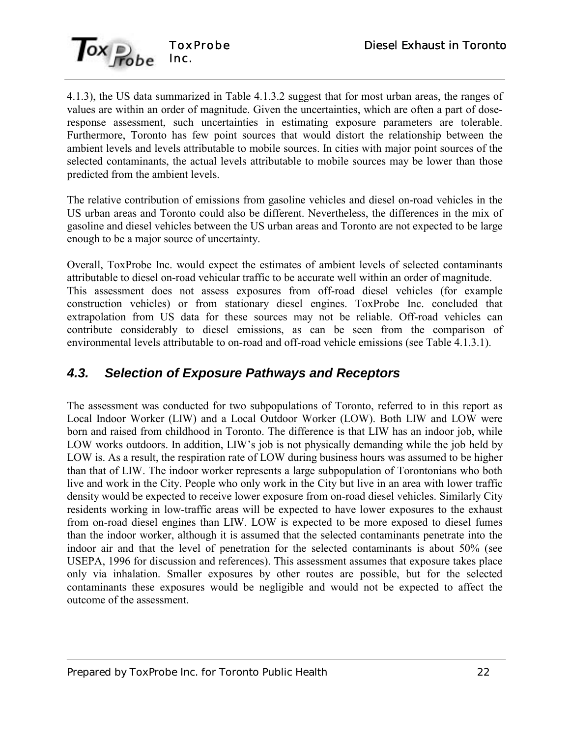4.1.3), the US data summarized in Table 4.1.3.2 suggest that for most urban areas, the ranges of values are within an order of magnitude. Given the uncertainties, which are often a part of dose-response assessment, such uncertainties in estimating exposure parameters are tolerable. Furthermore, Toronto has few point sources that would distort the relationship between the ambient levels and levels attributable to mobile sources. In cities with major point sources of the selected contaminants, the actual levels attributable to mobile sources may be lower than those predicted from the ambient levels.

The relative contribution of emissions from gasoline vehicles and diesel on-road vehicles in the US urban areas and Toronto could also be different. Nevertheless, the differences in the mix of gasoline and diesel vehicles between the US urban areas and Toronto are not expected to be large enough to be a major source of uncertainty.

Overall, ToxProbe Inc. would expect the estimates of ambient levels of selected contaminants attributable to diesel on-road vehicular traffic to be accurate well within an order of magnitude. This assessment does not assess exposures from off-road diesel vehicles (for example construction vehicles) or from stationary diesel engines. ToxProbe Inc. concluded that extrapolation from US data for these sources may not be reliable. Off-road vehicles can contribute considerably to diesel emissions, as can be seen from the comparison of environmental levels attributable to on-road and off-road vehicle emissions (see Table 4.1.3.1).

## *4.3. Selection of Exposure Pathways and Receptors*

The assessment was conducted for two subpopulations of Toronto, referred to in this report as Local Indoor Worker (LIW) and a Local Outdoor Worker (LOW). Both LIW and LOW were born and raised from childhood in Toronto. The difference is that LIW has an indoor job, while LOW works outdoors. In addition, LIW's job is not physically demanding while the job held by LOW is. As a result, the respiration rate of LOW during business hours was assumed to be higher than that of LIW. The indoor worker represents a large subpopulation of Torontonians who both live and work in the City. People who only work in the City but live in an area with lower traffic density would be expected to receive lower exposure from on-road diesel vehicles. Similarly City residents working in low-traffic areas will be expected to have lower exposures to the exhaust from on-road diesel engines than LIW. LOW is expected to be more exposed to diesel fumes than the indoor worker, although it is assumed that the selected contaminants penetrate into the indoor air and that the level of penetration for the selected contaminants is about 50% (see USEPA, 1996 for discussion and references). This assessment assumes that exposure takes place only via inhalation. Smaller exposures by other routes are possible, but for the selected contaminants these exposures would be negligible and would not be expected to affect the outcome of the assessment.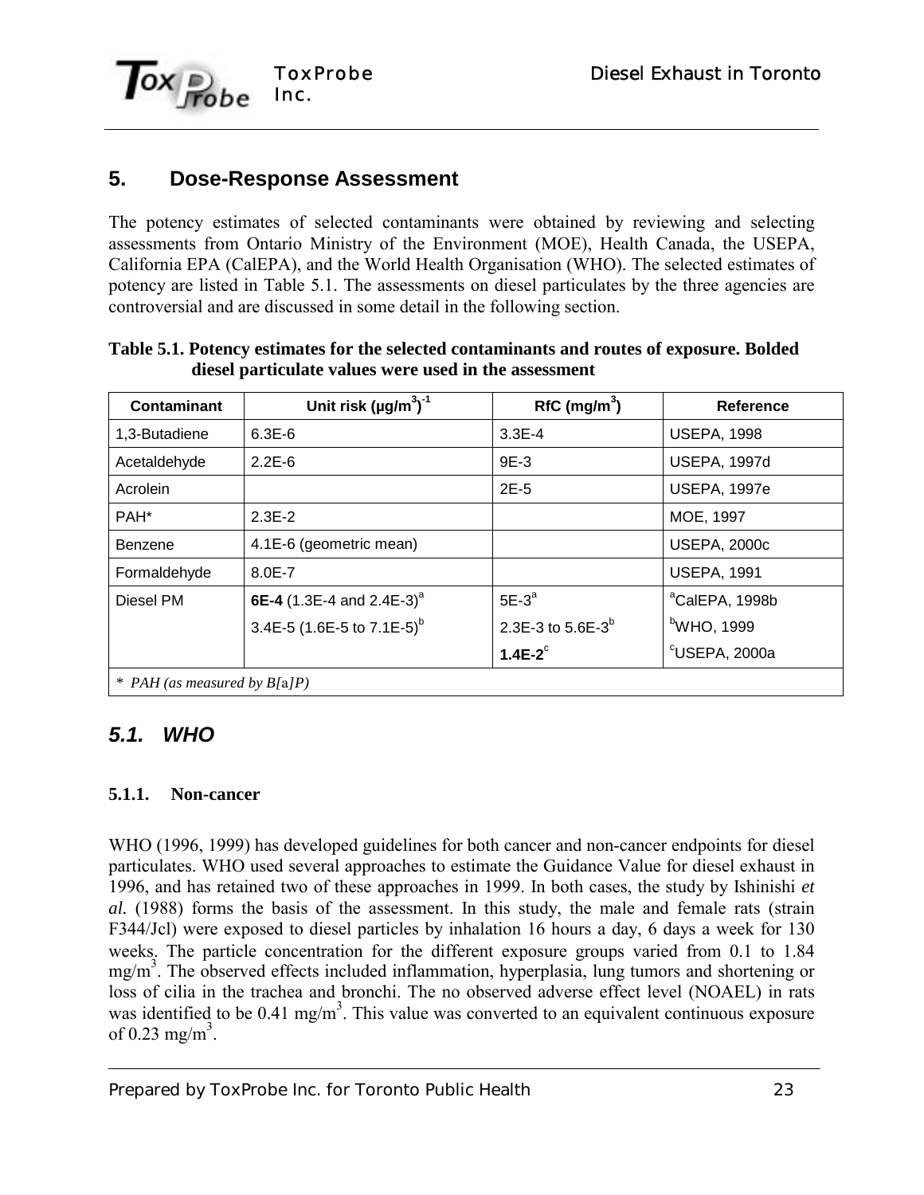## 5. Dose-Response Assessment

The potency estimates of selected contaminants were obtained by reviewing and selecting assessments from Ontario Ministry of the Environment (MOE), Health Canada, the USEPA, California EPA (CalEPA), and the World Health Organisation (WHO). The selected estimates of potency are listed in Table 5.1. The assessments on diesel particulates by the three agencies are controversial and are discussed in some detail in the following section.

**Table 5.1. Potency estimates for the selected contaminants and routes of exposure. Bolded diesel particulate values were used in the assessment**

| Contaminant | Unit risk $(\mu g/m^3)^{-1}$ | RfC $(mg/m^3)$ | Reference |
|---|---|---|---|
| 1,3-Butadiene | 6.3E-6 | 3.3E-4 | USEPA, 1998 |
| Acetaldehyde | 2.2E-6 | 9E-3 | USEPA, 1997d |
| Acrolein | | 2E-5 | USEPA, 1997e |
| PAH* | 2.3E-2 | | MOE, 1997 |
| Benzene | 4.1E-6 (geometric mean) | | USEPA, 2000c |
| Formaldehyde | 8.0E-7 | | USEPA, 1991 |
| Diesel PM | **6E-4** (1.3E-4 and 2.4E-3)[a]<br>3.4E-5 (1.6E-5 to 7.1E-5)[b] | 5E-3[a]<br>2.3E-3 to 5.6E-3[b]<br>**1.4E-2**[c] | [a]CalEPA, 1998b<br>[b]WHO, 1999<br>[c]USEPA, 2000a |
| *\* PAH (as measured by B[a]P)* | | | |

### *5.1. WHO*

#### 5.1.1. Non-cancer

WHO (1996, 1999) has developed guidelines for both cancer and non-cancer endpoints for diesel particulates. WHO used several approaches to estimate the Guidance Value for diesel exhaust in 1996, and has retained two of these approaches in 1999. In both cases, the study by Ishinishi *et al.* (1988) forms the basis of the assessment. In this study, the male and female rats (strain F344/Jcl) were exposed to diesel particles by inhalation 16 hours a day, 6 days a week for 130 weeks. The particle concentration for the different exposure groups varied from 0.1 to 1.84 $mg/m^3$. The observed effects included inflammation, hyperplasia, lung tumors and shortening or loss of cilia in the trachea and bronchi. The no observed adverse effect level (NOAEL) in rats was identified to be 0.41 $mg/m^3$. This value was converted to an equivalent continuous exposure of 0.23 $mg/m^3$.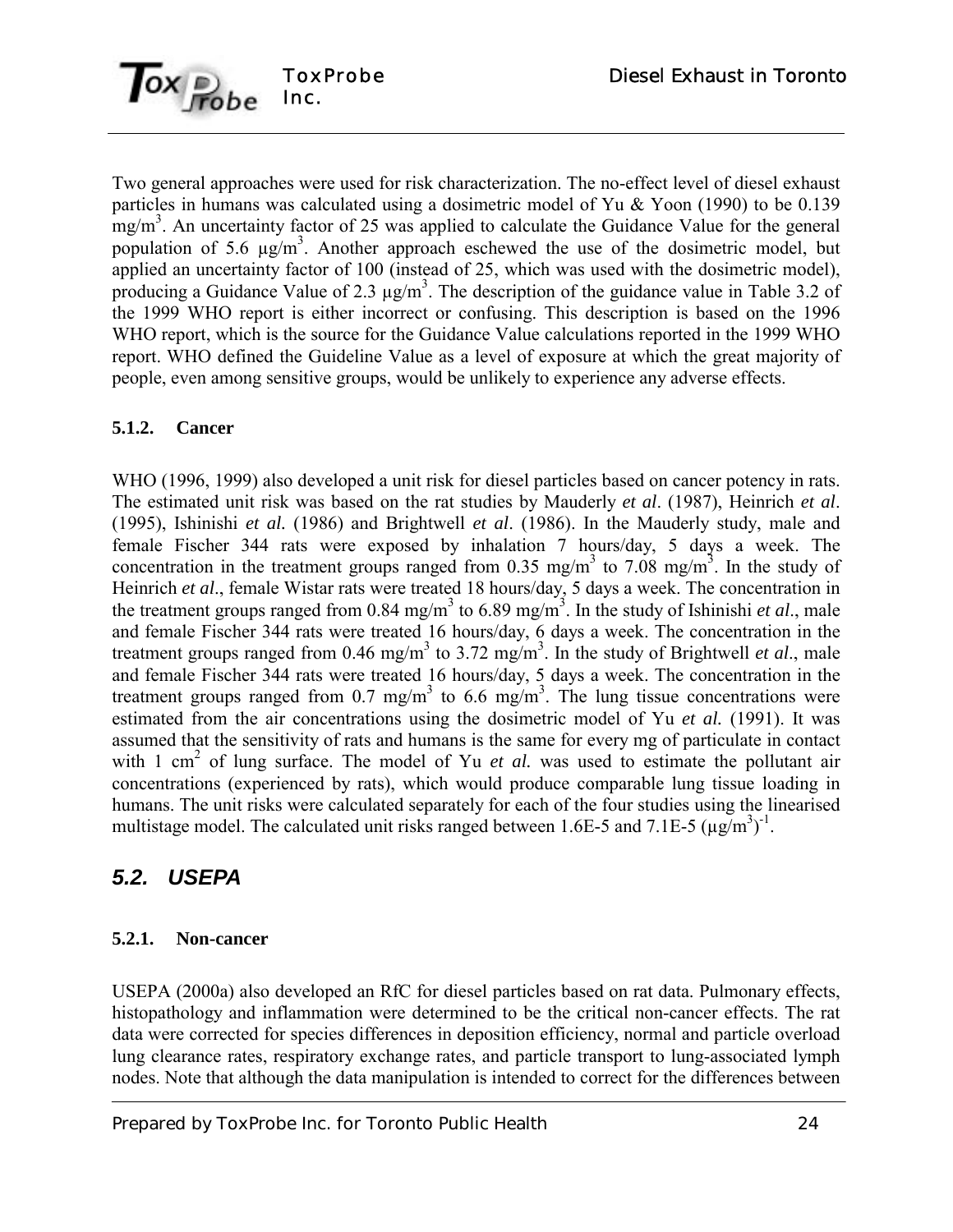Two general approaches were used for risk characterization. The no-effect level of diesel exhaust particles in humans was calculated using a dosimetric model of Yu & Yoon (1990) to be 0.139 $mg/m^3$. An uncertainty factor of 25 was applied to calculate the Guidance Value for the general population of 5.6 $\mu g/m^3$. Another approach eschewed the use of the dosimetric model, but applied an uncertainty factor of 100 (instead of 25, which was used with the dosimetric model), producing a Guidance Value of 2.3 $\mu g/m^3$. The description of the guidance value in Table 3.2 of the 1999 WHO report is either incorrect or confusing. This description is based on the 1996 WHO report, which is the source for the Guidance Value calculations reported in the 1999 WHO report. WHO defined the Guideline Value as a level of exposure at which the great majority of people, even among sensitive groups, would be unlikely to experience any adverse effects.

#### 5.1.2. Cancer

WHO (1996, 1999) also developed a unit risk for diesel particles based on cancer potency in rats. The estimated unit risk was based on the rat studies by Mauderly *et al*. (1987), Heinrich *et al*. (1995), Ishinishi *et al.* (1986) and Brightwell *et al*. (1986). In the Mauderly study, male and female Fischer 344 rats were exposed by inhalation 7 hours/day, 5 days a week. The concentration in the treatment groups ranged from 0.35 $mg/m^3$ to 7.08 $mg/m^3$. In the study of Heinrich *et al*., female Wistar rats were treated 18 hours/day, 5 days a week. The concentration in the treatment groups ranged from 0.84 $mg/m^3$ to 6.89 $mg/m^3$. In the study of Ishinishi *et al*., male and female Fischer 344 rats were treated 16 hours/day, 6 days a week. The concentration in the treatment groups ranged from 0.46 $mg/m^3$ to 3.72 $mg/m^3$. In the study of Brightwell *et al*., male and female Fischer 344 rats were treated 16 hours/day, 5 days a week. The concentration in the treatment groups ranged from 0.7 $mg/m^3$ to 6.6 $mg/m^3$. The lung tissue concentrations were estimated from the air concentrations using the dosimetric model of Yu *et al.* (1991). It was assumed that the sensitivity of rats and humans is the same for every mg of particulate in contact with 1 $cm^2$ of lung surface. The model of Yu *et al.* was used to estimate the pollutant air concentrations (experienced by rats), which would produce comparable lung tissue loading in humans. The unit risks were calculated separately for each of the four studies using the linearised multistage model. The calculated unit risks ranged between 1.6E-5 and 7.1E-5 $(\mu g/m^3)^{-1}$.

## *5.2. USEPA*

#### 5.2.1. Non-cancer

USEPA (2000a) also developed an RfC for diesel particles based on rat data. Pulmonary effects, histopathology and inflammation were determined to be the critical non-cancer effects. The rat data were corrected for species differences in deposition efficiency, normal and particle overload lung clearance rates, respiratory exchange rates, and particle transport to lung-associated lymph nodes. Note that although the data manipulation is intended to correct for the differences between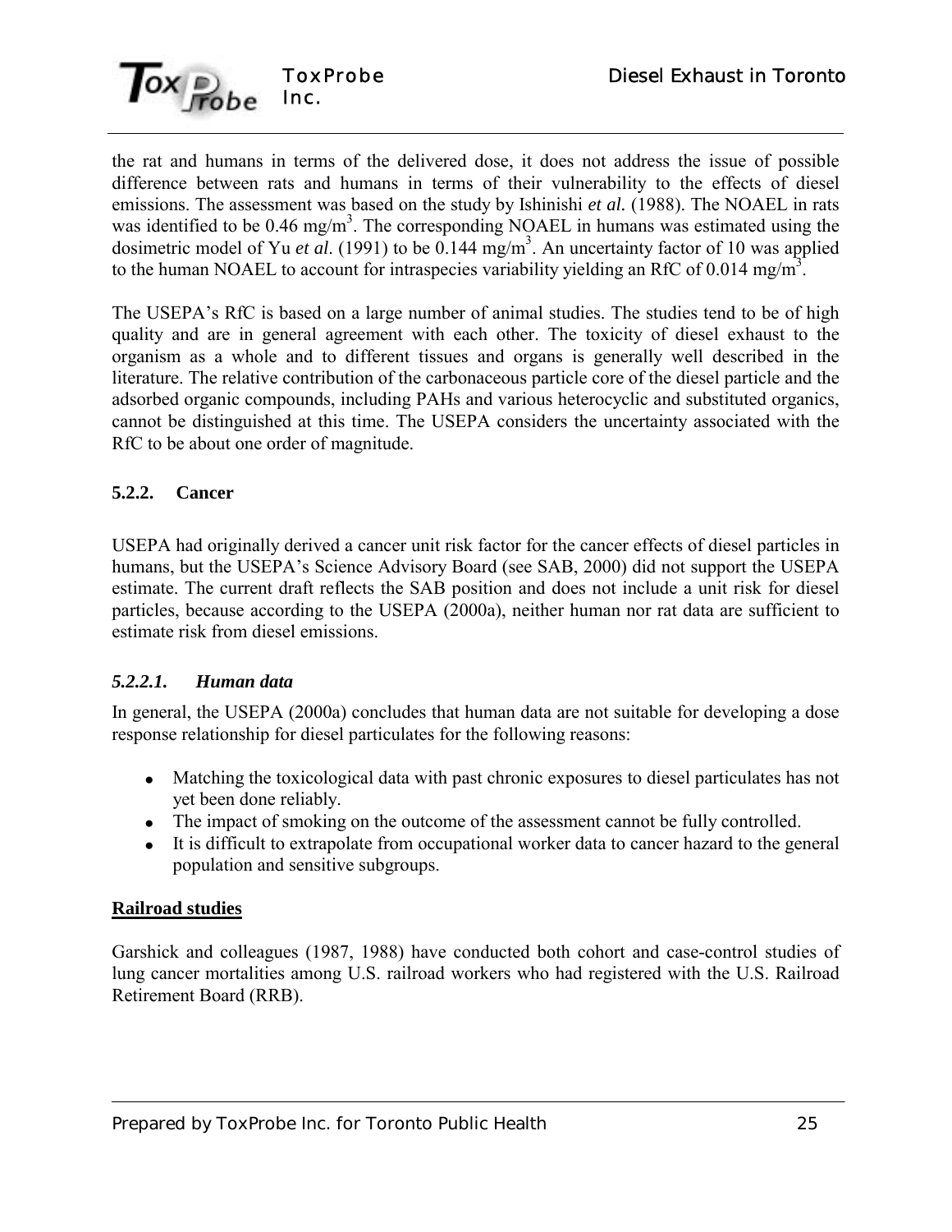the rat and humans in terms of the delivered dose, it does not address the issue of possible difference between rats and humans in terms of their vulnerability to the effects of diesel emissions. The assessment was based on the study by Ishinishi *et al.* (1988). The NOAEL in rats was identified to be 0.46 mg/m$^3$. The corresponding NOAEL in humans was estimated using the dosimetric model of Yu *et al*. (1991) to be 0.144 mg/m$^3$. An uncertainty factor of 10 was applied to the human NOAEL to account for intraspecies variability yielding an RfC of 0.014 mg/m$^3$.

The USEPA's RfC is based on a large number of animal studies. The studies tend to be of high quality and are in general agreement with each other. The toxicity of diesel exhaust to the organism as a whole and to different tissues and organs is generally well described in the literature. The relative contribution of the carbonaceous particle core of the diesel particle and the adsorbed organic compounds, including PAHs and various heterocyclic and substituted organics, cannot be distinguished at this time. The USEPA considers the uncertainty associated with the RfC to be about one order of magnitude.

### 5.2.2. Cancer

USEPA had originally derived a cancer unit risk factor for the cancer effects of diesel particles in humans, but the USEPA's Science Advisory Board (see SAB, 2000) did not support the USEPA estimate. The current draft reflects the SAB position and does not include a unit risk for diesel particles, because according to the USEPA (2000a), neither human nor rat data are sufficient to estimate risk from diesel emissions.

#### *5.2.2.1. Human data*

In general, the USEPA (2000a) concludes that human data are not suitable for developing a dose response relationship for diesel particulates for the following reasons:

- Matching the toxicological data with past chronic exposures to diesel particulates has not yet been done reliably.
- The impact of smoking on the outcome of the assessment cannot be fully controlled.
- It is difficult to extrapolate from occupational worker data to cancer hazard to the general population and sensitive subgroups.

**Railroad studies**

Garshick and colleagues (1987, 1988) have conducted both cohort and case-control studies of lung cancer mortalities among U.S. railroad workers who had registered with the U.S. Railroad Retirement Board (RRB).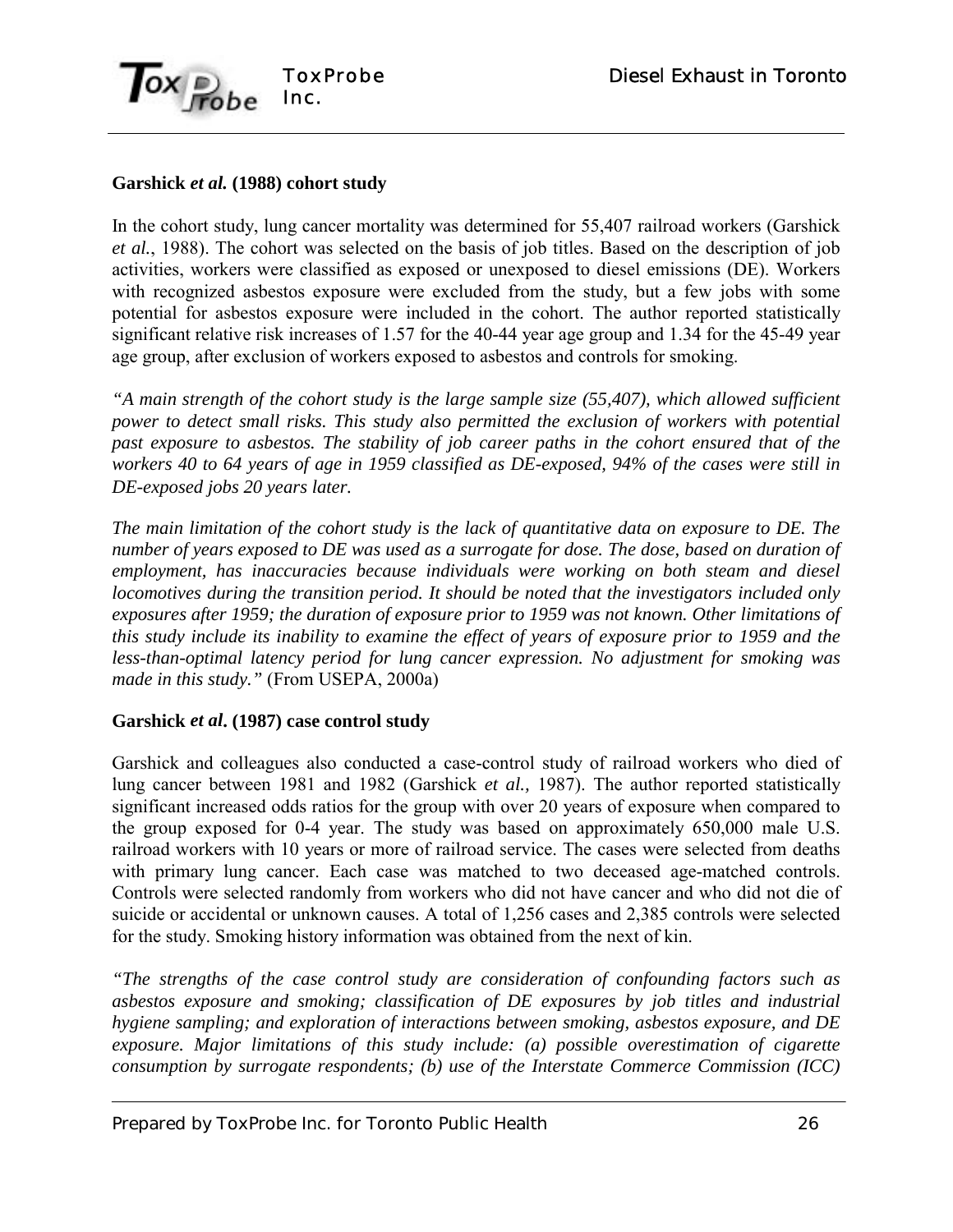**Garshick *et al.* (1988) cohort study**

In the cohort study, lung cancer mortality was determined for 55,407 railroad workers (Garshick *et al.*, 1988). The cohort was selected on the basis of job titles. Based on the description of job activities, workers were classified as exposed or unexposed to diesel emissions (DE). Workers with recognized asbestos exposure were excluded from the study, but a few jobs with some potential for asbestos exposure were included in the cohort. The author reported statistically significant relative risk increases of 1.57 for the 40-44 year age group and 1.34 for the 45-49 year age group, after exclusion of workers exposed to asbestos and controls for smoking.

*"A main strength of the cohort study is the large sample size (55,407), which allowed sufficient power to detect small risks. This study also permitted the exclusion of workers with potential past exposure to asbestos. The stability of job career paths in the cohort ensured that of the workers 40 to 64 years of age in 1959 classified as DE-exposed, 94% of the cases were still in DE-exposed jobs 20 years later.*

*The main limitation of the cohort study is the lack of quantitative data on exposure to DE. The number of years exposed to DE was used as a surrogate for dose. The dose, based on duration of employment, has inaccuracies because individuals were working on both steam and diesel locomotives during the transition period. It should be noted that the investigators included only exposures after 1959; the duration of exposure prior to 1959 was not known. Other limitations of this study include its inability to examine the effect of years of exposure prior to 1959 and the less-than-optimal latency period for lung cancer expression. No adjustment for smoking was made in this study."* (From USEPA, 2000a)

**Garshick *et al*. (1987) case control study**

Garshick and colleagues also conducted a case-control study of railroad workers who died of lung cancer between 1981 and 1982 (Garshick *et al.,* 1987). The author reported statistically significant increased odds ratios for the group with over 20 years of exposure when compared to the group exposed for 0-4 year. The study was based on approximately 650,000 male U.S. railroad workers with 10 years or more of railroad service. The cases were selected from deaths with primary lung cancer. Each case was matched to two deceased age-matched controls. Controls were selected randomly from workers who did not have cancer and who did not die of suicide or accidental or unknown causes. A total of 1,256 cases and 2,385 controls were selected for the study. Smoking history information was obtained from the next of kin.

*"The strengths of the case control study are consideration of confounding factors such as asbestos exposure and smoking; classification of DE exposures by job titles and industrial hygiene sampling; and exploration of interactions between smoking, asbestos exposure, and DE exposure. Major limitations of this study include: (a) possible overestimation of cigarette consumption by surrogate respondents; (b) use of the Interstate Commerce Commission (ICC)*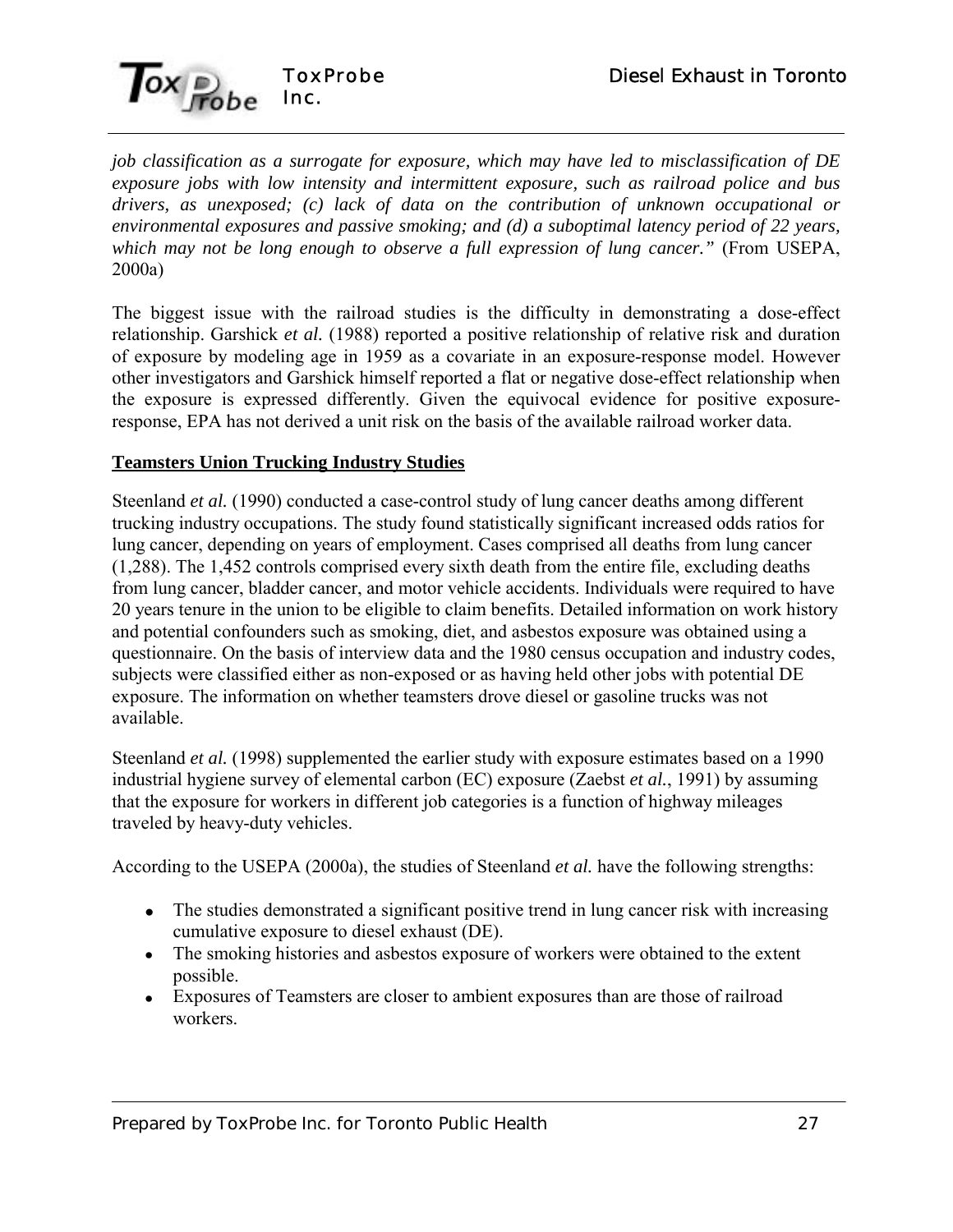*job classification as a surrogate for exposure, which may have led to misclassification of DE exposure jobs with low intensity and intermittent exposure, such as railroad police and bus drivers, as unexposed; (c) lack of data on the contribution of unknown occupational or environmental exposures and passive smoking; and (d) a suboptimal latency period of 22 years, which may not be long enough to observe a full expression of lung cancer."* (From USEPA, 2000a)

The biggest issue with the railroad studies is the difficulty in demonstrating a dose-effect relationship. Garshick *et al.* (1988) reported a positive relationship of relative risk and duration of exposure by modeling age in 1959 as a covariate in an exposure-response model. However other investigators and Garshick himself reported a flat or negative dose-effect relationship when the exposure is expressed differently. Given the equivocal evidence for positive exposure-response, EPA has not derived a unit risk on the basis of the available railroad worker data.

**Teamsters Union Trucking Industry Studies**

Steenland *et al.* (1990) conducted a case-control study of lung cancer deaths among different trucking industry occupations. The study found statistically significant increased odds ratios for lung cancer, depending on years of employment. Cases comprised all deaths from lung cancer (1,288). The 1,452 controls comprised every sixth death from the entire file, excluding deaths from lung cancer, bladder cancer, and motor vehicle accidents. Individuals were required to have 20 years tenure in the union to be eligible to claim benefits. Detailed information on work history and potential confounders such as smoking, diet, and asbestos exposure was obtained using a questionnaire. On the basis of interview data and the 1980 census occupation and industry codes, subjects were classified either as non-exposed or as having held other jobs with potential DE exposure. The information on whether teamsters drove diesel or gasoline trucks was not available.

Steenland *et al.* (1998) supplemented the earlier study with exposure estimates based on a 1990 industrial hygiene survey of elemental carbon (EC) exposure (Zaebst *et al.*, 1991) by assuming that the exposure for workers in different job categories is a function of highway mileages traveled by heavy-duty vehicles.

According to the USEPA (2000a), the studies of Steenland *et al.* have the following strengths:

- The studies demonstrated a significant positive trend in lung cancer risk with increasing cumulative exposure to diesel exhaust (DE).
- The smoking histories and asbestos exposure of workers were obtained to the extent possible.
- Exposures of Teamsters are closer to ambient exposures than are those of railroad workers.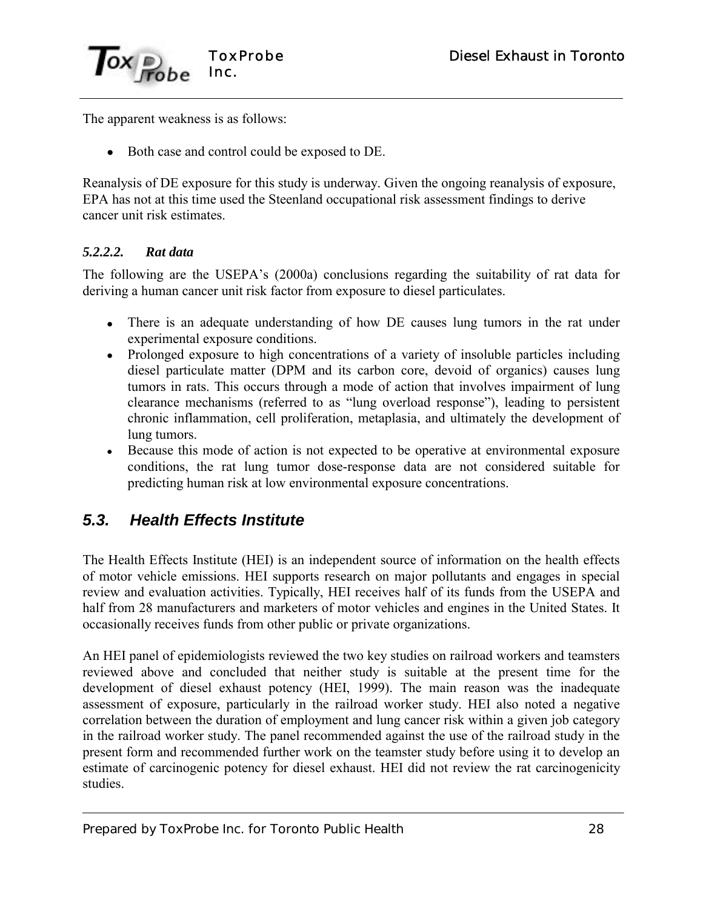The apparent weakness is as follows:

- Both case and control could be exposed to DE.

Reanalysis of DE exposure for this study is underway. Given the ongoing reanalysis of exposure, EPA has not at this time used the Steenland occupational risk assessment findings to derive cancer unit risk estimates.

#### *5.2.2.2. Rat data*

The following are the USEPA's (2000a) conclusions regarding the suitability of rat data for deriving a human cancer unit risk factor from exposure to diesel particulates.

- There is an adequate understanding of how DE causes lung tumors in the rat under experimental exposure conditions.
- Prolonged exposure to high concentrations of a variety of insoluble particles including diesel particulate matter (DPM and its carbon core, devoid of organics) causes lung tumors in rats. This occurs through a mode of action that involves impairment of lung clearance mechanisms (referred to as "lung overload response"), leading to persistent chronic inflammation, cell proliferation, metaplasia, and ultimately the development of lung tumors.
- Because this mode of action is not expected to be operative at environmental exposure conditions, the rat lung tumor dose-response data are not considered suitable for predicting human risk at low environmental exposure concentrations.

## *5.3. Health Effects Institute*

The Health Effects Institute (HEI) is an independent source of information on the health effects of motor vehicle emissions. HEI supports research on major pollutants and engages in special review and evaluation activities. Typically, HEI receives half of its funds from the USEPA and half from 28 manufacturers and marketers of motor vehicles and engines in the United States. It occasionally receives funds from other public or private organizations.

An HEI panel of epidemiologists reviewed the two key studies on railroad workers and teamsters reviewed above and concluded that neither study is suitable at the present time for the development of diesel exhaust potency (HEI, 1999). The main reason was the inadequate assessment of exposure, particularly in the railroad worker study. HEI also noted a negative correlation between the duration of employment and lung cancer risk within a given job category in the railroad worker study. The panel recommended against the use of the railroad study in the present form and recommended further work on the teamster study before using it to develop an estimate of carcinogenic potency for diesel exhaust. HEI did not review the rat carcinogenicity studies.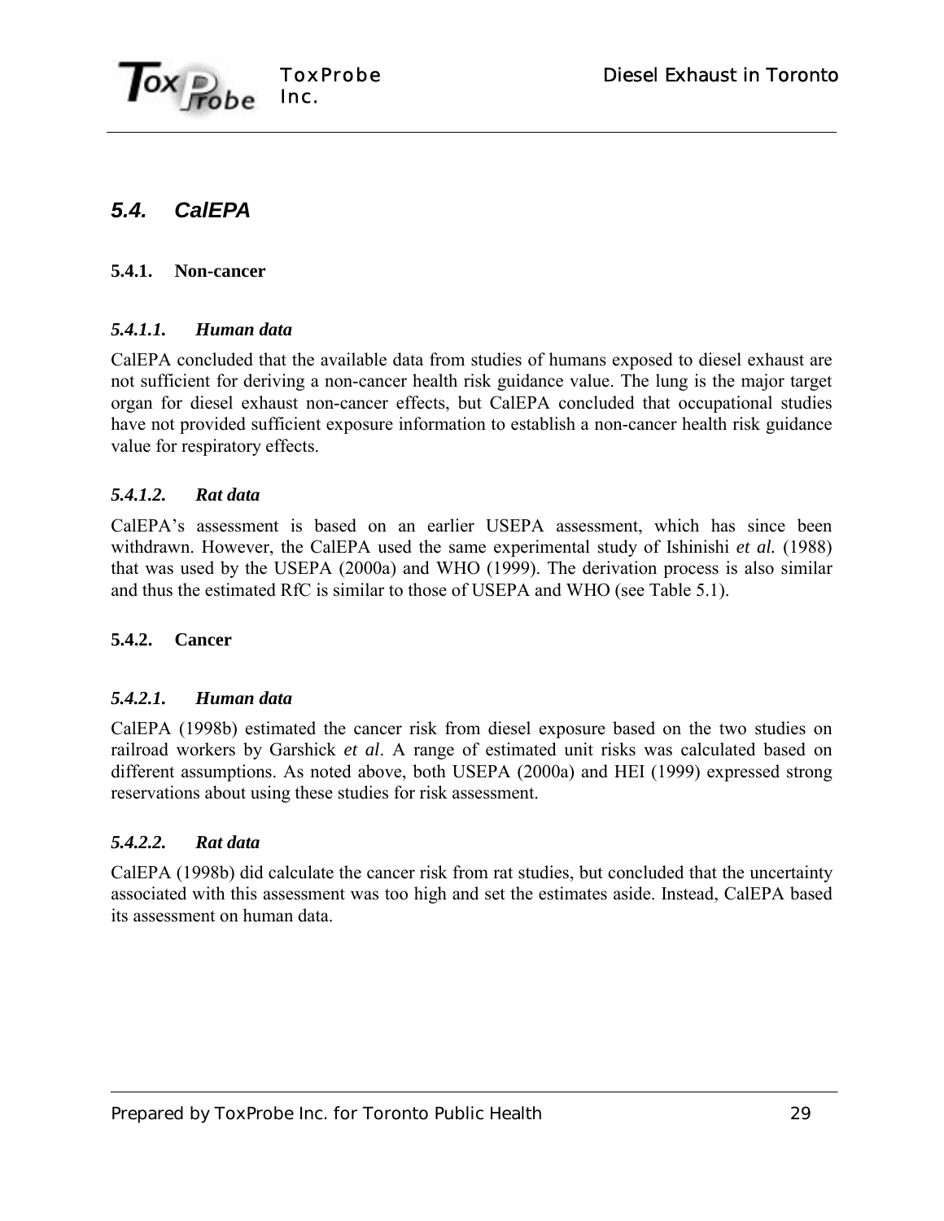## 5.4. CalEPA

### 5.4.1. Non-cancer

#### *5.4.1.1. Human data*

CalEPA concluded that the available data from studies of humans exposed to diesel exhaust are not sufficient for deriving a non-cancer health risk guidance value. The lung is the major target organ for diesel exhaust non-cancer effects, but CalEPA concluded that occupational studies have not provided sufficient exposure information to establish a non-cancer health risk guidance value for respiratory effects.

#### *5.4.1.2. Rat data*

CalEPA's assessment is based on an earlier USEPA assessment, which has since been withdrawn. However, the CalEPA used the same experimental study of Ishinishi *et al.* (1988) that was used by the USEPA (2000a) and WHO (1999). The derivation process is also similar and thus the estimated RfC is similar to those of USEPA and WHO (see Table 5.1).

### 5.4.2. Cancer

#### *5.4.2.1. Human data*

CalEPA (1998b) estimated the cancer risk from diesel exposure based on the two studies on railroad workers by Garshick *et al*. A range of estimated unit risks was calculated based on different assumptions. As noted above, both USEPA (2000a) and HEI (1999) expressed strong reservations about using these studies for risk assessment.

#### *5.4.2.2. Rat data*

CalEPA (1998b) did calculate the cancer risk from rat studies, but concluded that the uncertainty associated with this assessment was too high and set the estimates aside. Instead, CalEPA based its assessment on human data.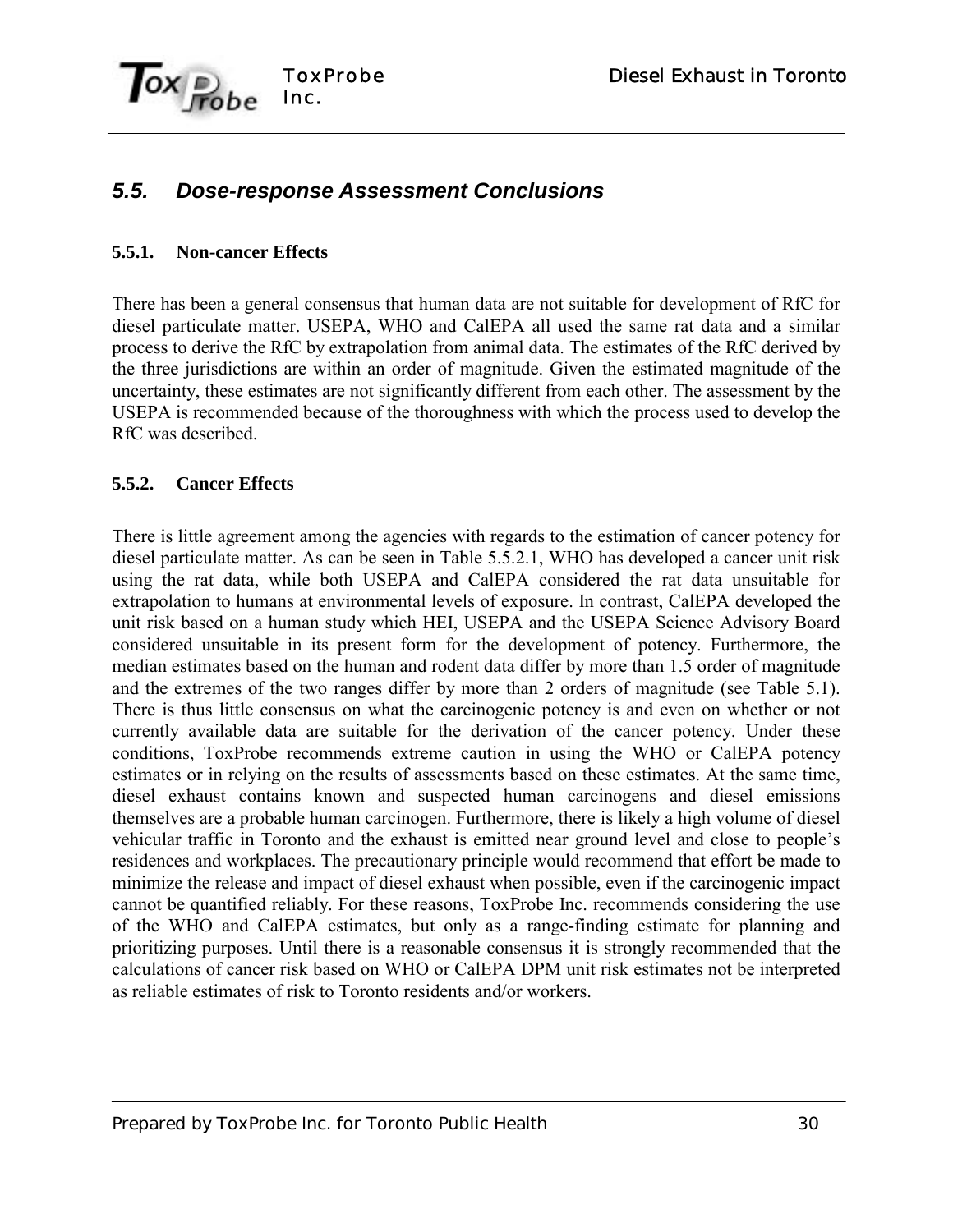## 5.5. Dose-response Assessment Conclusions

### 5.5.1. Non-cancer Effects

There has been a general consensus that human data are not suitable for development of RfC for diesel particulate matter. USEPA, WHO and CalEPA all used the same rat data and a similar process to derive the RfC by extrapolation from animal data. The estimates of the RfC derived by the three jurisdictions are within an order of magnitude. Given the estimated magnitude of the uncertainty, these estimates are not significantly different from each other. The assessment by the USEPA is recommended because of the thoroughness with which the process used to develop the RfC was described.

### 5.5.2. Cancer Effects

There is little agreement among the agencies with regards to the estimation of cancer potency for diesel particulate matter. As can be seen in Table 5.5.2.1, WHO has developed a cancer unit risk using the rat data, while both USEPA and CalEPA considered the rat data unsuitable for extrapolation to humans at environmental levels of exposure. In contrast, CalEPA developed the unit risk based on a human study which HEI, USEPA and the USEPA Science Advisory Board considered unsuitable in its present form for the development of potency. Furthermore, the median estimates based on the human and rodent data differ by more than 1.5 order of magnitude and the extremes of the two ranges differ by more than 2 orders of magnitude (see Table 5.1). There is thus little consensus on what the carcinogenic potency is and even on whether or not currently available data are suitable for the derivation of the cancer potency. Under these conditions, ToxProbe recommends extreme caution in using the WHO or CalEPA potency estimates or in relying on the results of assessments based on these estimates. At the same time, diesel exhaust contains known and suspected human carcinogens and diesel emissions themselves are a probable human carcinogen. Furthermore, there is likely a high volume of diesel vehicular traffic in Toronto and the exhaust is emitted near ground level and close to people's residences and workplaces. The precautionary principle would recommend that effort be made to minimize the release and impact of diesel exhaust when possible, even if the carcinogenic impact cannot be quantified reliably. For these reasons, ToxProbe Inc. recommends considering the use of the WHO and CalEPA estimates, but only as a range-finding estimate for planning and prioritizing purposes. Until there is a reasonable consensus it is strongly recommended that the calculations of cancer risk based on WHO or CalEPA DPM unit risk estimates not be interpreted as reliable estimates of risk to Toronto residents and/or workers.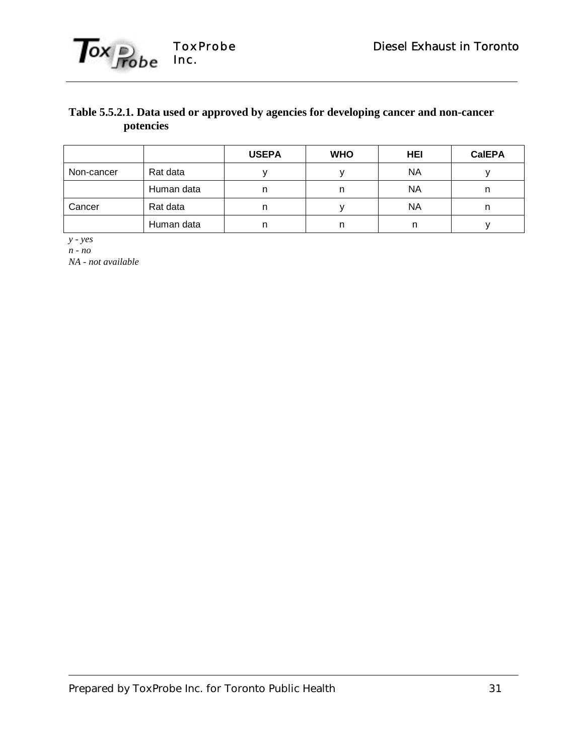**Table 5.5.2.1. Data used or approved by agencies for developing cancer and non-cancer potencies**

| | | USEPA | WHO | HEI | CalEPA |
|---|---|---|---|---|---|
| Non-cancer | Rat data | y | y | NA | y |
| | Human data | n | n | NA | n |
| Cancer | Rat data | n | y | NA | n |
| | Human data | n | n | n | y |

*y - yes*
*n - no*
*NA - not available*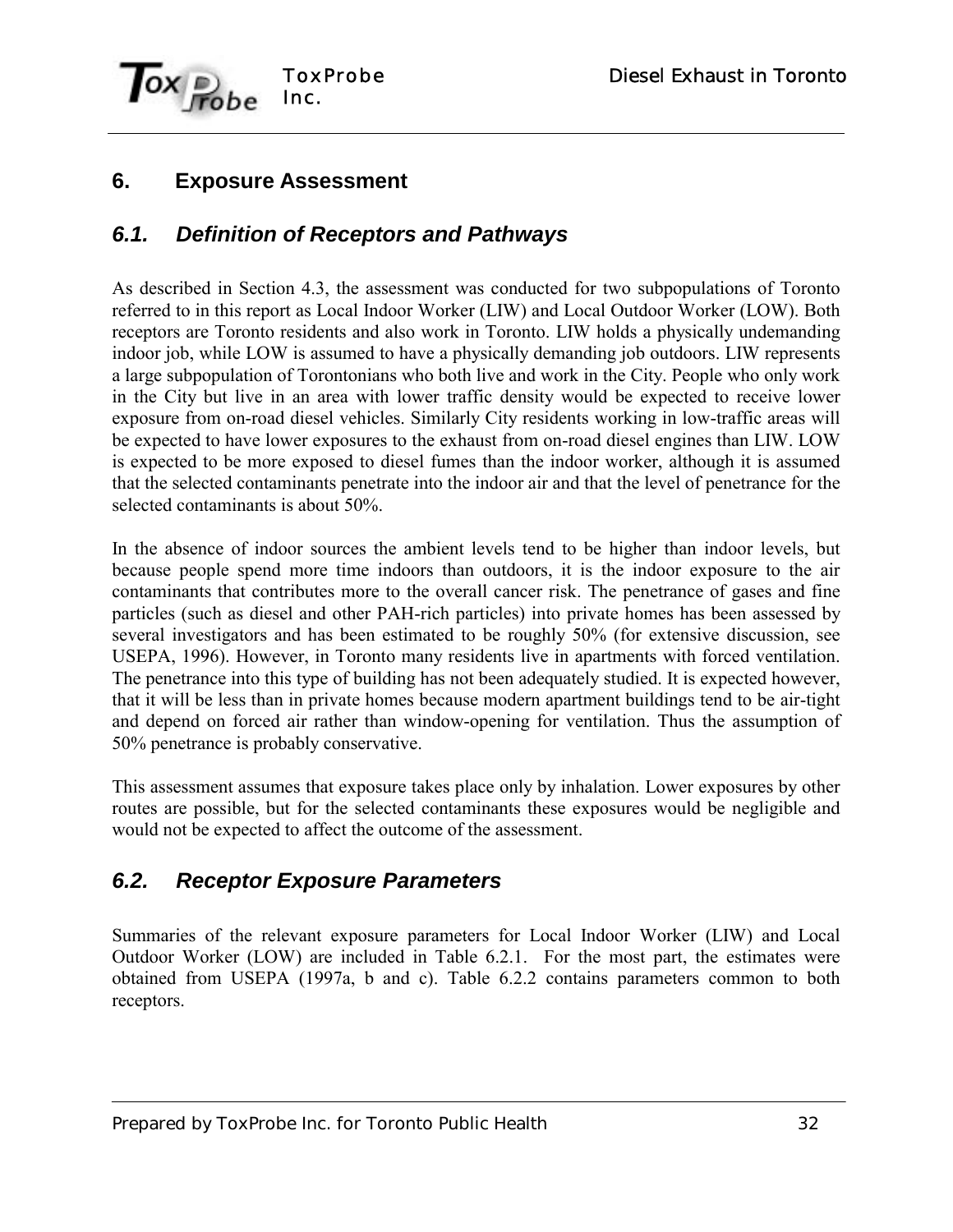# 6. Exposure Assessment

## *6.1. Definition of Receptors and Pathways*

As described in Section 4.3, the assessment was conducted for two subpopulations of Toronto referred to in this report as Local Indoor Worker (LIW) and Local Outdoor Worker (LOW). Both receptors are Toronto residents and also work in Toronto. LIW holds a physically undemanding indoor job, while LOW is assumed to have a physically demanding job outdoors. LIW represents a large subpopulation of Torontonians who both live and work in the City. People who only work in the City but live in an area with lower traffic density would be expected to receive lower exposure from on-road diesel vehicles. Similarly City residents working in low-traffic areas will be expected to have lower exposures to the exhaust from on-road diesel engines than LIW. LOW is expected to be more exposed to diesel fumes than the indoor worker, although it is assumed that the selected contaminants penetrate into the indoor air and that the level of penetrance for the selected contaminants is about 50%.

In the absence of indoor sources the ambient levels tend to be higher than indoor levels, but because people spend more time indoors than outdoors, it is the indoor exposure to the air contaminants that contributes more to the overall cancer risk. The penetrance of gases and fine particles (such as diesel and other PAH-rich particles) into private homes has been assessed by several investigators and has been estimated to be roughly 50% (for extensive discussion, see USEPA, 1996). However, in Toronto many residents live in apartments with forced ventilation. The penetrance into this type of building has not been adequately studied. It is expected however, that it will be less than in private homes because modern apartment buildings tend to be air-tight and depend on forced air rather than window-opening for ventilation. Thus the assumption of 50% penetrance is probably conservative.

This assessment assumes that exposure takes place only by inhalation. Lower exposures by other routes are possible, but for the selected contaminants these exposures would be negligible and would not be expected to affect the outcome of the assessment.

## *6.2. Receptor Exposure Parameters*

Summaries of the relevant exposure parameters for Local Indoor Worker (LIW) and Local Outdoor Worker (LOW) are included in Table 6.2.1. For the most part, the estimates were obtained from USEPA (1997a, b and c). Table 6.2.2 contains parameters common to both receptors.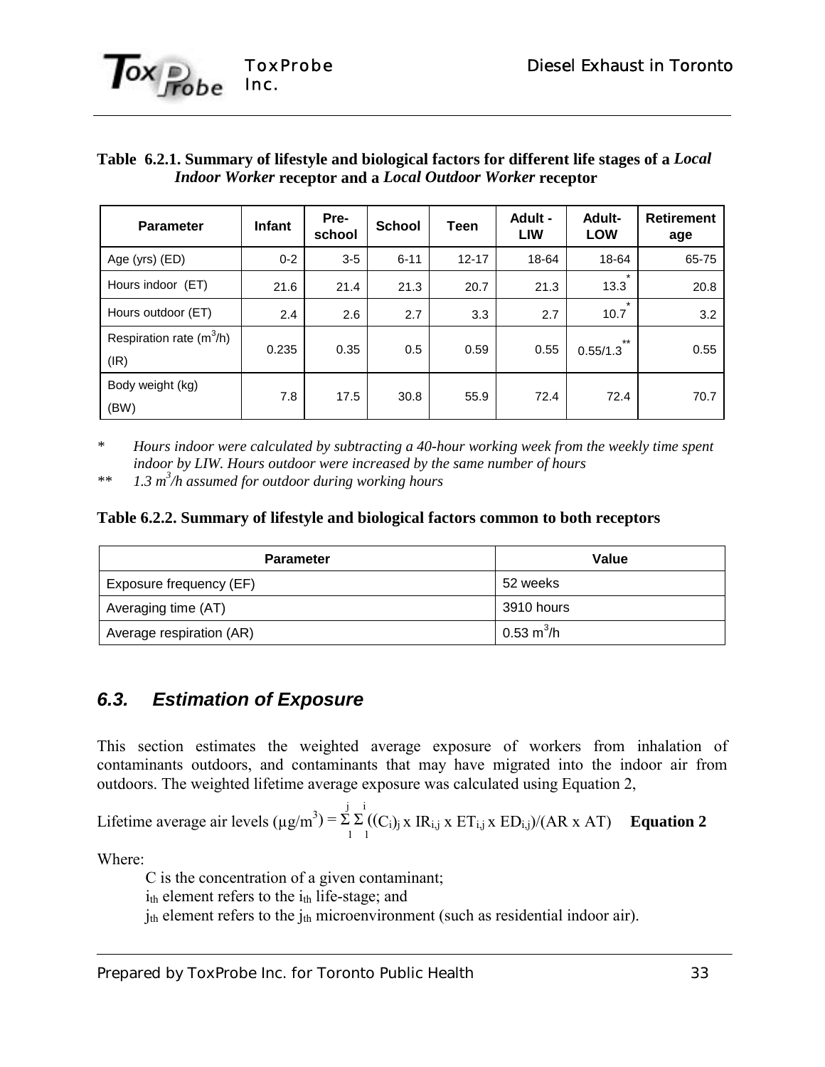**Table 6.2.1. Summary of lifestyle and biological factors for different life stages of a *Local Indoor Worker* receptor and a *Local Outdoor Worker* receptor**

| Parameter | Infant | Pre-school | School | Teen | Adult - LIW | Adult-LOW | Retirement age |
|---|---|---|---|---|---|---|---|
| Age (yrs) (ED) | 0-2 | 3-5 | 6-11 | 12-17 | 18-64 | 18-64 | 65-75 |
| Hours indoor (ET) | 21.6 | 21.4 | 21.3 | 20.7 | 21.3 | 13.3* | 20.8 |
| Hours outdoor (ET) | 2.4 | 2.6 | 2.7 | 3.3 | 2.7 | 10.7* | 3.2 |
| Respiration rate ($m^3$/h) (IR) | 0.235 | 0.35 | 0.5 | 0.59 | 0.55 | 0.55/1.3** | 0.55 |
| Body weight (kg) (BW) | 7.8 | 17.5 | 30.8 | 55.9 | 72.4 | 72.4 | 70.7 |

\* *Hours indoor were calculated by subtracting a 40-hour working week from the weekly time spent indoor by LIW. Hours outdoor were increased by the same number of hours*

\*\* *1.3 $m^3$/h assumed for outdoor during working hours*

**Table 6.2.2. Summary of lifestyle and biological factors common to both receptors**

| Parameter | Value |
|---|---|
| Exposure frequency (EF) | 52 weeks |
| Averaging time (AT) | 3910 hours |
| Average respiration (AR) | 0.53 $m^3$/h |

## 6.3. Estimation of Exposure

This section estimates the weighted average exposure of workers from inhalation of contaminants outdoors, and contaminants that may have migrated into the indoor air from outdoors. The weighted lifetime average exposure was calculated using Equation 2,

Lifetime average air levels ($\mu g/m^3$) = $\sum_{1}^{j}\sum_{1}^{i}((C_i)_j \times IR_{i,j} \times ET_{i,j} \times ED_{i,j})/(AR \times AT)$ **Equation 2**

Where:

C is the concentration of a given contaminant;

$i_{th}$ element refers to the $i_{th}$ life-stage; and

$j_{th}$ element refers to the $j_{th}$ microenvironment (such as residential indoor air).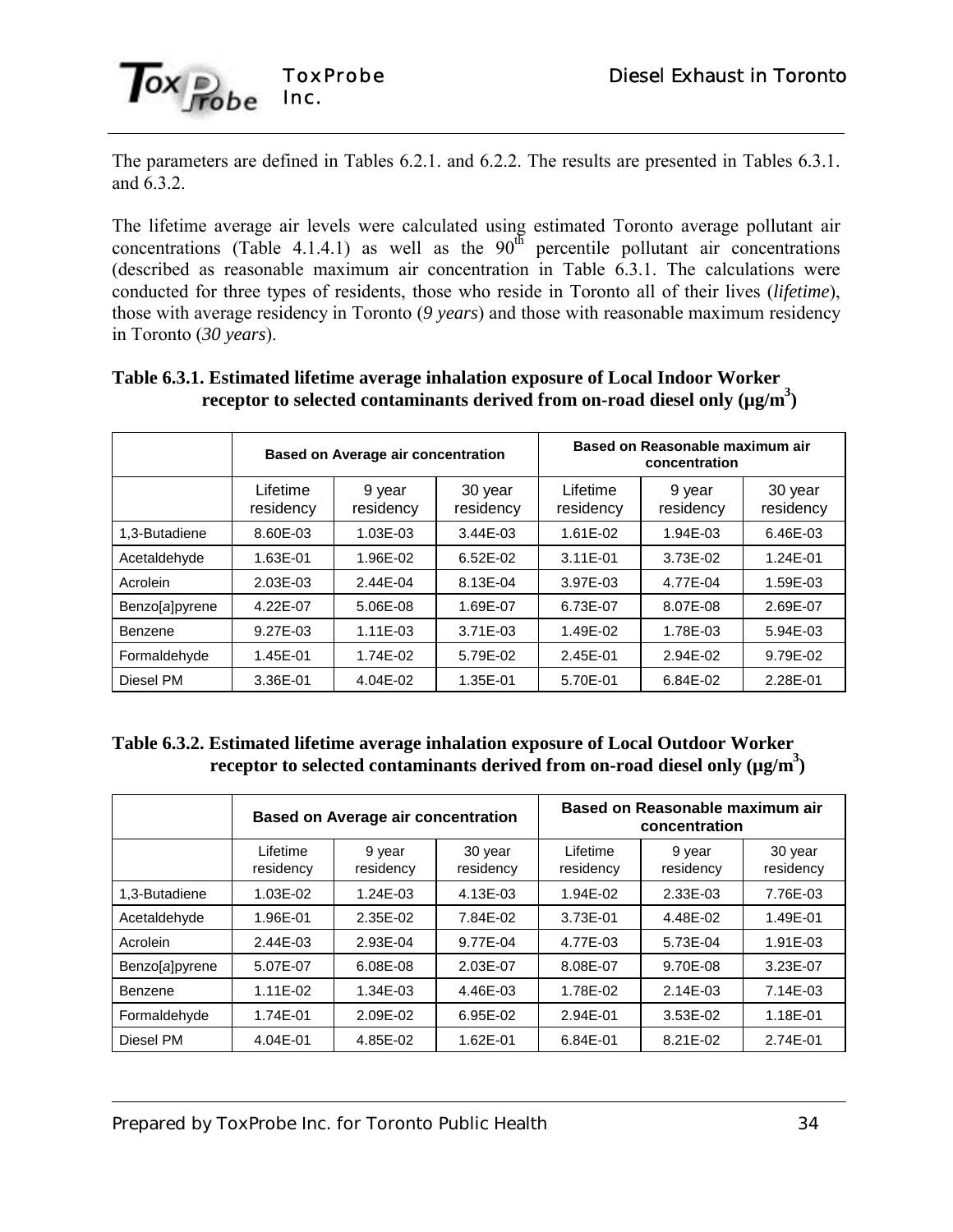The parameters are defined in Tables 6.2.1. and 6.2.2. The results are presented in Tables 6.3.1. and 6.3.2.

The lifetime average air levels were calculated using estimated Toronto average pollutant air concentrations (Table 4.1.4.1) as well as the 90$^{th}$ percentile pollutant air concentrations (described as reasonable maximum air concentration in Table 6.3.1. The calculations were conducted for three types of residents, those who reside in Toronto all of their lives (*lifetime*), those with average residency in Toronto (*9 years*) and those with reasonable maximum residency in Toronto (*30 years*).

**Table 6.3.1. Estimated lifetime average inhalation exposure of Local Indoor Worker receptor to selected contaminants derived from on-road diesel only (μg/m$^3$)**

| | Based on Average air concentration | | | Based on Reasonable maximum air concentration | | |
|---|---|---|---|---|---|---|
| | Lifetime residency | 9 year residency | 30 year residency | Lifetime residency | 9 year residency | 30 year residency |
| 1,3-Butadiene | 8.60E-03 | 1.03E-03 | 3.44E-03 | 1.61E-02 | 1.94E-03 | 6.46E-03 |
| Acetaldehyde | 1.63E-01 | 1.96E-02 | 6.52E-02 | 3.11E-01 | 3.73E-02 | 1.24E-01 |
| Acrolein | 2.03E-03 | 2.44E-04 | 8.13E-04 | 3.97E-03 | 4.77E-04 | 1.59E-03 |
| Benzo[*a*]pyrene | 4.22E-07 | 5.06E-08 | 1.69E-07 | 6.73E-07 | 8.07E-08 | 2.69E-07 |
| Benzene | 9.27E-03 | 1.11E-03 | 3.71E-03 | 1.49E-02 | 1.78E-03 | 5.94E-03 |
| Formaldehyde | 1.45E-01 | 1.74E-02 | 5.79E-02 | 2.45E-01 | 2.94E-02 | 9.79E-02 |
| Diesel PM | 3.36E-01 | 4.04E-02 | 1.35E-01 | 5.70E-01 | 6.84E-02 | 2.28E-01 |

**Table 6.3.2. Estimated lifetime average inhalation exposure of Local Outdoor Worker receptor to selected contaminants derived from on-road diesel only (μg/m$^3$)**

| | Based on Average air concentration | | | Based on Reasonable maximum air concentration | | |
|---|---|---|---|---|---|---|
| | Lifetime residency | 9 year residency | 30 year residency | Lifetime residency | 9 year residency | 30 year residency |
| 1,3-Butadiene | 1.03E-02 | 1.24E-03 | 4.13E-03 | 1.94E-02 | 2.33E-03 | 7.76E-03 |
| Acetaldehyde | 1.96E-01 | 2.35E-02 | 7.84E-02 | 3.73E-01 | 4.48E-02 | 1.49E-01 |
| Acrolein | 2.44E-03 | 2.93E-04 | 9.77E-04 | 4.77E-03 | 5.73E-04 | 1.91E-03 |
| Benzo[*a*]pyrene | 5.07E-07 | 6.08E-08 | 2.03E-07 | 8.08E-07 | 9.70E-08 | 3.23E-07 |
| Benzene | 1.11E-02 | 1.34E-03 | 4.46E-03 | 1.78E-02 | 2.14E-03 | 7.14E-03 |
| Formaldehyde | 1.74E-01 | 2.09E-02 | 6.95E-02 | 2.94E-01 | 3.53E-02 | 1.18E-01 |
| Diesel PM | 4.04E-01 | 4.85E-02 | 1.62E-01 | 6.84E-01 | 8.21E-02 | 2.74E-01 |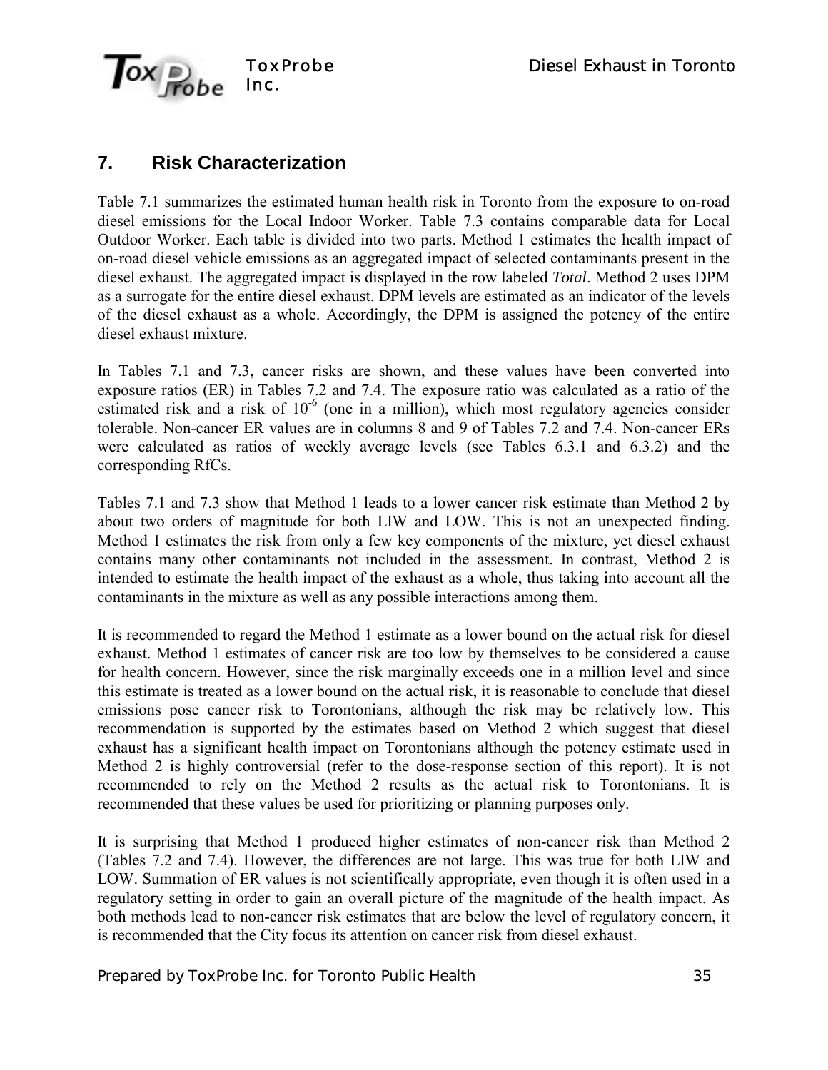## 7. Risk Characterization

Table 7.1 summarizes the estimated human health risk in Toronto from the exposure to on-road diesel emissions for the Local Indoor Worker. Table 7.3 contains comparable data for Local Outdoor Worker. Each table is divided into two parts. Method 1 estimates the health impact of on-road diesel vehicle emissions as an aggregated impact of selected contaminants present in the diesel exhaust. The aggregated impact is displayed in the row labeled *Total*. Method 2 uses DPM as a surrogate for the entire diesel exhaust. DPM levels are estimated as an indicator of the levels of the diesel exhaust as a whole. Accordingly, the DPM is assigned the potency of the entire diesel exhaust mixture.

In Tables 7.1 and 7.3, cancer risks are shown, and these values have been converted into exposure ratios (ER) in Tables 7.2 and 7.4. The exposure ratio was calculated as a ratio of the estimated risk and a risk of $10^{-6}$ (one in a million), which most regulatory agencies consider tolerable. Non-cancer ER values are in columns 8 and 9 of Tables 7.2 and 7.4. Non-cancer ERs were calculated as ratios of weekly average levels (see Tables 6.3.1 and 6.3.2) and the corresponding RfCs.

Tables 7.1 and 7.3 show that Method 1 leads to a lower cancer risk estimate than Method 2 by about two orders of magnitude for both LIW and LOW. This is not an unexpected finding. Method 1 estimates the risk from only a few key components of the mixture, yet diesel exhaust contains many other contaminants not included in the assessment. In contrast, Method 2 is intended to estimate the health impact of the exhaust as a whole, thus taking into account all the contaminants in the mixture as well as any possible interactions among them.

It is recommended to regard the Method 1 estimate as a lower bound on the actual risk for diesel exhaust. Method 1 estimates of cancer risk are too low by themselves to be considered a cause for health concern. However, since the risk marginally exceeds one in a million level and since this estimate is treated as a lower bound on the actual risk, it is reasonable to conclude that diesel emissions pose cancer risk to Torontonians, although the risk may be relatively low. This recommendation is supported by the estimates based on Method 2 which suggest that diesel exhaust has a significant health impact on Torontonians although the potency estimate used in Method 2 is highly controversial (refer to the dose-response section of this report). It is not recommended to rely on the Method 2 results as the actual risk to Torontonians. It is recommended that these values be used for prioritizing or planning purposes only.

It is surprising that Method 1 produced higher estimates of non-cancer risk than Method 2 (Tables 7.2 and 7.4). However, the differences are not large. This was true for both LIW and LOW. Summation of ER values is not scientifically appropriate, even though it is often used in a regulatory setting in order to gain an overall picture of the magnitude of the health impact. As both methods lead to non-cancer risk estimates that are below the level of regulatory concern, it is recommended that the City focus its attention on cancer risk from diesel exhaust.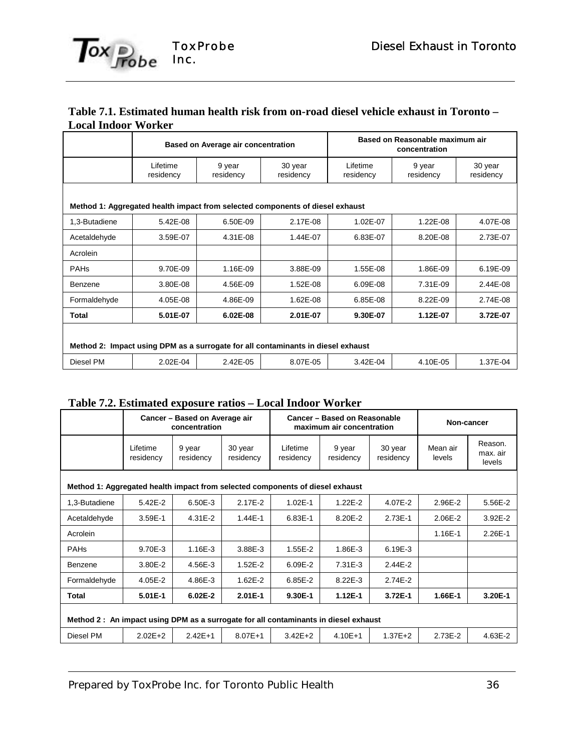**Table 7.1. Estimated human health risk from on-road diesel vehicle exhaust in Toronto – Local Indoor Worker**

| | Based on Average air concentration | | | Based on Reasonable maximum air concentration | | |
|---|---|---|---|---|---|---|
| | Lifetime residency | 9 year residency | 30 year residency | Lifetime residency | 9 year residency | 30 year residency |
| **Method 1: Aggregated health impact from selected components of diesel exhaust** | | | | | | |
| 1,3-Butadiene | 5.42E-08 | 6.50E-09 | 2.17E-08 | 1.02E-07 | 1.22E-08 | 4.07E-08 |
| Acetaldehyde | 3.59E-07 | 4.31E-08 | 1.44E-07 | 6.83E-07 | 8.20E-08 | 2.73E-07 |
| Acrolein | | | | | | |
| PAHs | 9.70E-09 | 1.16E-09 | 3.88E-09 | 1.55E-08 | 1.86E-09 | 6.19E-09 |
| Benzene | 3.80E-08 | 4.56E-09 | 1.52E-08 | 6.09E-08 | 7.31E-09 | 2.44E-08 |
| Formaldehyde | 4.05E-08 | 4.86E-09 | 1.62E-08 | 6.85E-08 | 8.22E-09 | 2.74E-08 |
| **Total** | **5.01E-07** | **6.02E-08** | **2.01E-07** | **9.30E-07** | **1.12E-07** | **3.72E-07** |
| **Method 2: Impact using DPM as a surrogate for all contaminants in diesel exhaust** | | | | | | |
| Diesel PM | 2.02E-04 | 2.42E-05 | 8.07E-05 | 3.42E-04 | 4.10E-05 | 1.37E-04 |

**Table 7.2. Estimated exposure ratios – Local Indoor Worker**

| | Cancer – Based on Average air concentration | | | Cancer – Based on Reasonable maximum air concentration | | | Non-cancer | |
|---|---|---|---|---|---|---|---|---|
| | Lifetime residency | 9 year residency | 30 year residency | Lifetime residency | 9 year residency | 30 year residency | Mean air levels | Reason. max. air levels |
| **Method 1: Aggregated health impact from selected components of diesel exhaust** | | | | | | | | |
| 1,3-Butadiene | 5.42E-2 | 6.50E-3 | 2.17E-2 | 1.02E-1 | 1.22E-2 | 4.07E-2 | 2.96E-2 | 5.56E-2 |
| Acetaldehyde | 3.59E-1 | 4.31E-2 | 1.44E-1 | 6.83E-1 | 8.20E-2 | 2.73E-1 | 2.06E-2 | 3.92E-2 |
| Acrolein | | | | | | | 1.16E-1 | 2.26E-1 |
| PAHs | 9.70E-3 | 1.16E-3 | 3.88E-3 | 1.55E-2 | 1.86E-3 | 6.19E-3 | | |
| Benzene | 3.80E-2 | 4.56E-3 | 1.52E-2 | 6.09E-2 | 7.31E-3 | 2.44E-2 | | |
| Formaldehyde | 4.05E-2 | 4.86E-3 | 1.62E-2 | 6.85E-2 | 8.22E-3 | 2.74E-2 | | |
| **Total** | **5.01E-1** | **6.02E-2** | **2.01E-1** | **9.30E-1** | **1.12E-1** | **3.72E-1** | **1.66E-1** | **3.20E-1** |
| **Method 2 : An impact using DPM as a surrogate for all contaminants in diesel exhaust** | | | | | | | | |
| Diesel PM | 2.02E+2 | 2.42E+1 | 8.07E+1 | 3.42E+2 | 4.10E+1 | 1.37E+2 | 2.73E-2 | 4.63E-2 |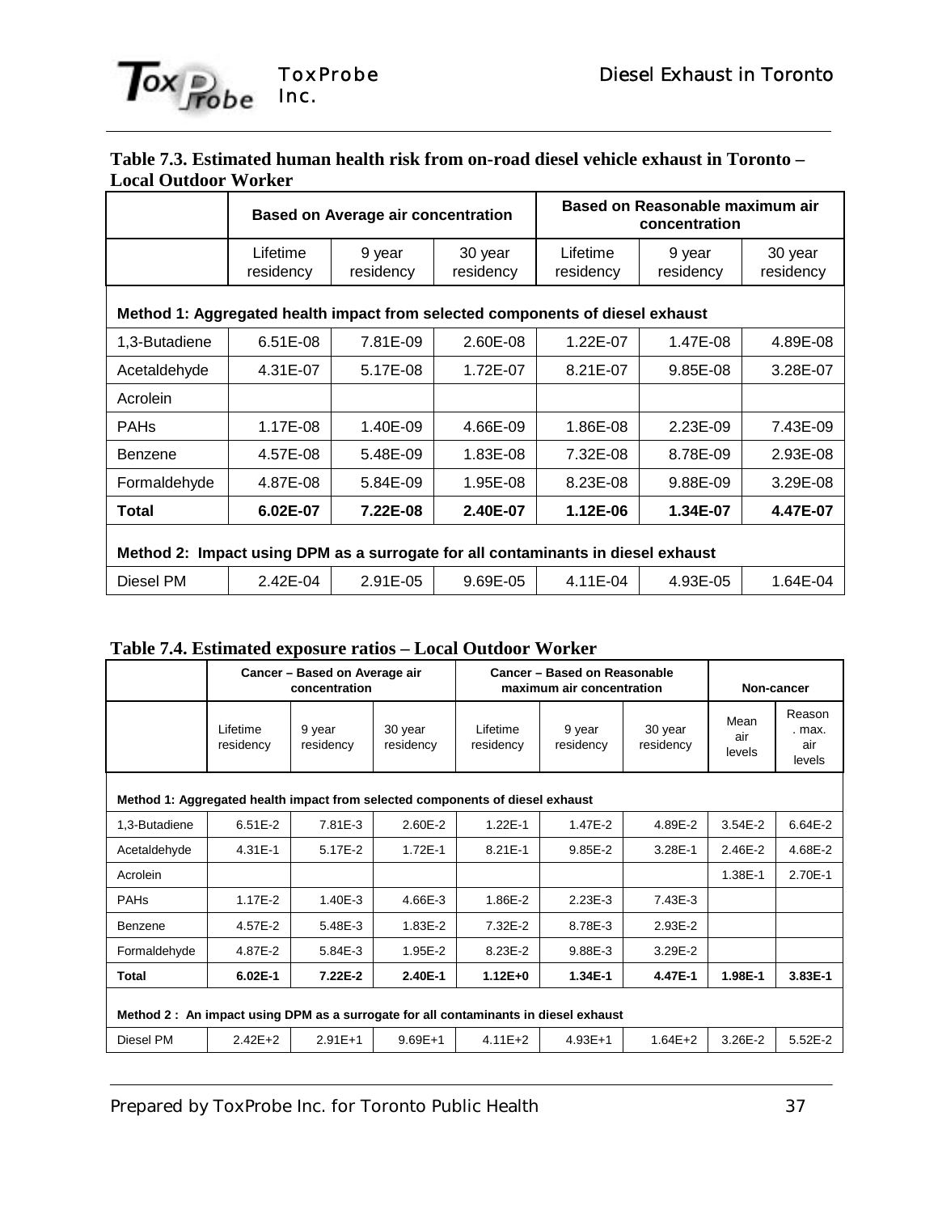**Table 7.3. Estimated human health risk from on-road diesel vehicle exhaust in Toronto – Local Outdoor Worker**

| | Based on Average air concentration | | | Based on Reasonable maximum air concentration | | |
|---|---|---|---|---|---|---|
| | Lifetime residency | 9 year residency | 30 year residency | Lifetime residency | 9 year residency | 30 year residency |
| **Method 1: Aggregated health impact from selected components of diesel exhaust** | | | | | | |
| 1,3-Butadiene | 6.51E-08 | 7.81E-09 | 2.60E-08 | 1.22E-07 | 1.47E-08 | 4.89E-08 |
| Acetaldehyde | 4.31E-07 | 5.17E-08 | 1.72E-07 | 8.21E-07 | 9.85E-08 | 3.28E-07 |
| Acrolein | | | | | | |
| PAHs | 1.17E-08 | 1.40E-09 | 4.66E-09 | 1.86E-08 | 2.23E-09 | 7.43E-09 |
| Benzene | 4.57E-08 | 5.48E-09 | 1.83E-08 | 7.32E-08 | 8.78E-09 | 2.93E-08 |
| Formaldehyde | 4.87E-08 | 5.84E-09 | 1.95E-08 | 8.23E-08 | 9.88E-09 | 3.29E-08 |
| **Total** | **6.02E-07** | **7.22E-08** | **2.40E-07** | **1.12E-06** | **1.34E-07** | **4.47E-07** |
| **Method 2: Impact using DPM as a surrogate for all contaminants in diesel exhaust** | | | | | | |
| Diesel PM | 2.42E-04 | 2.91E-05 | 9.69E-05 | 4.11E-04 | 4.93E-05 | 1.64E-04 |

**Table 7.4. Estimated exposure ratios – Local Outdoor Worker**

| | Cancer – Based on Average air concentration | | | Cancer – Based on Reasonable maximum air concentration | | | Non-cancer | |
|---|---|---|---|---|---|---|---|---|
| | Lifetime residency | 9 year residency | 30 year residency | Lifetime residency | 9 year residency | 30 year residency | Mean air levels | Reason. max. air levels |
| **Method 1: Aggregated health impact from selected components of diesel exhaust** | | | | | | | | |
| 1,3-Butadiene | 6.51E-2 | 7.81E-3 | 2.60E-2 | 1.22E-1 | 1.47E-2 | 4.89E-2 | 3.54E-2 | 6.64E-2 |
| Acetaldehyde | 4.31E-1 | 5.17E-2 | 1.72E-1 | 8.21E-1 | 9.85E-2 | 3.28E-1 | 2.46E-2 | 4.68E-2 |
| Acrolein | | | | | | | 1.38E-1 | 2.70E-1 |
| PAHs | 1.17E-2 | 1.40E-3 | 4.66E-3 | 1.86E-2 | 2.23E-3 | 7.43E-3 | | |
| Benzene | 4.57E-2 | 5.48E-3 | 1.83E-2 | 7.32E-2 | 8.78E-3 | 2.93E-2 | | |
| Formaldehyde | 4.87E-2 | 5.84E-3 | 1.95E-2 | 8.23E-2 | 9.88E-3 | 3.29E-2 | | |
| **Total** | **6.02E-1** | **7.22E-2** | **2.40E-1** | **1.12E+0** | **1.34E-1** | **4.47E-1** | **1.98E-1** | **3.83E-1** |
| **Method 2 : An impact using DPM as a surrogate for all contaminants in diesel exhaust** | | | | | | | | |
| Diesel PM | 2.42E+2 | 2.91E+1 | 9.69E+1 | 4.11E+2 | 4.93E+1 | 1.64E+2 | 3.26E-2 | 5.52E-2 |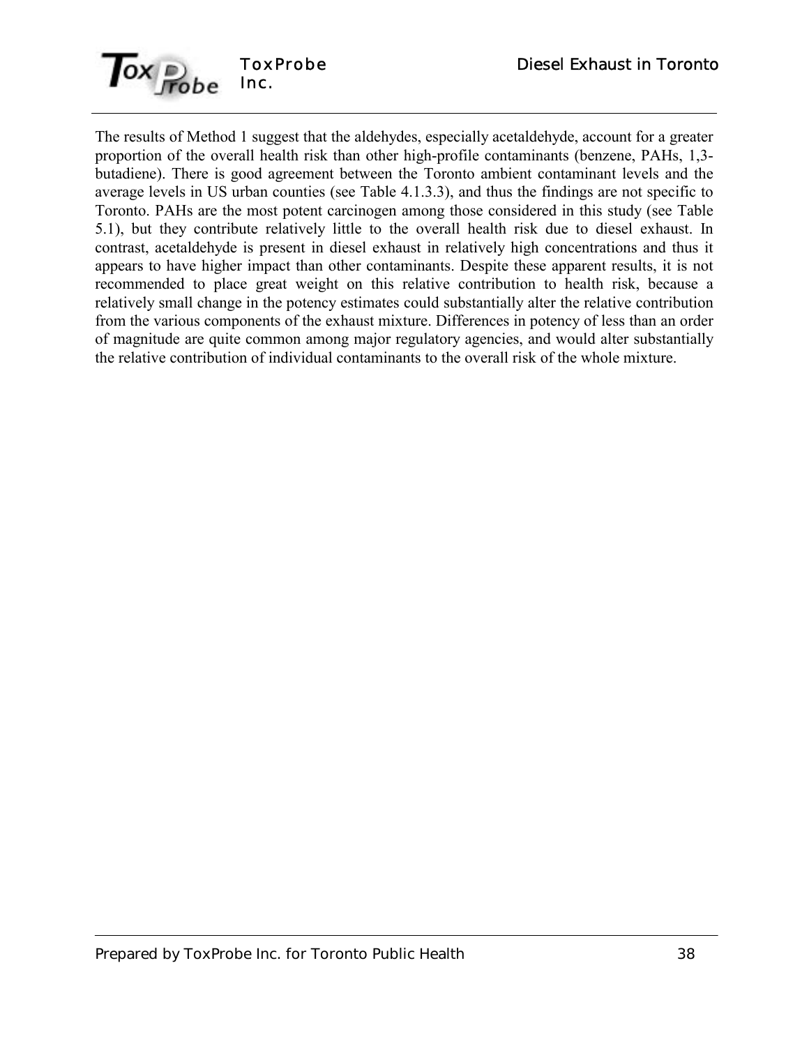The results of Method 1 suggest that the aldehydes, especially acetaldehyde, account for a greater proportion of the overall health risk than other high-profile contaminants (benzene, PAHs, 1,3-butadiene). There is good agreement between the Toronto ambient contaminant levels and the average levels in US urban counties (see Table 4.1.3.3), and thus the findings are not specific to Toronto. PAHs are the most potent carcinogen among those considered in this study (see Table 5.1), but they contribute relatively little to the overall health risk due to diesel exhaust. In contrast, acetaldehyde is present in diesel exhaust in relatively high concentrations and thus it appears to have higher impact than other contaminants. Despite these apparent results, it is not recommended to place great weight on this relative contribution to health risk, because a relatively small change in the potency estimates could substantially alter the relative contribution from the various components of the exhaust mixture. Differences in potency of less than an order of magnitude are quite common among major regulatory agencies, and would alter substantially the relative contribution of individual contaminants to the overall risk of the whole mixture.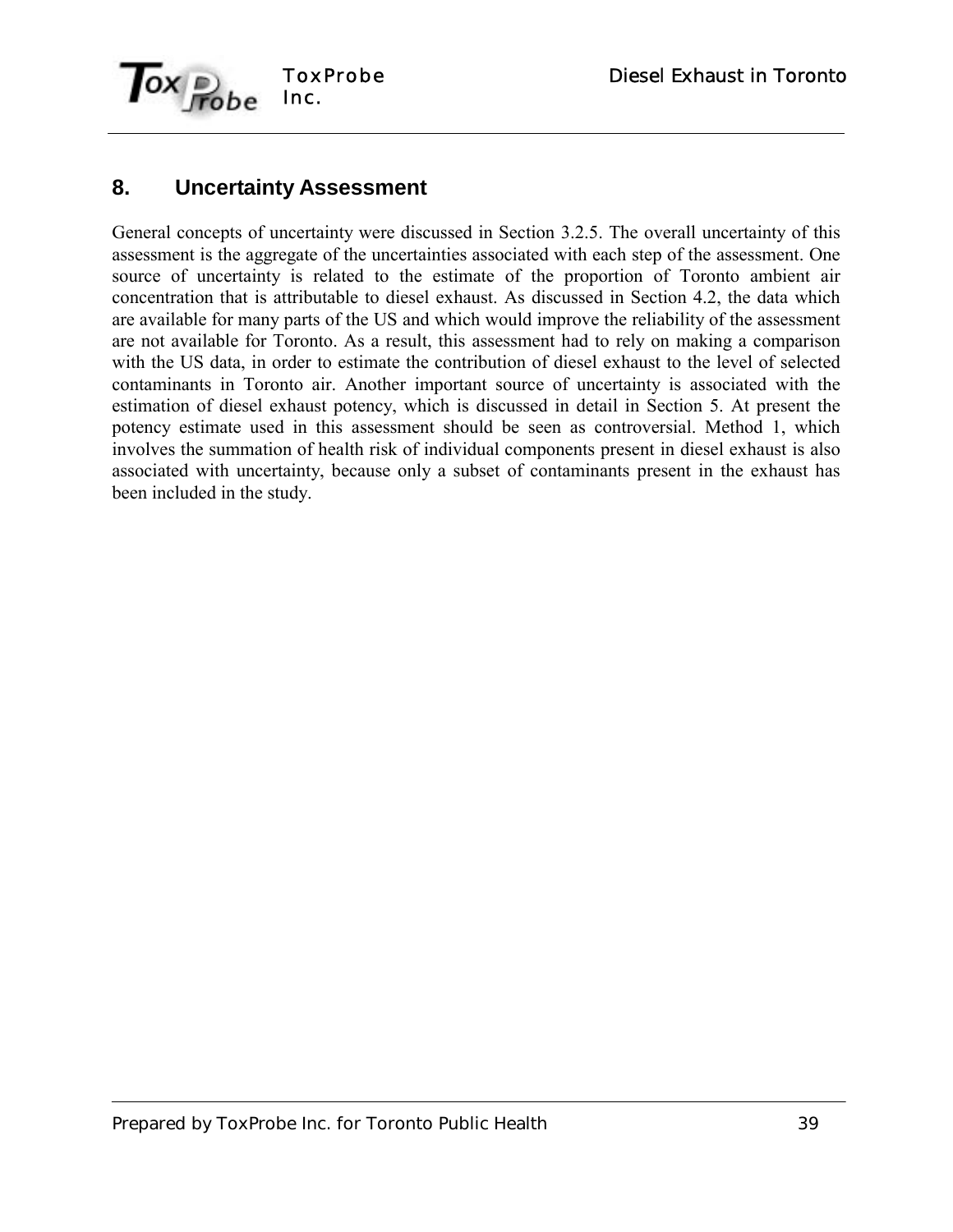## 8. Uncertainty Assessment

General concepts of uncertainty were discussed in Section 3.2.5. The overall uncertainty of this assessment is the aggregate of the uncertainties associated with each step of the assessment. One source of uncertainty is related to the estimate of the proportion of Toronto ambient air concentration that is attributable to diesel exhaust. As discussed in Section 4.2, the data which are available for many parts of the US and which would improve the reliability of the assessment are not available for Toronto. As a result, this assessment had to rely on making a comparison with the US data, in order to estimate the contribution of diesel exhaust to the level of selected contaminants in Toronto air. Another important source of uncertainty is associated with the estimation of diesel exhaust potency, which is discussed in detail in Section 5. At present the potency estimate used in this assessment should be seen as controversial. Method 1, which involves the summation of health risk of individual components present in diesel exhaust is also associated with uncertainty, because only a subset of contaminants present in the exhaust has been included in the study.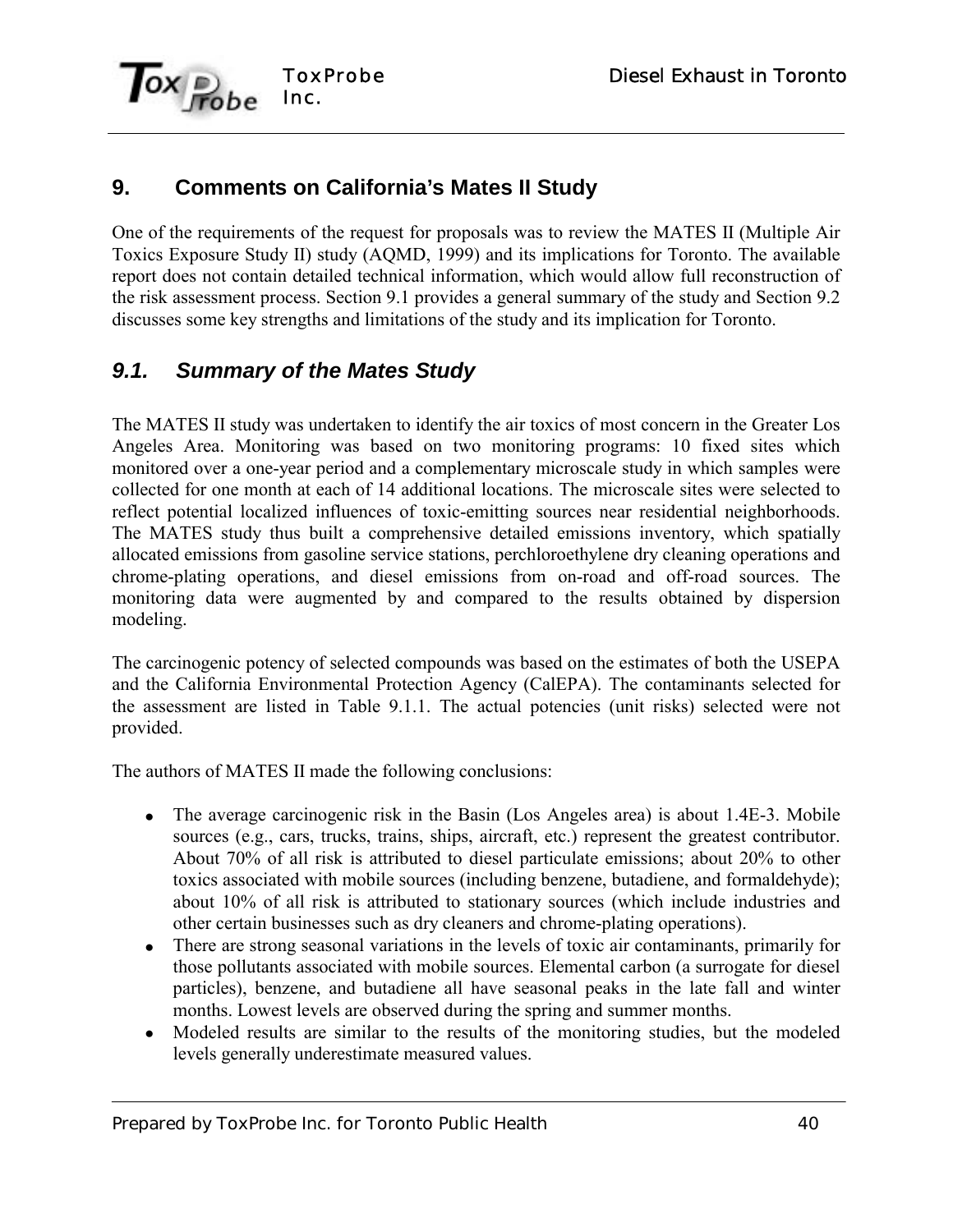## 9. Comments on California's Mates II Study

One of the requirements of the request for proposals was to review the MATES II (Multiple Air Toxics Exposure Study II) study (AQMD, 1999) and its implications for Toronto. The available report does not contain detailed technical information, which would allow full reconstruction of the risk assessment process. Section 9.1 provides a general summary of the study and Section 9.2 discusses some key strengths and limitations of the study and its implication for Toronto.

### *9.1. Summary of the Mates Study*

The MATES II study was undertaken to identify the air toxics of most concern in the Greater Los Angeles Area. Monitoring was based on two monitoring programs: 10 fixed sites which monitored over a one-year period and a complementary microscale study in which samples were collected for one month at each of 14 additional locations. The microscale sites were selected to reflect potential localized influences of toxic-emitting sources near residential neighborhoods. The MATES study thus built a comprehensive detailed emissions inventory, which spatially allocated emissions from gasoline service stations, perchloroethylene dry cleaning operations and chrome-plating operations, and diesel emissions from on-road and off-road sources. The monitoring data were augmented by and compared to the results obtained by dispersion modeling.

The carcinogenic potency of selected compounds was based on the estimates of both the USEPA and the California Environmental Protection Agency (CalEPA). The contaminants selected for the assessment are listed in Table 9.1.1. The actual potencies (unit risks) selected were not provided.

The authors of MATES II made the following conclusions:

- The average carcinogenic risk in the Basin (Los Angeles area) is about 1.4E-3. Mobile sources (e.g., cars, trucks, trains, ships, aircraft, etc.) represent the greatest contributor. About 70% of all risk is attributed to diesel particulate emissions; about 20% to other toxics associated with mobile sources (including benzene, butadiene, and formaldehyde); about 10% of all risk is attributed to stationary sources (which include industries and other certain businesses such as dry cleaners and chrome-plating operations).
- There are strong seasonal variations in the levels of toxic air contaminants, primarily for those pollutants associated with mobile sources. Elemental carbon (a surrogate for diesel particles), benzene, and butadiene all have seasonal peaks in the late fall and winter months. Lowest levels are observed during the spring and summer months.
- Modeled results are similar to the results of the monitoring studies, but the modeled levels generally underestimate measured values.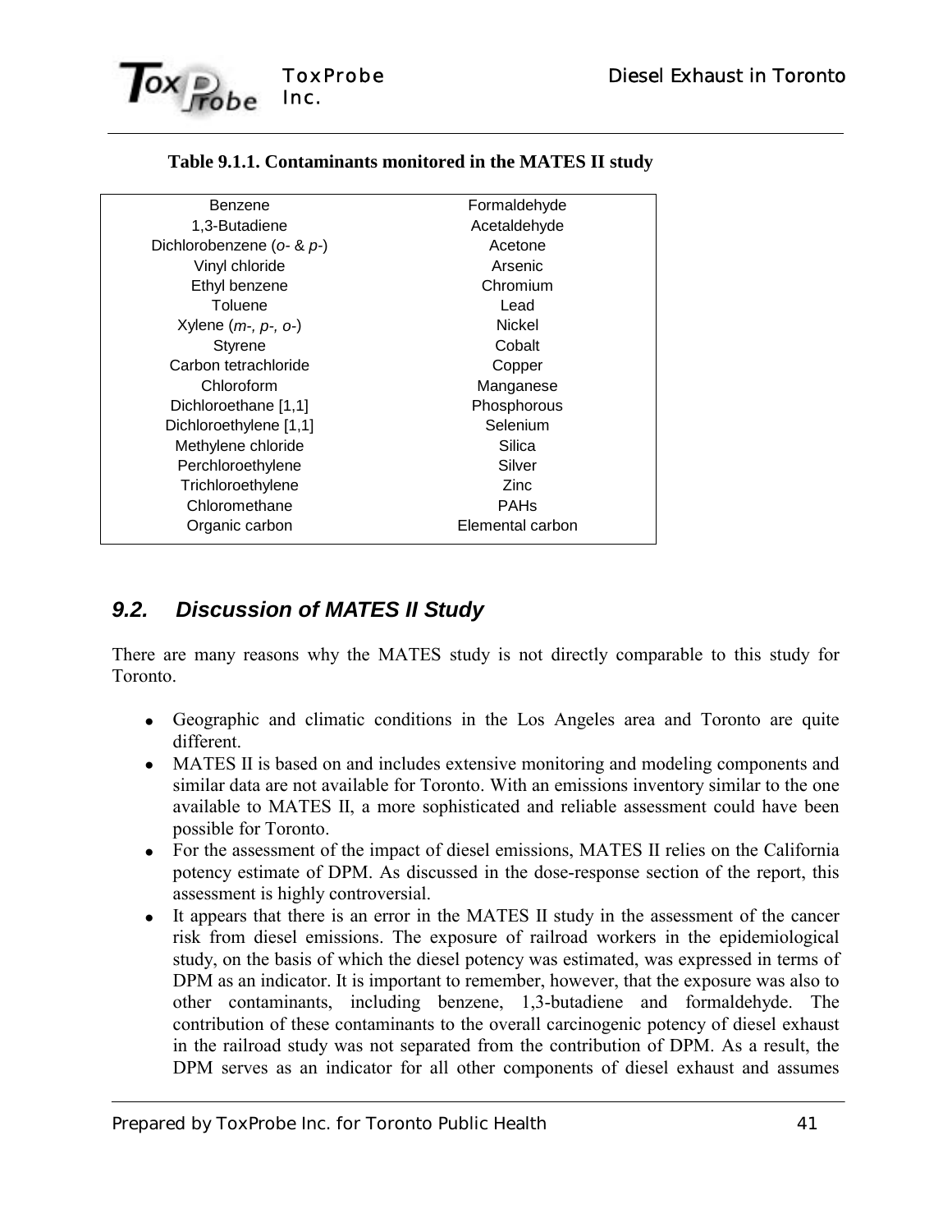**Table 9.1.1. Contaminants monitored in the MATES II study**

| | |
|---|---|
| Benzene | Formaldehyde |
| 1,3-Butadiene | Acetaldehyde |
| Dichlorobenzene (*o*- & *p*-) | Acetone |
| Vinyl chloride | Arsenic |
| Ethyl benzene | Chromium |
| Toluene | Lead |
| Xylene (*m-, p-, o-*) | Nickel |
| Styrene | Cobalt |
| Carbon tetrachloride | Copper |
| Chloroform | Manganese |
| Dichloroethane [1,1] | Phosphorous |
| Dichloroethylene [1,1] | Selenium |
| Methylene chloride | Silica |
| Perchloroethylene | Silver |
| Trichloroethylene | Zinc |
| Chloromethane | PAHs |
| Organic carbon | Elemental carbon |

## *9.2. Discussion of MATES II Study*

There are many reasons why the MATES study is not directly comparable to this study for Toronto.

- Geographic and climatic conditions in the Los Angeles area and Toronto are quite different.
- MATES II is based on and includes extensive monitoring and modeling components and similar data are not available for Toronto. With an emissions inventory similar to the one available to MATES II, a more sophisticated and reliable assessment could have been possible for Toronto.
- For the assessment of the impact of diesel emissions, MATES II relies on the California potency estimate of DPM. As discussed in the dose-response section of the report, this assessment is highly controversial.
- It appears that there is an error in the MATES II study in the assessment of the cancer risk from diesel emissions. The exposure of railroad workers in the epidemiological study, on the basis of which the diesel potency was estimated, was expressed in terms of DPM as an indicator. It is important to remember, however, that the exposure was also to other contaminants, including benzene, 1,3-butadiene and formaldehyde. The contribution of these contaminants to the overall carcinogenic potency of diesel exhaust in the railroad study was not separated from the contribution of DPM. As a result, the DPM serves as an indicator for all other components of diesel exhaust and assumes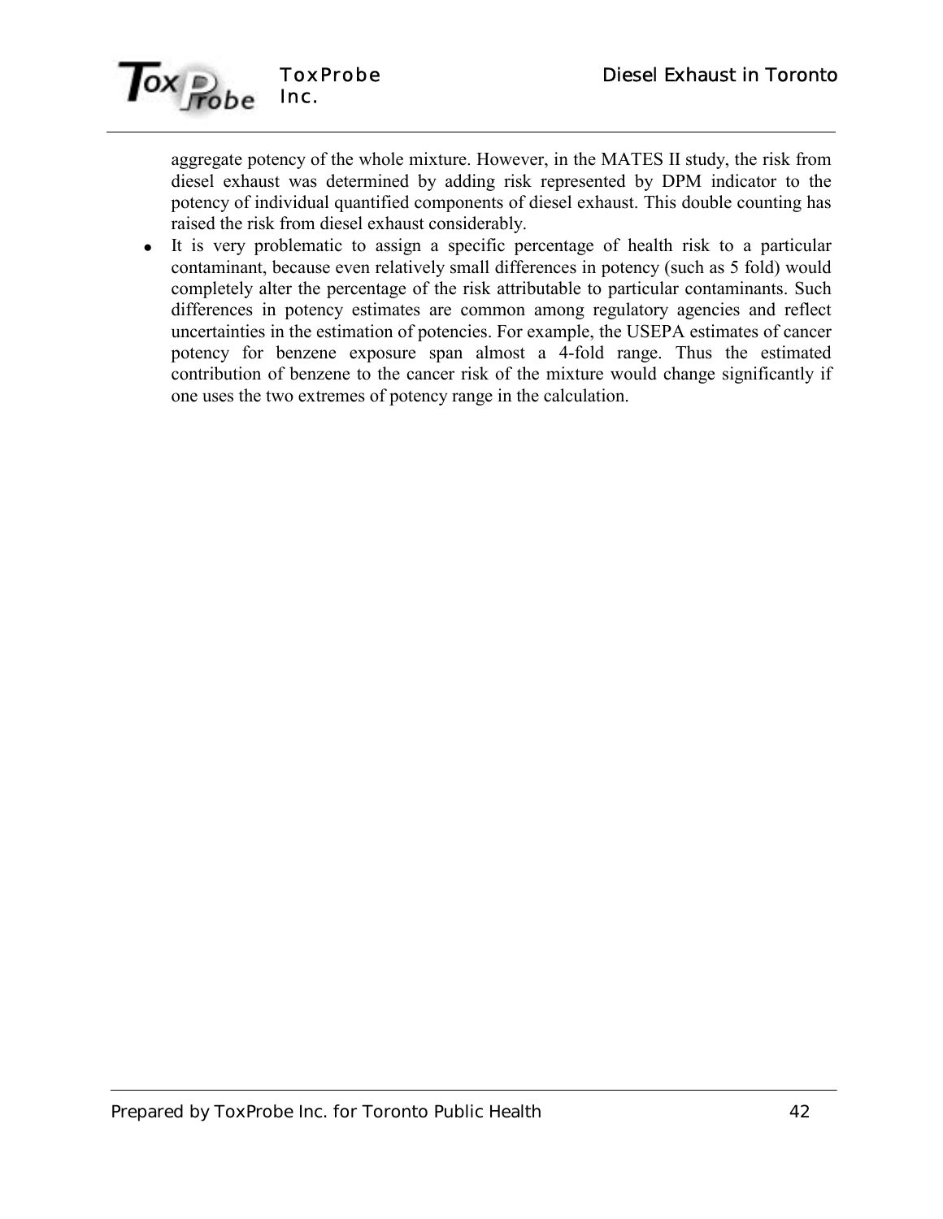aggregate potency of the whole mixture. However, in the MATES II study, the risk from diesel exhaust was determined by adding risk represented by DPM indicator to the potency of individual quantified components of diesel exhaust. This double counting has raised the risk from diesel exhaust considerably.

- It is very problematic to assign a specific percentage of health risk to a particular contaminant, because even relatively small differences in potency (such as 5 fold) would completely alter the percentage of the risk attributable to particular contaminants. Such differences in potency estimates are common among regulatory agencies and reflect uncertainties in the estimation of potencies. For example, the USEPA estimates of cancer potency for benzene exposure span almost a 4-fold range. Thus the estimated contribution of benzene to the cancer risk of the mixture would change significantly if one uses the two extremes of potency range in the calculation.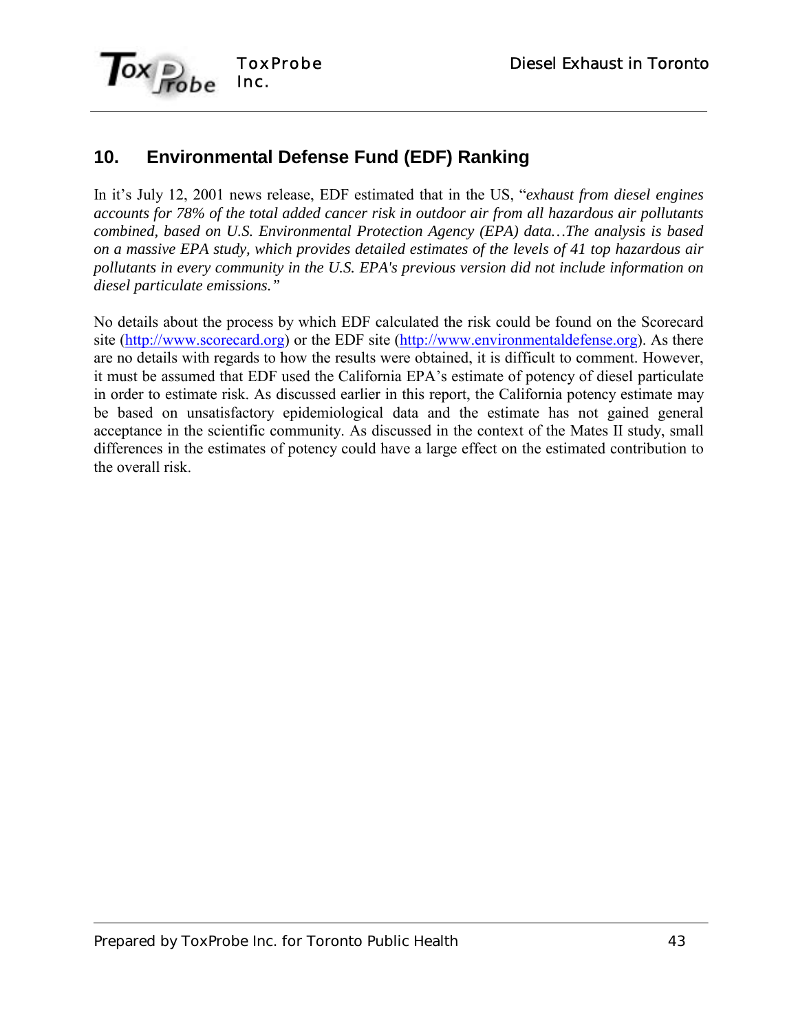## 10. Environmental Defense Fund (EDF) Ranking

In it's July 12, 2001 news release, EDF estimated that in the US, "*exhaust from diesel engines accounts for 78% of the total added cancer risk in outdoor air from all hazardous air pollutants combined, based on U.S. Environmental Protection Agency (EPA) data…The analysis is based on a massive EPA study, which provides detailed estimates of the levels of 41 top hazardous air pollutants in every community in the U.S. EPA's previous version did not include information on diesel particulate emissions.*"

No details about the process by which EDF calculated the risk could be found on the Scorecard site (http://www.scorecard.org) or the EDF site (http://www.environmentaldefense.org). As there are no details with regards to how the results were obtained, it is difficult to comment. However, it must be assumed that EDF used the California EPA's estimate of potency of diesel particulate in order to estimate risk. As discussed earlier in this report, the California potency estimate may be based on unsatisfactory epidemiological data and the estimate has not gained general acceptance in the scientific community. As discussed in the context of the Mates II study, small differences in the estimates of potency could have a large effect on the estimated contribution to the overall risk.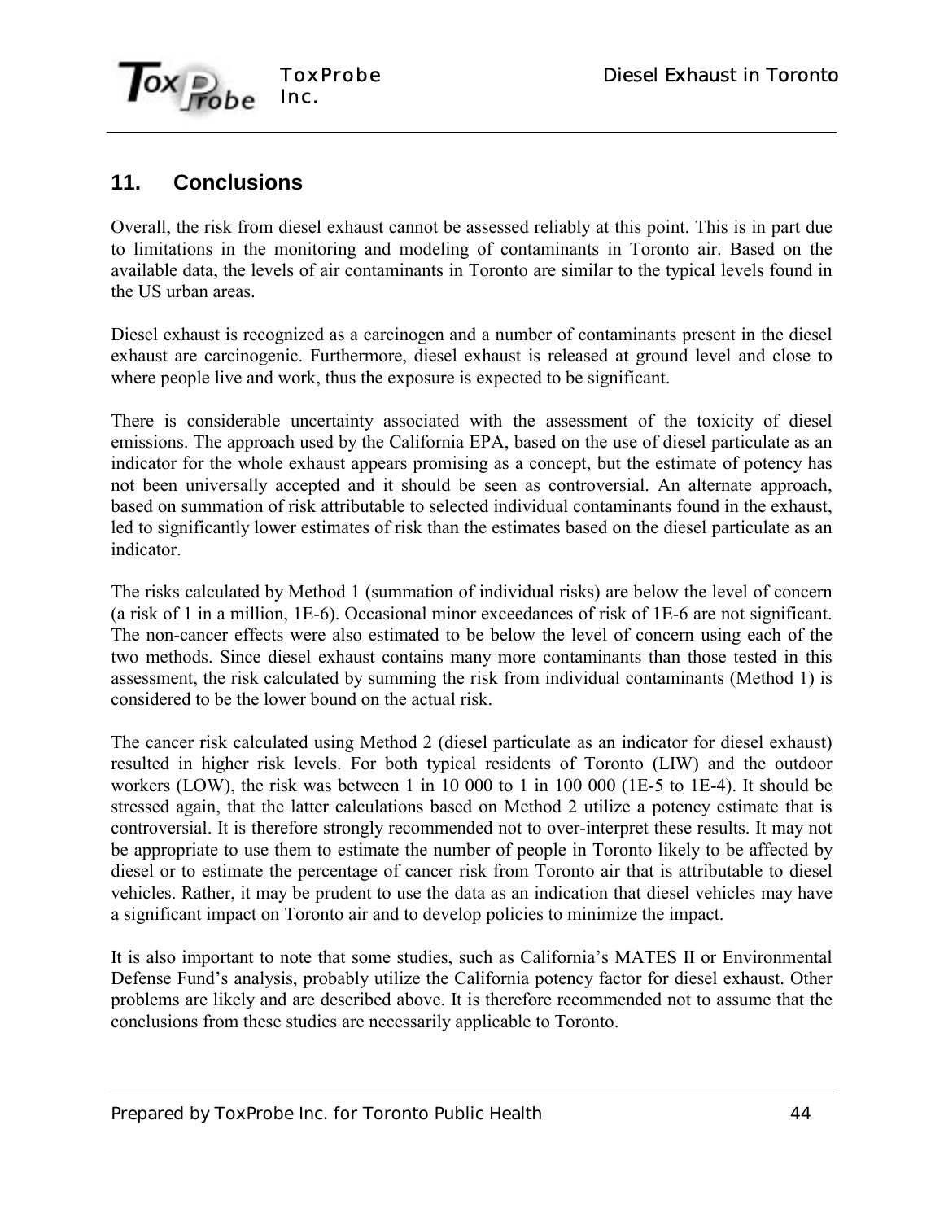## 11. Conclusions

Overall, the risk from diesel exhaust cannot be assessed reliably at this point. This is in part due to limitations in the monitoring and modeling of contaminants in Toronto air. Based on the available data, the levels of air contaminants in Toronto are similar to the typical levels found in the US urban areas.

Diesel exhaust is recognized as a carcinogen and a number of contaminants present in the diesel exhaust are carcinogenic. Furthermore, diesel exhaust is released at ground level and close to where people live and work, thus the exposure is expected to be significant.

There is considerable uncertainty associated with the assessment of the toxicity of diesel emissions. The approach used by the California EPA, based on the use of diesel particulate as an indicator for the whole exhaust appears promising as a concept, but the estimate of potency has not been universally accepted and it should be seen as controversial. An alternate approach, based on summation of risk attributable to selected individual contaminants found in the exhaust, led to significantly lower estimates of risk than the estimates based on the diesel particulate as an indicator.

The risks calculated by Method 1 (summation of individual risks) are below the level of concern (a risk of 1 in a million, 1E-6). Occasional minor exceedances of risk of 1E-6 are not significant. The non-cancer effects were also estimated to be below the level of concern using each of the two methods. Since diesel exhaust contains many more contaminants than those tested in this assessment, the risk calculated by summing the risk from individual contaminants (Method 1) is considered to be the lower bound on the actual risk.

The cancer risk calculated using Method 2 (diesel particulate as an indicator for diesel exhaust) resulted in higher risk levels. For both typical residents of Toronto (LIW) and the outdoor workers (LOW), the risk was between 1 in 10 000 to 1 in 100 000 (1E-5 to 1E-4). It should be stressed again, that the latter calculations based on Method 2 utilize a potency estimate that is controversial. It is therefore strongly recommended not to over-interpret these results. It may not be appropriate to use them to estimate the number of people in Toronto likely to be affected by diesel or to estimate the percentage of cancer risk from Toronto air that is attributable to diesel vehicles. Rather, it may be prudent to use the data as an indication that diesel vehicles may have a significant impact on Toronto air and to develop policies to minimize the impact.

It is also important to note that some studies, such as California's MATES II or Environmental Defense Fund's analysis, probably utilize the California potency factor for diesel exhaust. Other problems are likely and are described above. It is therefore recommended not to assume that the conclusions from these studies are necessarily applicable to Toronto.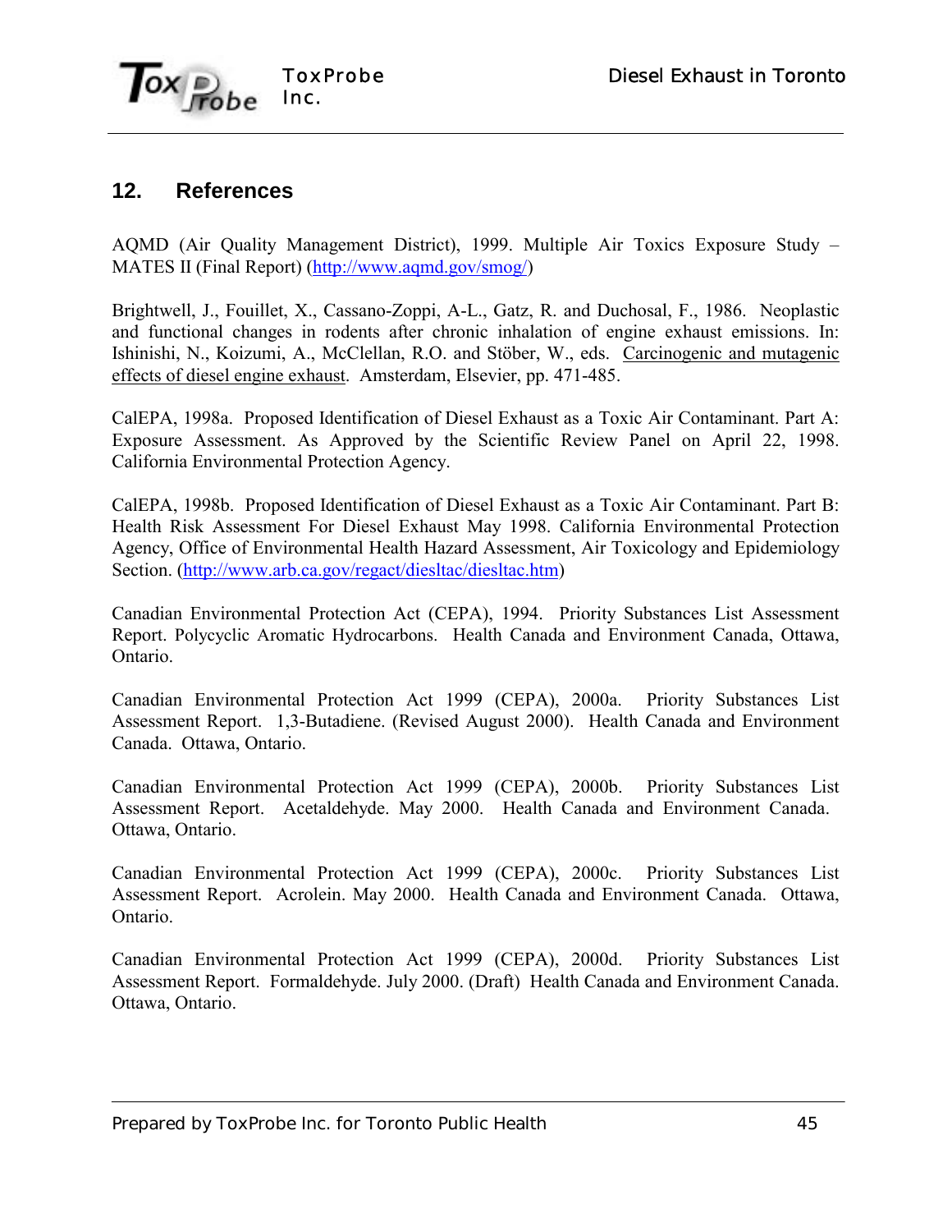## 12. References

AQMD (Air Quality Management District), 1999. Multiple Air Toxics Exposure Study – MATES II (Final Report) (http://www.aqmd.gov/smog/)

Brightwell, J., Fouillet, X., Cassano-Zoppi, A-L., Gatz, R. and Duchosal, F., 1986. Neoplastic and functional changes in rodents after chronic inhalation of engine exhaust emissions. In: Ishinishi, N., Koizumi, A., McClellan, R.O. and Stöber, W., eds. Carcinogenic and mutagenic effects of diesel engine exhaust. Amsterdam, Elsevier, pp. 471-485.

CalEPA, 1998a. Proposed Identification of Diesel Exhaust as a Toxic Air Contaminant. Part A: Exposure Assessment. As Approved by the Scientific Review Panel on April 22, 1998. California Environmental Protection Agency.

CalEPA, 1998b. Proposed Identification of Diesel Exhaust as a Toxic Air Contaminant. Part B: Health Risk Assessment For Diesel Exhaust May 1998. California Environmental Protection Agency, Office of Environmental Health Hazard Assessment, Air Toxicology and Epidemiology Section. (http://www.arb.ca.gov/regact/diesltac/diesltac.htm)

Canadian Environmental Protection Act (CEPA), 1994. Priority Substances List Assessment Report. Polycyclic Aromatic Hydrocarbons. Health Canada and Environment Canada, Ottawa, Ontario.

Canadian Environmental Protection Act 1999 (CEPA), 2000a. Priority Substances List Assessment Report. 1,3-Butadiene. (Revised August 2000). Health Canada and Environment Canada. Ottawa, Ontario.

Canadian Environmental Protection Act 1999 (CEPA), 2000b. Priority Substances List Assessment Report. Acetaldehyde. May 2000. Health Canada and Environment Canada. Ottawa, Ontario.

Canadian Environmental Protection Act 1999 (CEPA), 2000c. Priority Substances List Assessment Report. Acrolein. May 2000. Health Canada and Environment Canada. Ottawa, Ontario.

Canadian Environmental Protection Act 1999 (CEPA), 2000d. Priority Substances List Assessment Report. Formaldehyde. July 2000. (Draft) Health Canada and Environment Canada. Ottawa, Ontario.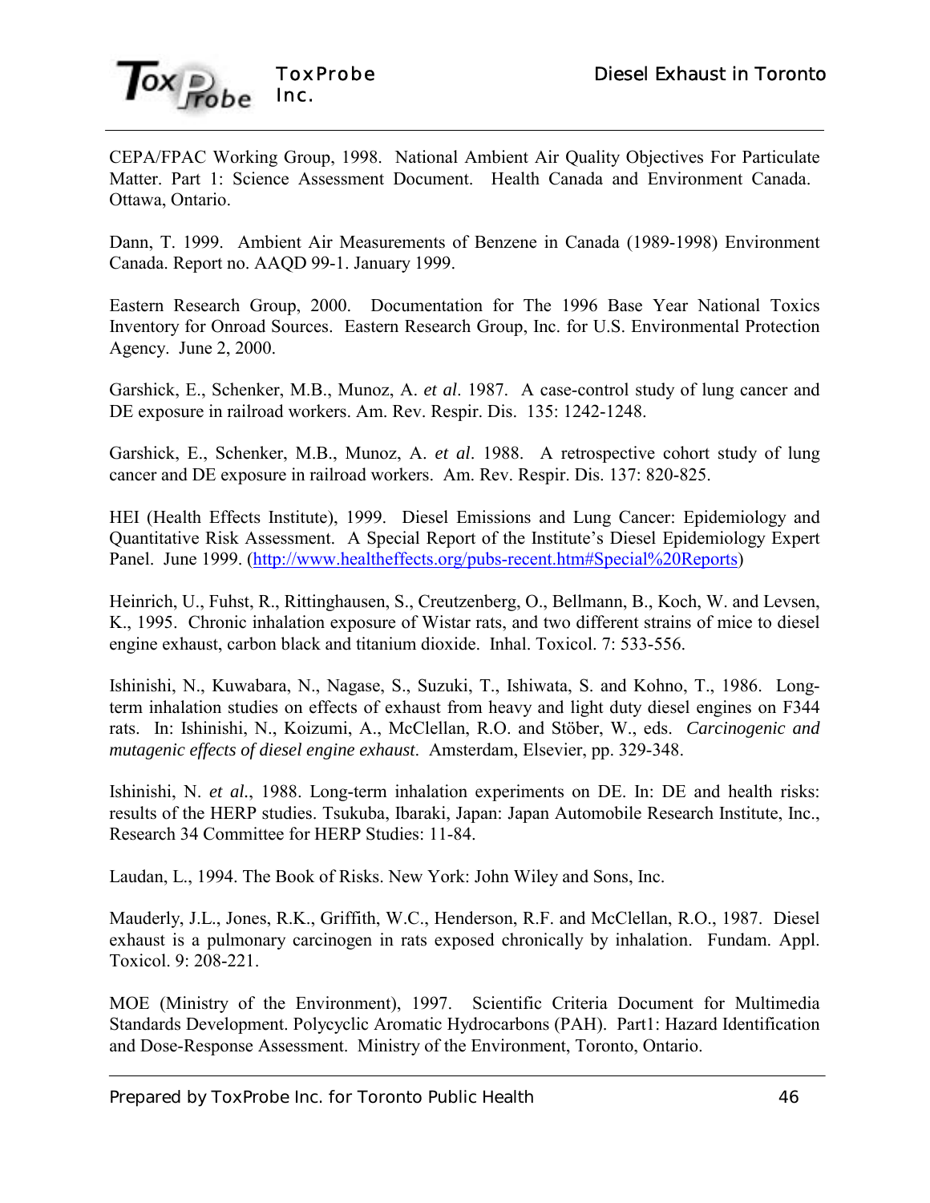CEPA/FPAC Working Group, 1998. National Ambient Air Quality Objectives For Particulate Matter. Part 1: Science Assessment Document. Health Canada and Environment Canada. Ottawa, Ontario.

Dann, T. 1999. Ambient Air Measurements of Benzene in Canada (1989-1998) Environment Canada. Report no. AAQD 99-1. January 1999.

Eastern Research Group, 2000. Documentation for The 1996 Base Year National Toxics Inventory for Onroad Sources. Eastern Research Group, Inc. for U.S. Environmental Protection Agency. June 2, 2000.

Garshick, E., Schenker, M.B., Munoz, A. *et al*. 1987. A case-control study of lung cancer and DE exposure in railroad workers. Am. Rev. Respir. Dis. 135: 1242-1248.

Garshick, E., Schenker, M.B., Munoz, A. *et al*. 1988. A retrospective cohort study of lung cancer and DE exposure in railroad workers. Am. Rev. Respir. Dis. 137: 820-825.

HEI (Health Effects Institute), 1999. Diesel Emissions and Lung Cancer: Epidemiology and Quantitative Risk Assessment. A Special Report of the Institute's Diesel Epidemiology Expert Panel. June 1999. (http://www.healtheffects.org/pubs-recent.htm#Special%20Reports)

Heinrich, U., Fuhst, R., Rittinghausen, S., Creutzenberg, O., Bellmann, B., Koch, W. and Levsen, K., 1995. Chronic inhalation exposure of Wistar rats, and two different strains of mice to diesel engine exhaust, carbon black and titanium dioxide. Inhal. Toxicol. 7: 533-556.

Ishinishi, N., Kuwabara, N., Nagase, S., Suzuki, T., Ishiwata, S. and Kohno, T., 1986. Long-term inhalation studies on effects of exhaust from heavy and light duty diesel engines on F344 rats. In: Ishinishi, N., Koizumi, A., McClellan, R.O. and Stöber, W., eds. *Carcinogenic and mutagenic effects of diesel engine exhaust*. Amsterdam, Elsevier, pp. 329-348.

Ishinishi, N. *et al.*, 1988. Long-term inhalation experiments on DE. In: DE and health risks: results of the HERP studies. Tsukuba, Ibaraki, Japan: Japan Automobile Research Institute, Inc., Research 34 Committee for HERP Studies: 11-84.

Laudan, L., 1994. The Book of Risks. New York: John Wiley and Sons, Inc.

Mauderly, J.L., Jones, R.K., Griffith, W.C., Henderson, R.F. and McClellan, R.O., 1987. Diesel exhaust is a pulmonary carcinogen in rats exposed chronically by inhalation. Fundam. Appl. Toxicol. 9: 208-221.

MOE (Ministry of the Environment), 1997. Scientific Criteria Document for Multimedia Standards Development. Polycyclic Aromatic Hydrocarbons (PAH). Part1: Hazard Identification and Dose-Response Assessment. Ministry of the Environment, Toronto, Ontario.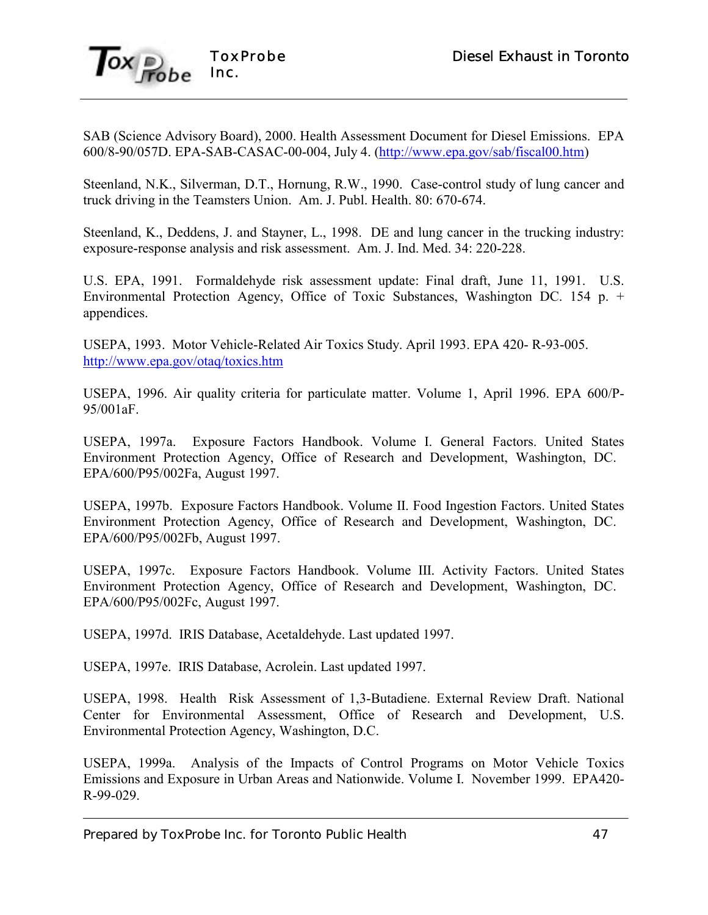SAB (Science Advisory Board), 2000. Health Assessment Document for Diesel Emissions. EPA 600/8-90/057D. EPA-SAB-CASAC-00-004, July 4. (http://www.epa.gov/sab/fiscal00.htm)

Steenland, N.K., Silverman, D.T., Hornung, R.W., 1990. Case-control study of lung cancer and truck driving in the Teamsters Union. Am. J. Publ. Health. 80: 670-674.

Steenland, K., Deddens, J. and Stayner, L., 1998. DE and lung cancer in the trucking industry: exposure-response analysis and risk assessment. Am. J. Ind. Med. 34: 220-228.

U.S. EPA, 1991. Formaldehyde risk assessment update: Final draft, June 11, 1991. U.S. Environmental Protection Agency, Office of Toxic Substances, Washington DC. 154 p. + appendices.

USEPA, 1993. Motor Vehicle-Related Air Toxics Study. April 1993. EPA 420- R-93-005. http://www.epa.gov/otaq/toxics.htm

USEPA, 1996. Air quality criteria for particulate matter. Volume 1, April 1996. EPA 600/P-95/001aF.

USEPA, 1997a. Exposure Factors Handbook. Volume I. General Factors. United States Environment Protection Agency, Office of Research and Development, Washington, DC. EPA/600/P95/002Fa, August 1997.

USEPA, 1997b. Exposure Factors Handbook. Volume II. Food Ingestion Factors. United States Environment Protection Agency, Office of Research and Development, Washington, DC. EPA/600/P95/002Fb, August 1997.

USEPA, 1997c. Exposure Factors Handbook. Volume III. Activity Factors. United States Environment Protection Agency, Office of Research and Development, Washington, DC. EPA/600/P95/002Fc, August 1997.

USEPA, 1997d. IRIS Database, Acetaldehyde. Last updated 1997.

USEPA, 1997e. IRIS Database, Acrolein. Last updated 1997.

USEPA, 1998. Health Risk Assessment of 1,3-Butadiene. External Review Draft. National Center for Environmental Assessment, Office of Research and Development, U.S. Environmental Protection Agency, Washington, D.C.

USEPA, 1999a. Analysis of the Impacts of Control Programs on Motor Vehicle Toxics Emissions and Exposure in Urban Areas and Nationwide. Volume I. November 1999. EPA420-R-99-029.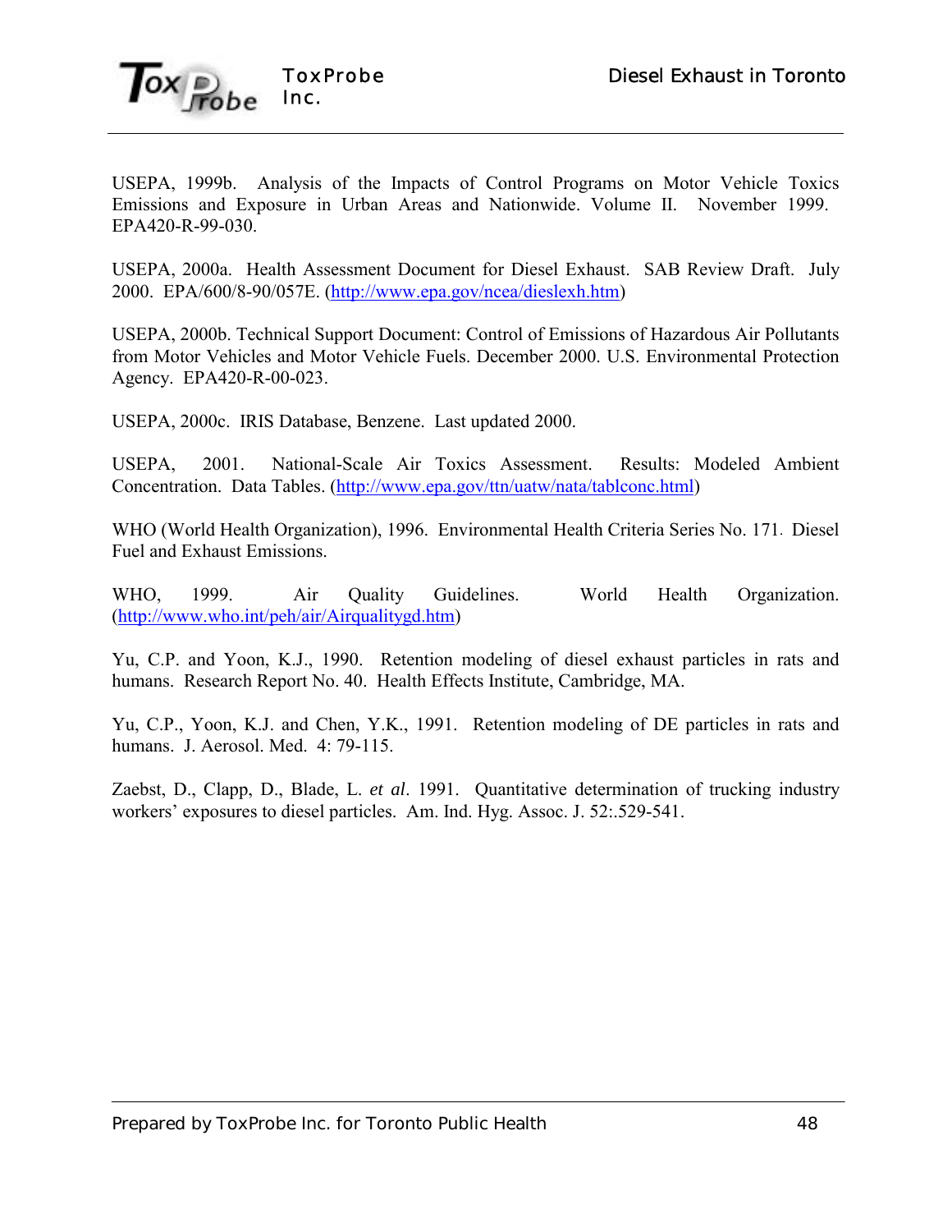USEPA, 1999b. Analysis of the Impacts of Control Programs on Motor Vehicle Toxics Emissions and Exposure in Urban Areas and Nationwide. Volume II. November 1999. EPA420-R-99-030.

USEPA, 2000a. Health Assessment Document for Diesel Exhaust. SAB Review Draft. July 2000. EPA/600/8-90/057E. (http://www.epa.gov/ncea/dieslexh.htm)

USEPA, 2000b. Technical Support Document: Control of Emissions of Hazardous Air Pollutants from Motor Vehicles and Motor Vehicle Fuels. December 2000. U.S. Environmental Protection Agency. EPA420-R-00-023.

USEPA, 2000c. IRIS Database, Benzene. Last updated 2000.

USEPA, 2001. National-Scale Air Toxics Assessment. Results: Modeled Ambient Concentration. Data Tables. (http://www.epa.gov/ttn/uatw/nata/tablconc.html)

WHO (World Health Organization), 1996. Environmental Health Criteria Series No. 171. Diesel Fuel and Exhaust Emissions.

WHO, 1999. Air Quality Guidelines. World Health Organization. (http://www.who.int/peh/air/Airqualitygd.htm)

Yu, C.P. and Yoon, K.J., 1990. Retention modeling of diesel exhaust particles in rats and humans. Research Report No. 40. Health Effects Institute, Cambridge, MA.

Yu, C.P., Yoon, K.J. and Chen, Y.K., 1991. Retention modeling of DE particles in rats and humans. J. Aerosol. Med. 4: 79-115.

Zaebst, D., Clapp, D., Blade, L. *et al*. 1991. Quantitative determination of trucking industry workers' exposures to diesel particles. Am. Ind. Hyg. Assoc. J. 52:.529-541.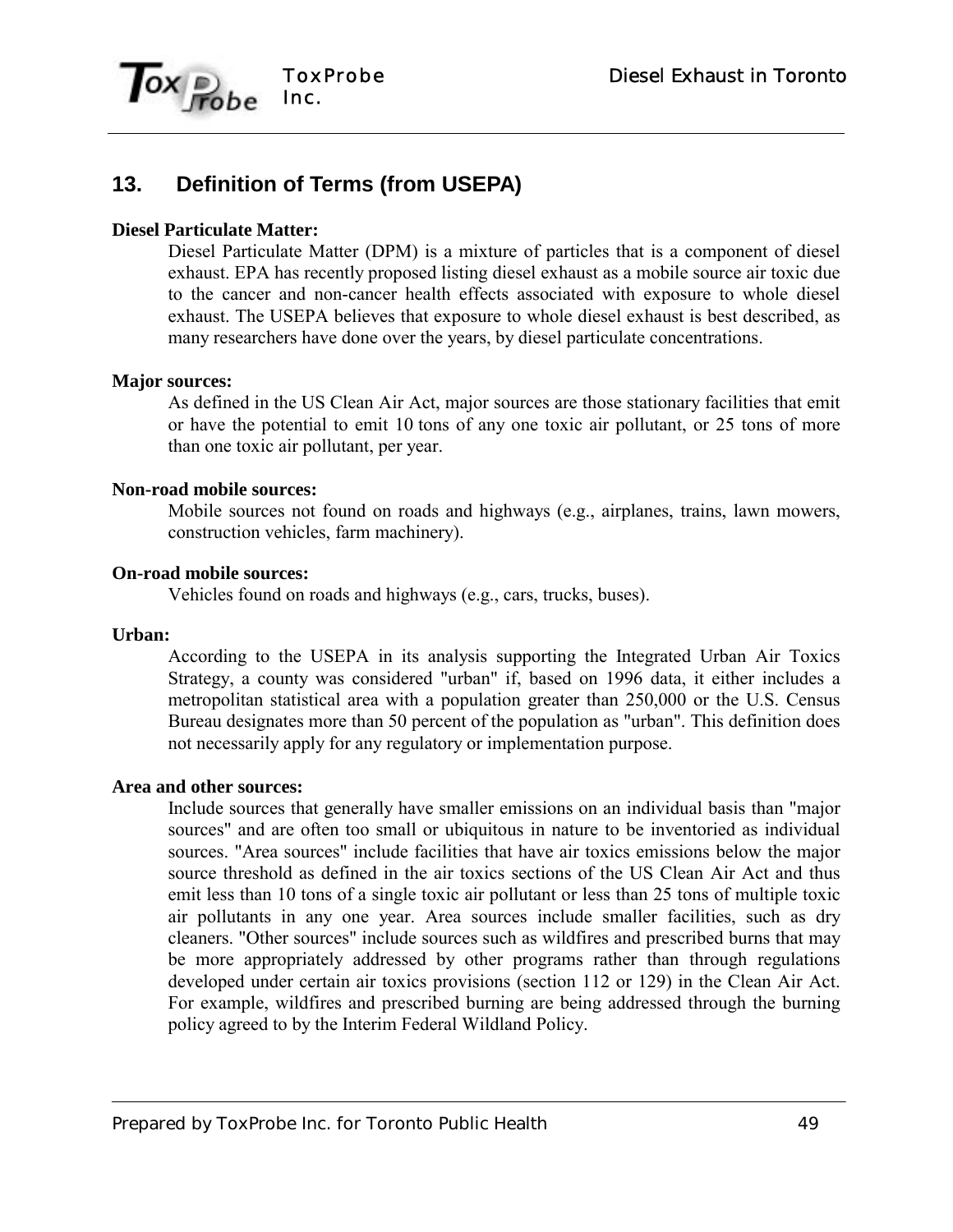## 13. Definition of Terms (from USEPA)

**Diesel Particulate Matter:**

Diesel Particulate Matter (DPM) is a mixture of particles that is a component of diesel exhaust. EPA has recently proposed listing diesel exhaust as a mobile source air toxic due to the cancer and non-cancer health effects associated with exposure to whole diesel exhaust. The USEPA believes that exposure to whole diesel exhaust is best described, as many researchers have done over the years, by diesel particulate concentrations.

**Major sources:**

As defined in the US Clean Air Act, major sources are those stationary facilities that emit or have the potential to emit 10 tons of any one toxic air pollutant, or 25 tons of more than one toxic air pollutant, per year.

**Non-road mobile sources:**

Mobile sources not found on roads and highways (e.g., airplanes, trains, lawn mowers, construction vehicles, farm machinery).

**On-road mobile sources:**

Vehicles found on roads and highways (e.g., cars, trucks, buses).

**Urban:**

According to the USEPA in its analysis supporting the Integrated Urban Air Toxics Strategy, a county was considered "urban" if, based on 1996 data, it either includes a metropolitan statistical area with a population greater than 250,000 or the U.S. Census Bureau designates more than 50 percent of the population as "urban". This definition does not necessarily apply for any regulatory or implementation purpose.

**Area and other sources:**

Include sources that generally have smaller emissions on an individual basis than "major sources" and are often too small or ubiquitous in nature to be inventoried as individual sources. "Area sources" include facilities that have air toxics emissions below the major source threshold as defined in the air toxics sections of the US Clean Air Act and thus emit less than 10 tons of a single toxic air pollutant or less than 25 tons of multiple toxic air pollutants in any one year. Area sources include smaller facilities, such as dry cleaners. "Other sources" include sources such as wildfires and prescribed burns that may be more appropriately addressed by other programs rather than through regulations developed under certain air toxics provisions (section 112 or 129) in the Clean Air Act. For example, wildfires and prescribed burning are being addressed through the burning policy agreed to by the Interim Federal Wildland Policy.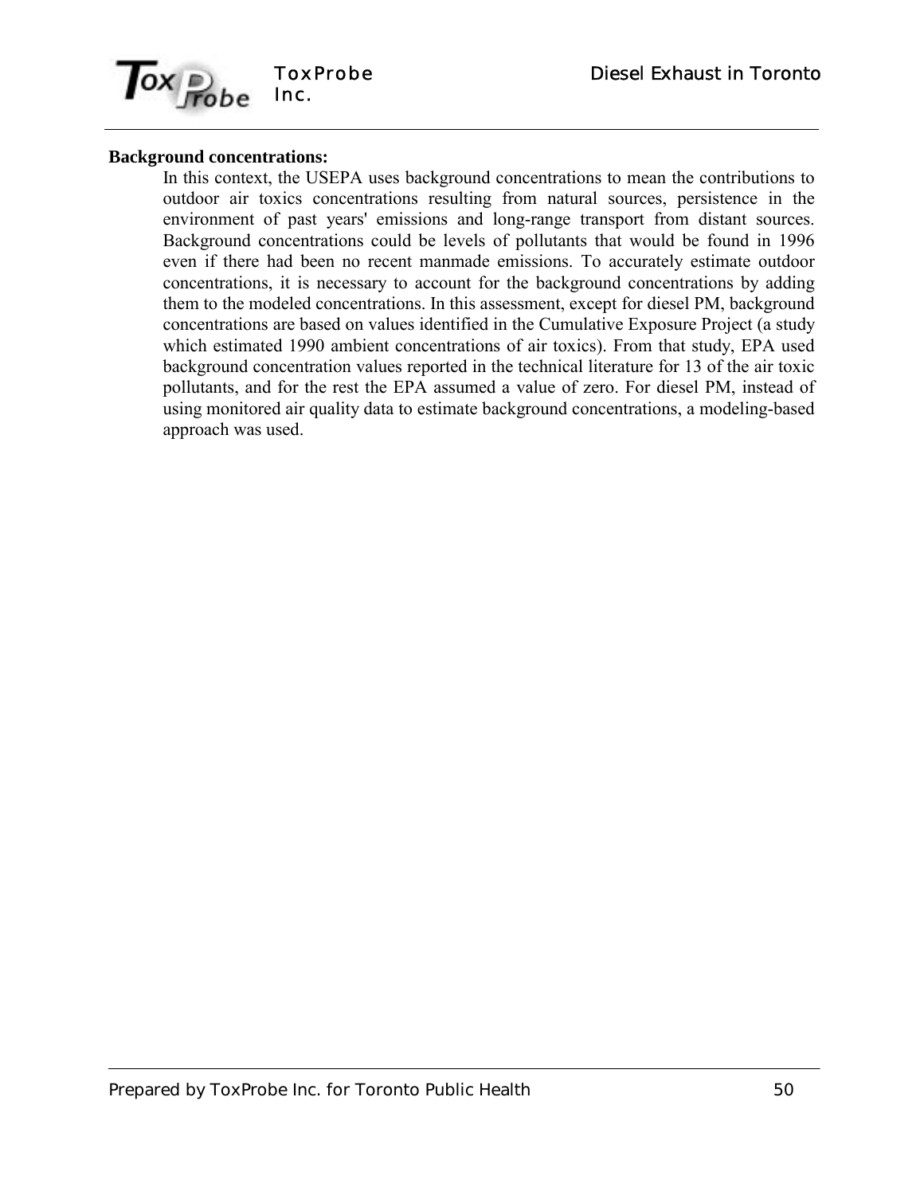**Background concentrations:**

In this context, the USEPA uses background concentrations to mean the contributions to outdoor air toxics concentrations resulting from natural sources, persistence in the environment of past years' emissions and long-range transport from distant sources. Background concentrations could be levels of pollutants that would be found in 1996 even if there had been no recent manmade emissions. To accurately estimate outdoor concentrations, it is necessary to account for the background concentrations by adding them to the modeled concentrations. In this assessment, except for diesel PM, background concentrations are based on values identified in the Cumulative Exposure Project (a study which estimated 1990 ambient concentrations of air toxics). From that study, EPA used background concentration values reported in the technical literature for 13 of the air toxic pollutants, and for the rest the EPA assumed a value of zero. For diesel PM, instead of using monitored air quality data to estimate background concentrations, a modeling-based approach was used.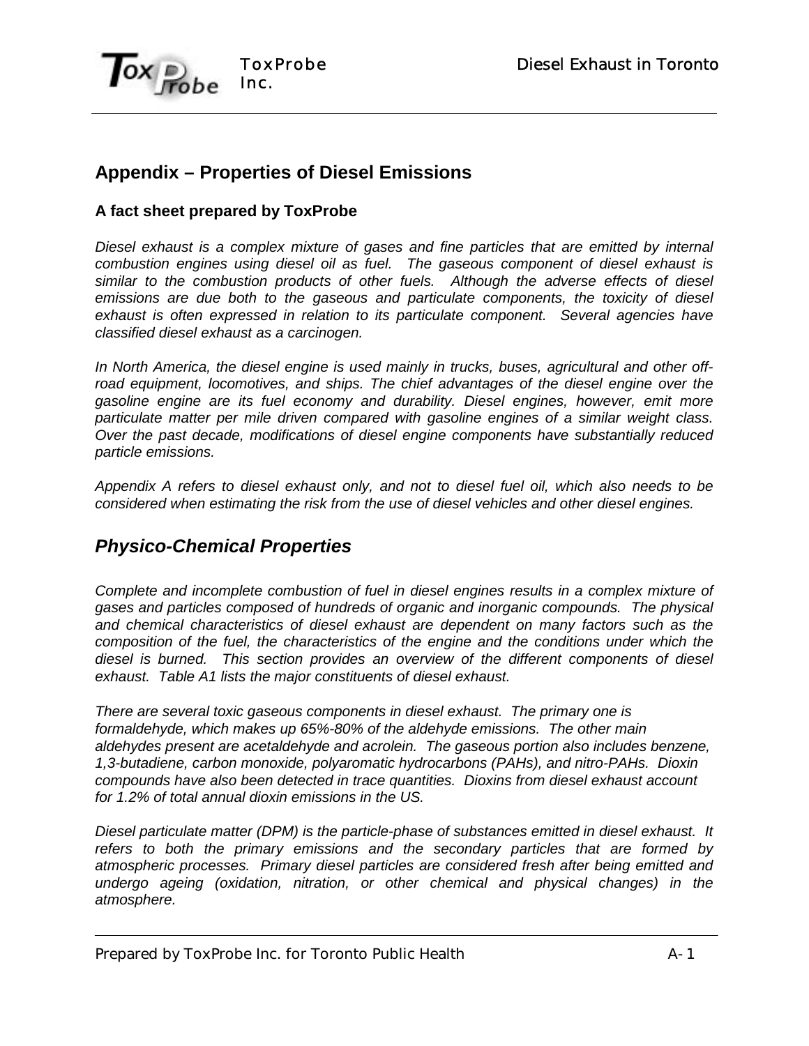## Appendix – Properties of Diesel Emissions

### A fact sheet prepared by ToxProbe

*Diesel exhaust is a complex mixture of gases and fine particles that are emitted by internal combustion engines using diesel oil as fuel. The gaseous component of diesel exhaust is similar to the combustion products of other fuels. Although the adverse effects of diesel emissions are due both to the gaseous and particulate components, the toxicity of diesel exhaust is often expressed in relation to its particulate component. Several agencies have classified diesel exhaust as a carcinogen.*

*In North America, the diesel engine is used mainly in trucks, buses, agricultural and other off-road equipment, locomotives, and ships. The chief advantages of the diesel engine over the gasoline engine are its fuel economy and durability. Diesel engines, however, emit more particulate matter per mile driven compared with gasoline engines of a similar weight class. Over the past decade, modifications of diesel engine components have substantially reduced particle emissions.*

*Appendix A refers to diesel exhaust only, and not to diesel fuel oil, which also needs to be considered when estimating the risk from the use of diesel vehicles and other diesel engines.*

## *Physico-Chemical Properties*

*Complete and incomplete combustion of fuel in diesel engines results in a complex mixture of gases and particles composed of hundreds of organic and inorganic compounds. The physical and chemical characteristics of diesel exhaust are dependent on many factors such as the composition of the fuel, the characteristics of the engine and the conditions under which the diesel is burned. This section provides an overview of the different components of diesel exhaust. Table A1 lists the major constituents of diesel exhaust.*

*There are several toxic gaseous components in diesel exhaust. The primary one is formaldehyde, which makes up 65%-80% of the aldehyde emissions. The other main aldehydes present are acetaldehyde and acrolein. The gaseous portion also includes benzene, 1,3-butadiene, carbon monoxide, polyaromatic hydrocarbons (PAHs), and nitro-PAHs. Dioxin compounds have also been detected in trace quantities. Dioxins from diesel exhaust account for 1.2% of total annual dioxin emissions in the US.*

*Diesel particulate matter (DPM) is the particle-phase of substances emitted in diesel exhaust. It refers to both the primary emissions and the secondary particles that are formed by atmospheric processes. Primary diesel particles are considered fresh after being emitted and undergo ageing (oxidation, nitration, or other chemical and physical changes) in the atmosphere.*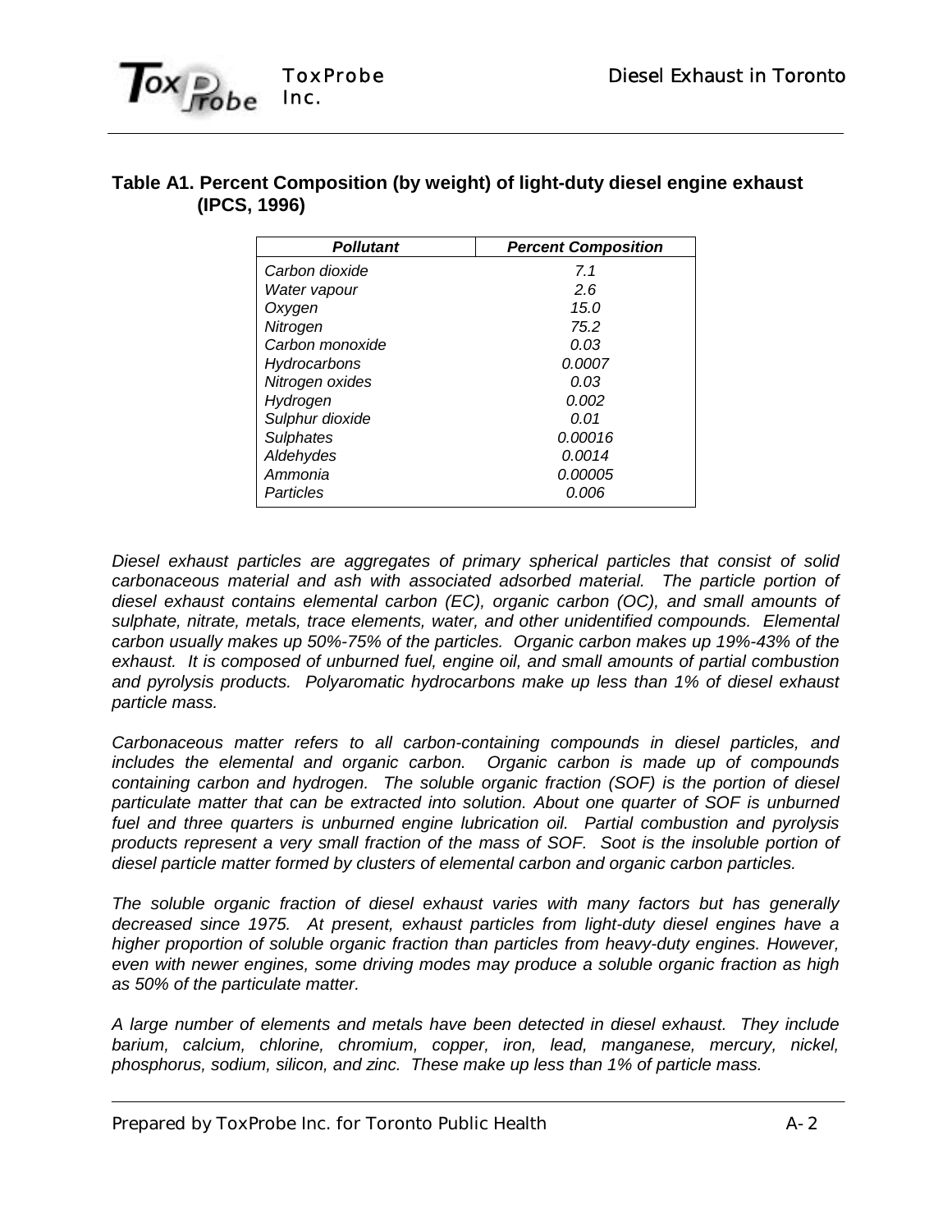**Table A1. Percent Composition (by weight) of light-duty diesel engine exhaust (IPCS, 1996)**

| *Pollutant* | *Percent Composition* |
|---|---|
| *Carbon dioxide* | *7.1* |
| *Water vapour* | *2.6* |
| *Oxygen* | *15.0* |
| *Nitrogen* | *75.2* |
| *Carbon monoxide* | *0.03* |
| *Hydrocarbons* | *0.0007* |
| *Nitrogen oxides* | *0.03* |
| *Hydrogen* | *0.002* |
| *Sulphur dioxide* | *0.01* |
| *Sulphates* | *0.00016* |
| *Aldehydes* | *0.0014* |
| *Ammonia* | *0.00005* |
| *Particles* | *0.006* |

*Diesel exhaust particles are aggregates of primary spherical particles that consist of solid carbonaceous material and ash with associated adsorbed material. The particle portion of diesel exhaust contains elemental carbon (EC), organic carbon (OC), and small amounts of sulphate, nitrate, metals, trace elements, water, and other unidentified compounds. Elemental carbon usually makes up 50%-75% of the particles. Organic carbon makes up 19%-43% of the exhaust. It is composed of unburned fuel, engine oil, and small amounts of partial combustion and pyrolysis products. Polyaromatic hydrocarbons make up less than 1% of diesel exhaust particle mass.*

*Carbonaceous matter refers to all carbon-containing compounds in diesel particles, and includes the elemental and organic carbon. Organic carbon is made up of compounds containing carbon and hydrogen. The soluble organic fraction (SOF) is the portion of diesel particulate matter that can be extracted into solution. About one quarter of SOF is unburned fuel and three quarters is unburned engine lubrication oil. Partial combustion and pyrolysis products represent a very small fraction of the mass of SOF. Soot is the insoluble portion of diesel particle matter formed by clusters of elemental carbon and organic carbon particles.*

*The soluble organic fraction of diesel exhaust varies with many factors but has generally decreased since 1975. At present, exhaust particles from light-duty diesel engines have a higher proportion of soluble organic fraction than particles from heavy-duty engines. However, even with newer engines, some driving modes may produce a soluble organic fraction as high as 50% of the particulate matter.*

*A large number of elements and metals have been detected in diesel exhaust. They include barium, calcium, chlorine, chromium, copper, iron, lead, manganese, mercury, nickel, phosphorus, sodium, silicon, and zinc. These make up less than 1% of particle mass.*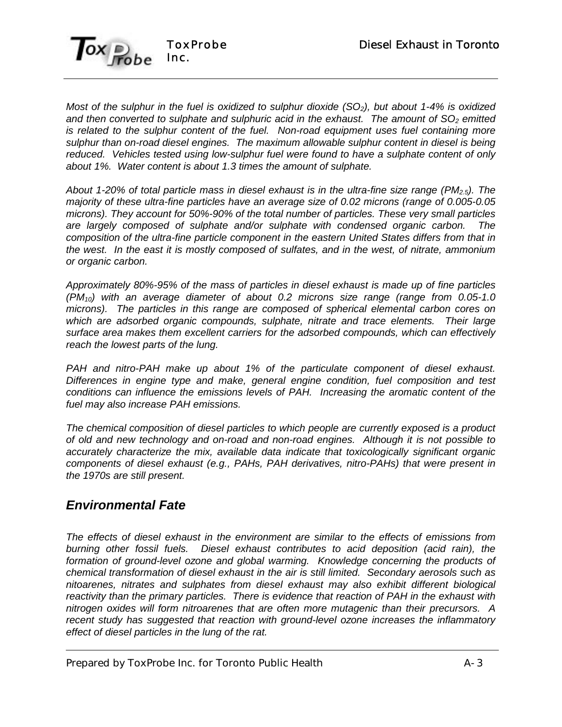*Most of the sulphur in the fuel is oxidized to sulphur dioxide ($SO_2$), but about 1-4% is oxidized and then converted to sulphate and sulphuric acid in the exhaust. The amount of $SO_2$ emitted is related to the sulphur content of the fuel. Non-road equipment uses fuel containing more sulphur than on-road diesel engines. The maximum allowable sulphur content in diesel is being reduced. Vehicles tested using low-sulphur fuel were found to have a sulphate content of only about 1%. Water content is about 1.3 times the amount of sulphate.*

*About 1-20% of total particle mass in diesel exhaust is in the ultra-fine size range ($PM_{2.5}$). The majority of these ultra-fine particles have an average size of 0.02 microns (range of 0.005-0.05 microns). They account for 50%-90% of the total number of particles. These very small particles are largely composed of sulphate and/or sulphate with condensed organic carbon. The composition of the ultra-fine particle component in the eastern United States differs from that in the west. In the east it is mostly composed of sulfates, and in the west, of nitrate, ammonium or organic carbon.*

*Approximately 80%-95% of the mass of particles in diesel exhaust is made up of fine particles ($PM_{10}$) with an average diameter of about 0.2 microns size range (range from 0.05-1.0 microns). The particles in this range are composed of spherical elemental carbon cores on which are adsorbed organic compounds, sulphate, nitrate and trace elements. Their large surface area makes them excellent carriers for the adsorbed compounds, which can effectively reach the lowest parts of the lung.*

*PAH and nitro-PAH make up about 1% of the particulate component of diesel exhaust. Differences in engine type and make, general engine condition, fuel composition and test conditions can influence the emissions levels of PAH. Increasing the aromatic content of the fuel may also increase PAH emissions.*

*The chemical composition of diesel particles to which people are currently exposed is a product of old and new technology and on-road and non-road engines. Although it is not possible to accurately characterize the mix, available data indicate that toxicologically significant organic components of diesel exhaust (e.g., PAHs, PAH derivatives, nitro-PAHs) that were present in the 1970s are still present.*

## *Environmental Fate*

*The effects of diesel exhaust in the environment are similar to the effects of emissions from burning other fossil fuels. Diesel exhaust contributes to acid deposition (acid rain), the formation of ground-level ozone and global warming. Knowledge concerning the products of chemical transformation of diesel exhaust in the air is still limited. Secondary aerosols such as nitoarenes, nitrates and sulphates from diesel exhaust may also exhibit different biological reactivity than the primary particles. There is evidence that reaction of PAH in the exhaust with nitrogen oxides will form nitroarenes that are often more mutagenic than their precursors. A recent study has suggested that reaction with ground-level ozone increases the inflammatory effect of diesel particles in the lung of the rat.*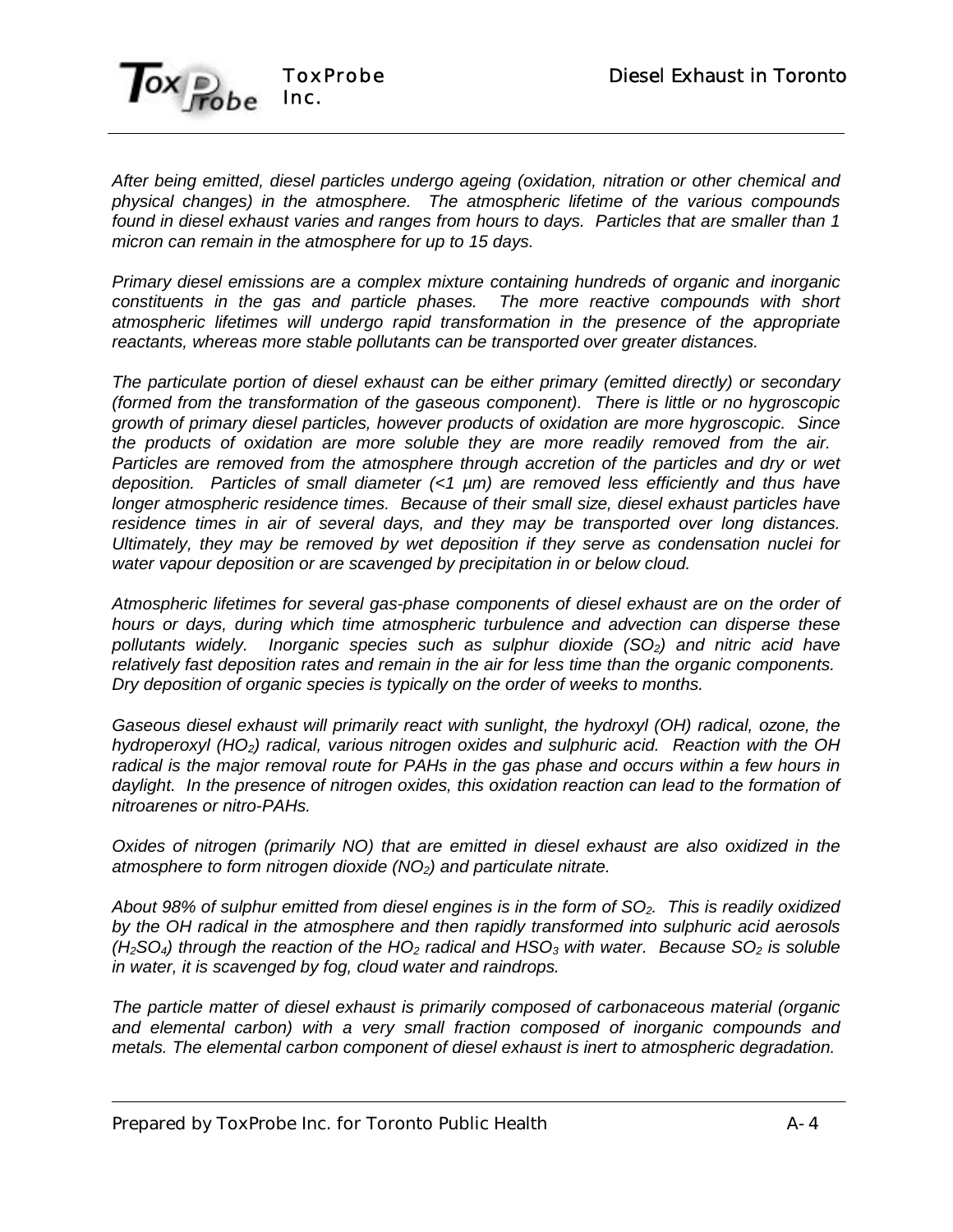*After being emitted, diesel particles undergo ageing (oxidation, nitration or other chemical and physical changes) in the atmosphere. The atmospheric lifetime of the various compounds found in diesel exhaust varies and ranges from hours to days. Particles that are smaller than 1 micron can remain in the atmosphere for up to 15 days.*

*Primary diesel emissions are a complex mixture containing hundreds of organic and inorganic constituents in the gas and particle phases. The more reactive compounds with short atmospheric lifetimes will undergo rapid transformation in the presence of the appropriate reactants, whereas more stable pollutants can be transported over greater distances.*

*The particulate portion of diesel exhaust can be either primary (emitted directly) or secondary (formed from the transformation of the gaseous component). There is little or no hygroscopic growth of primary diesel particles, however products of oxidation are more hygroscopic. Since the products of oxidation are more soluble they are more readily removed from the air. Particles are removed from the atmosphere through accretion of the particles and dry or wet deposition. Particles of small diameter (<1 μm) are removed less efficiently and thus have longer atmospheric residence times. Because of their small size, diesel exhaust particles have residence times in air of several days, and they may be transported over long distances. Ultimately, they may be removed by wet deposition if they serve as condensation nuclei for water vapour deposition or are scavenged by precipitation in or below cloud.*

*Atmospheric lifetimes for several gas-phase components of diesel exhaust are on the order of hours or days, during which time atmospheric turbulence and advection can disperse these pollutants widely. Inorganic species such as sulphur dioxide ($SO_2$) and nitric acid have relatively fast deposition rates and remain in the air for less time than the organic components. Dry deposition of organic species is typically on the order of weeks to months.*

*Gaseous diesel exhaust will primarily react with sunlight, the hydroxyl (OH) radical, ozone, the hydroperoxyl ($HO_2$) radical, various nitrogen oxides and sulphuric acid. Reaction with the OH radical is the major removal route for PAHs in the gas phase and occurs within a few hours in daylight. In the presence of nitrogen oxides, this oxidation reaction can lead to the formation of nitroarenes or nitro-PAHs.*

*Oxides of nitrogen (primarily NO) that are emitted in diesel exhaust are also oxidized in the atmosphere to form nitrogen dioxide ($NO_2$) and particulate nitrate.*

*About 98% of sulphur emitted from diesel engines is in the form of $SO_2$. This is readily oxidized by the OH radical in the atmosphere and then rapidly transformed into sulphuric acid aerosols ($H_2SO_4$) through the reaction of the $HO_2$ radical and $HSO_3$ with water. Because $SO_2$ is soluble in water, it is scavenged by fog, cloud water and raindrops.*

*The particle matter of diesel exhaust is primarily composed of carbonaceous material (organic and elemental carbon) with a very small fraction composed of inorganic compounds and metals. The elemental carbon component of diesel exhaust is inert to atmospheric degradation.*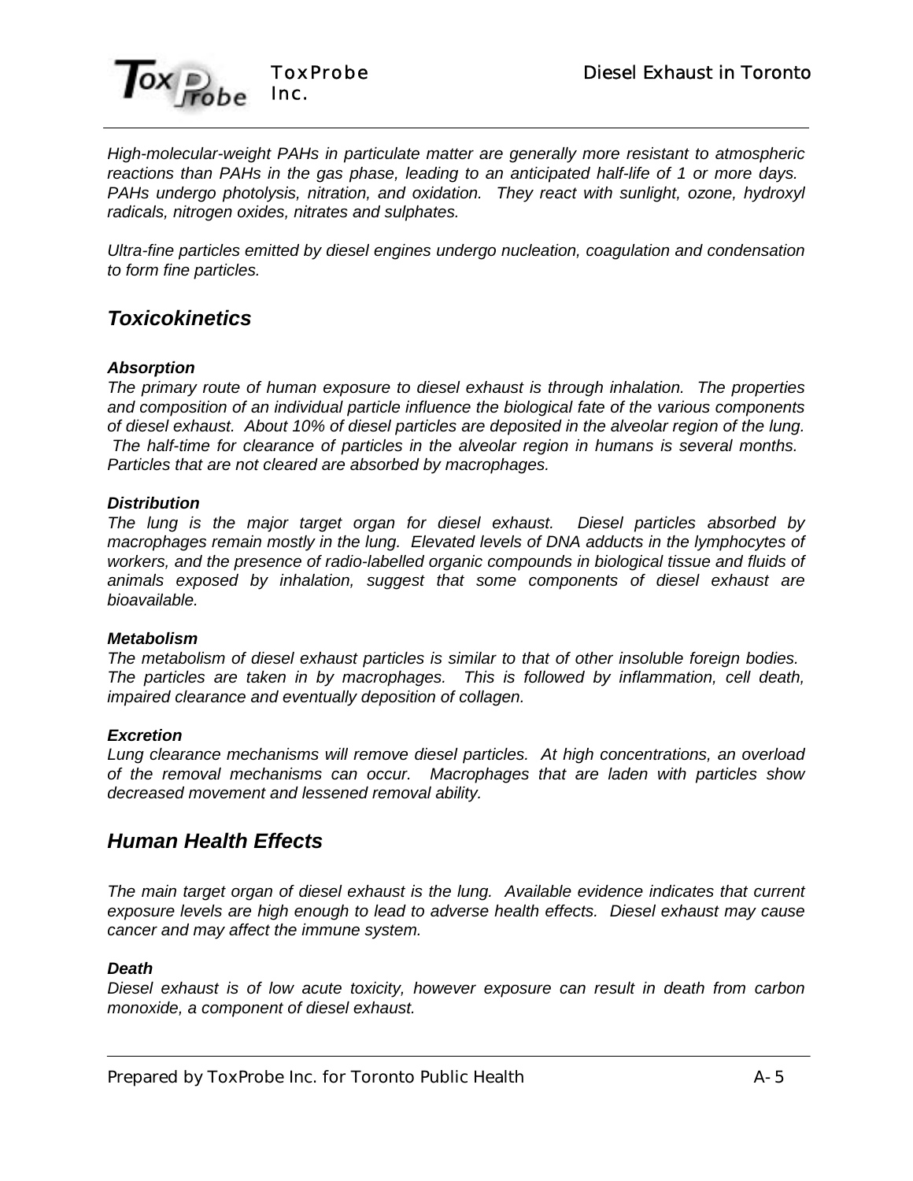*High-molecular-weight PAHs in particulate matter are generally more resistant to atmospheric reactions than PAHs in the gas phase, leading to an anticipated half-life of 1 or more days. PAHs undergo photolysis, nitration, and oxidation. They react with sunlight, ozone, hydroxyl radicals, nitrogen oxides, nitrates and sulphates.*

*Ultra-fine particles emitted by diesel engines undergo nucleation, coagulation and condensation to form fine particles.*

## *Toxicokinetics*

#### *Absorption*

*The primary route of human exposure to diesel exhaust is through inhalation. The properties and composition of an individual particle influence the biological fate of the various components of diesel exhaust. About 10% of diesel particles are deposited in the alveolar region of the lung. The half-time for clearance of particles in the alveolar region in humans is several months. Particles that are not cleared are absorbed by macrophages.*

#### *Distribution*

*The lung is the major target organ for diesel exhaust. Diesel particles absorbed by macrophages remain mostly in the lung. Elevated levels of DNA adducts in the lymphocytes of workers, and the presence of radio-labelled organic compounds in biological tissue and fluids of animals exposed by inhalation, suggest that some components of diesel exhaust are bioavailable.*

#### *Metabolism*

*The metabolism of diesel exhaust particles is similar to that of other insoluble foreign bodies. The particles are taken in by macrophages. This is followed by inflammation, cell death, impaired clearance and eventually deposition of collagen.*

#### *Excretion*

*Lung clearance mechanisms will remove diesel particles. At high concentrations, an overload of the removal mechanisms can occur. Macrophages that are laden with particles show decreased movement and lessened removal ability.*

## *Human Health Effects*

*The main target organ of diesel exhaust is the lung. Available evidence indicates that current exposure levels are high enough to lead to adverse health effects. Diesel exhaust may cause cancer and may affect the immune system.*

#### *Death*

*Diesel exhaust is of low acute toxicity, however exposure can result in death from carbon monoxide, a component of diesel exhaust.*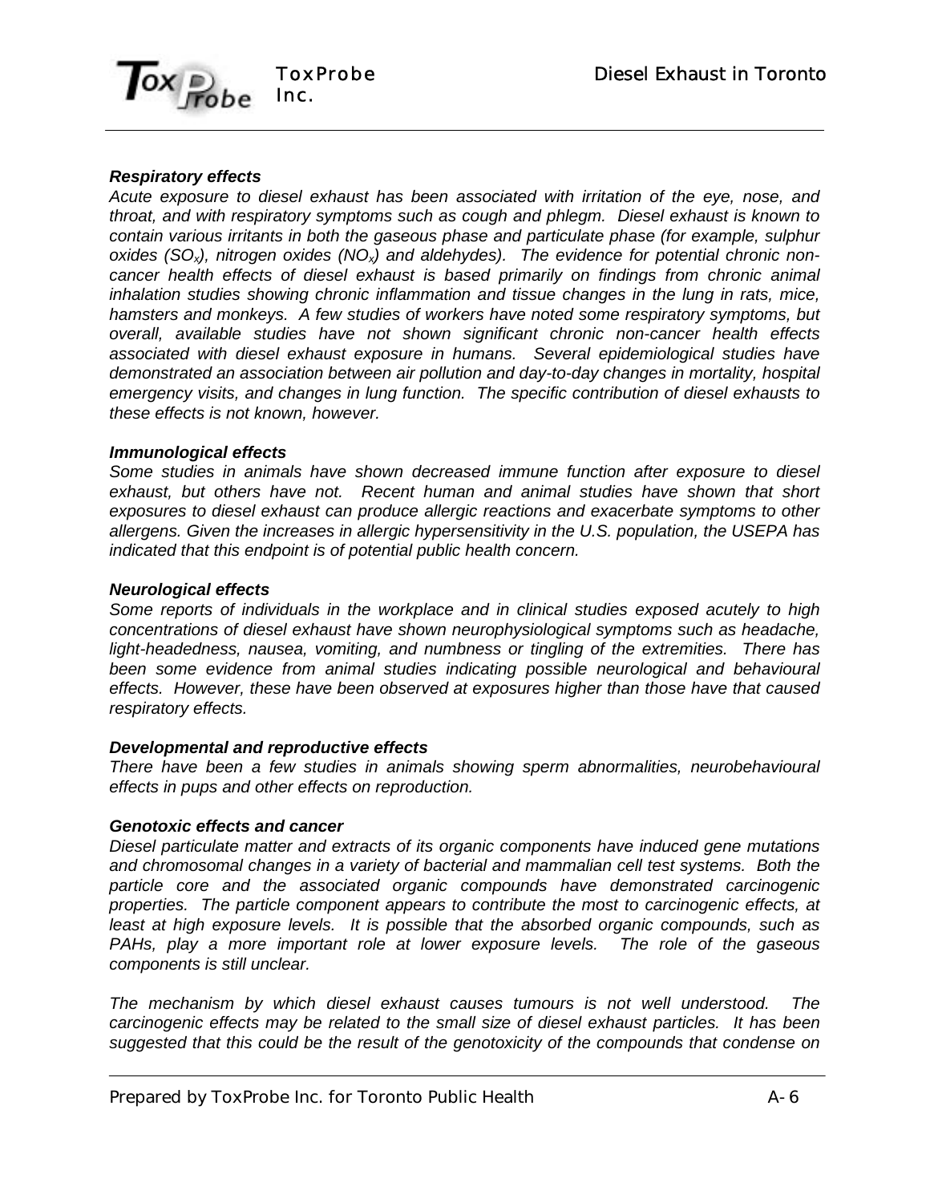***Respiratory effects***

*Acute exposure to diesel exhaust has been associated with irritation of the eye, nose, and throat, and with respiratory symptoms such as cough and phlegm. Diesel exhaust is known to contain various irritants in both the gaseous phase and particulate phase (for example, sulphur oxides ($SO_x$), nitrogen oxides ($NO_x$) and aldehydes). The evidence for potential chronic non-cancer health effects of diesel exhaust is based primarily on findings from chronic animal inhalation studies showing chronic inflammation and tissue changes in the lung in rats, mice, hamsters and monkeys. A few studies of workers have noted some respiratory symptoms, but overall, available studies have not shown significant chronic non-cancer health effects associated with diesel exhaust exposure in humans. Several epidemiological studies have demonstrated an association between air pollution and day-to-day changes in mortality, hospital emergency visits, and changes in lung function. The specific contribution of diesel exhausts to these effects is not known, however.*

***Immunological effects***

*Some studies in animals have shown decreased immune function after exposure to diesel exhaust, but others have not. Recent human and animal studies have shown that short exposures to diesel exhaust can produce allergic reactions and exacerbate symptoms to other allergens. Given the increases in allergic hypersensitivity in the U.S. population, the USEPA has indicated that this endpoint is of potential public health concern.*

***Neurological effects***

*Some reports of individuals in the workplace and in clinical studies exposed acutely to high concentrations of diesel exhaust have shown neurophysiological symptoms such as headache, light-headedness, nausea, vomiting, and numbness or tingling of the extremities. There has been some evidence from animal studies indicating possible neurological and behavioural effects. However, these have been observed at exposures higher than those have that caused respiratory effects.*

***Developmental and reproductive effects***

*There have been a few studies in animals showing sperm abnormalities, neurobehavioural effects in pups and other effects on reproduction.*

***Genotoxic effects and cancer***

*Diesel particulate matter and extracts of its organic components have induced gene mutations and chromosomal changes in a variety of bacterial and mammalian cell test systems. Both the particle core and the associated organic compounds have demonstrated carcinogenic properties. The particle component appears to contribute the most to carcinogenic effects, at least at high exposure levels. It is possible that the absorbed organic compounds, such as PAHs, play a more important role at lower exposure levels. The role of the gaseous components is still unclear.*

*The mechanism by which diesel exhaust causes tumours is not well understood. The carcinogenic effects may be related to the small size of diesel exhaust particles. It has been suggested that this could be the result of the genotoxicity of the compounds that condense on*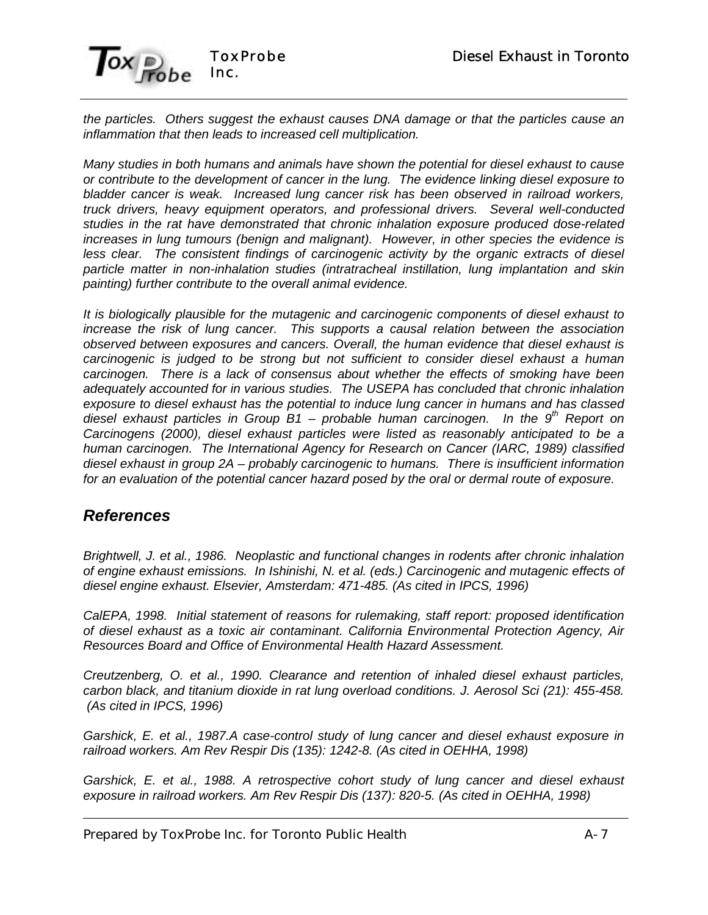*the particles. Others suggest the exhaust causes DNA damage or that the particles cause an inflammation that then leads to increased cell multiplication.*

*Many studies in both humans and animals have shown the potential for diesel exhaust to cause or contribute to the development of cancer in the lung. The evidence linking diesel exposure to bladder cancer is weak. Increased lung cancer risk has been observed in railroad workers, truck drivers, heavy equipment operators, and professional drivers. Several well-conducted studies in the rat have demonstrated that chronic inhalation exposure produced dose-related increases in lung tumours (benign and malignant). However, in other species the evidence is less clear. The consistent findings of carcinogenic activity by the organic extracts of diesel particle matter in non-inhalation studies (intratracheal instillation, lung implantation and skin painting) further contribute to the overall animal evidence.*

*It is biologically plausible for the mutagenic and carcinogenic components of diesel exhaust to increase the risk of lung cancer. This supports a causal relation between the association observed between exposures and cancers. Overall, the human evidence that diesel exhaust is carcinogenic is judged to be strong but not sufficient to consider diesel exhaust a human carcinogen. There is a lack of consensus about whether the effects of smoking have been adequately accounted for in various studies. The USEPA has concluded that chronic inhalation exposure to diesel exhaust has the potential to induce lung cancer in humans and has classed diesel exhaust particles in Group B1 – probable human carcinogen. In the 9th Report on Carcinogens (2000), diesel exhaust particles were listed as reasonably anticipated to be a human carcinogen. The International Agency for Research on Cancer (IARC, 1989) classified diesel exhaust in group 2A – probably carcinogenic to humans. There is insufficient information for an evaluation of the potential cancer hazard posed by the oral or dermal route of exposure.*

## *References*

*Brightwell, J. et al., 1986. Neoplastic and functional changes in rodents after chronic inhalation of engine exhaust emissions. In Ishinishi, N. et al. (eds.) Carcinogenic and mutagenic effects of diesel engine exhaust. Elsevier, Amsterdam: 471-485. (As cited in IPCS, 1996)*

*CalEPA, 1998. Initial statement of reasons for rulemaking, staff report: proposed identification of diesel exhaust as a toxic air contaminant. California Environmental Protection Agency, Air Resources Board and Office of Environmental Health Hazard Assessment.*

*Creutzenberg, O. et al., 1990. Clearance and retention of inhaled diesel exhaust particles, carbon black, and titanium dioxide in rat lung overload conditions. J. Aerosol Sci (21): 455-458. (As cited in IPCS, 1996)*

*Garshick, E. et al., 1987.A case-control study of lung cancer and diesel exhaust exposure in railroad workers. Am Rev Respir Dis (135): 1242-8. (As cited in OEHHA, 1998)*

*Garshick, E. et al., 1988. A retrospective cohort study of lung cancer and diesel exhaust exposure in railroad workers. Am Rev Respir Dis (137): 820-5. (As cited in OEHHA, 1998)*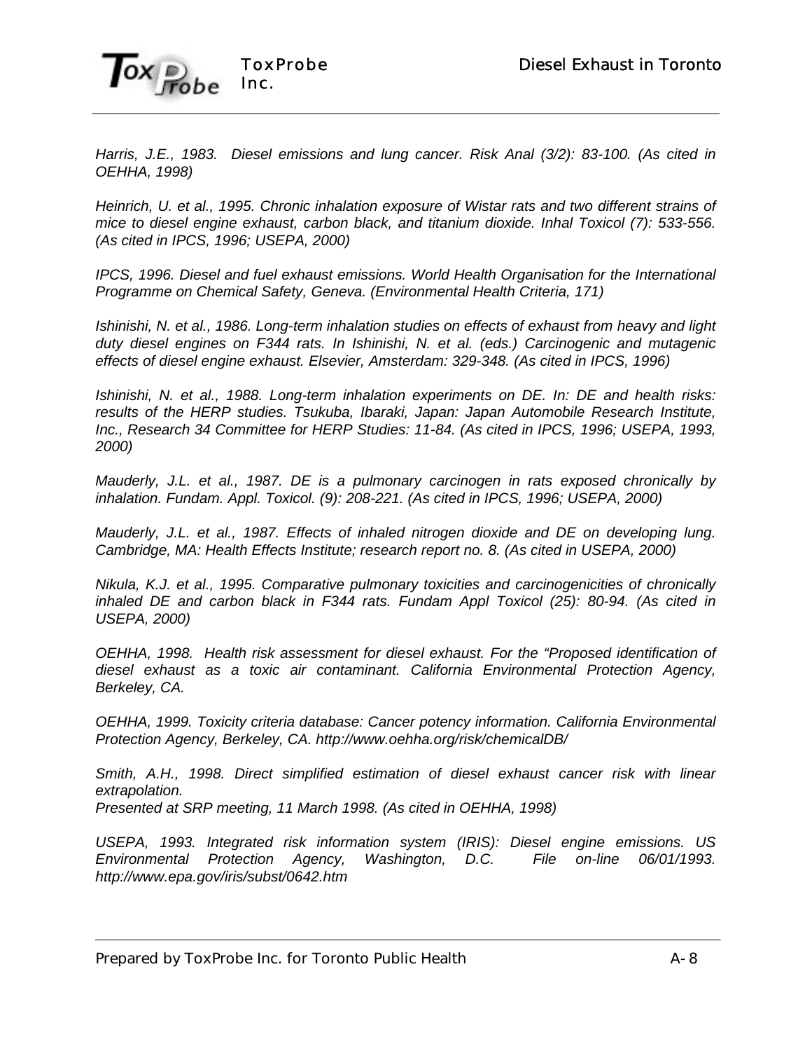*Harris, J.E., 1983. Diesel emissions and lung cancer. Risk Anal (3/2): 83-100. (As cited in OEHHA, 1998)*

*Heinrich, U. et al., 1995. Chronic inhalation exposure of Wistar rats and two different strains of mice to diesel engine exhaust, carbon black, and titanium dioxide. Inhal Toxicol (7): 533-556. (As cited in IPCS, 1996; USEPA, 2000)*

*IPCS, 1996. Diesel and fuel exhaust emissions. World Health Organisation for the International Programme on Chemical Safety, Geneva. (Environmental Health Criteria, 171)*

*Ishinishi, N. et al., 1986. Long-term inhalation studies on effects of exhaust from heavy and light duty diesel engines on F344 rats. In Ishinishi, N. et al. (eds.) Carcinogenic and mutagenic effects of diesel engine exhaust. Elsevier, Amsterdam: 329-348. (As cited in IPCS, 1996)*

*Ishinishi, N. et al., 1988. Long-term inhalation experiments on DE. In: DE and health risks: results of the HERP studies. Tsukuba, Ibaraki, Japan: Japan Automobile Research Institute, Inc., Research 34 Committee for HERP Studies: 11-84. (As cited in IPCS, 1996; USEPA, 1993, 2000)*

*Mauderly, J.L. et al., 1987. DE is a pulmonary carcinogen in rats exposed chronically by inhalation. Fundam. Appl. Toxicol. (9): 208-221. (As cited in IPCS, 1996; USEPA, 2000)*

*Mauderly, J.L. et al., 1987. Effects of inhaled nitrogen dioxide and DE on developing lung. Cambridge, MA: Health Effects Institute; research report no. 8. (As cited in USEPA, 2000)*

*Nikula, K.J. et al., 1995. Comparative pulmonary toxicities and carcinogenicities of chronically inhaled DE and carbon black in F344 rats. Fundam Appl Toxicol (25): 80-94. (As cited in USEPA, 2000)*

*OEHHA, 1998. Health risk assessment for diesel exhaust. For the "Proposed identification of diesel exhaust as a toxic air contaminant. California Environmental Protection Agency, Berkeley, CA.*

*OEHHA, 1999. Toxicity criteria database: Cancer potency information. California Environmental Protection Agency, Berkeley, CA. http://www.oehha.org/risk/chemicalDB/*

*Smith, A.H., 1998. Direct simplified estimation of diesel exhaust cancer risk with linear extrapolation.*
*Presented at SRP meeting, 11 March 1998. (As cited in OEHHA, 1998)*

*USEPA, 1993. Integrated risk information system (IRIS): Diesel engine emissions. US Environmental Protection Agency, Washington, D.C. File on-line 06/01/1993. http://www.epa.gov/iris/subst/0642.htm*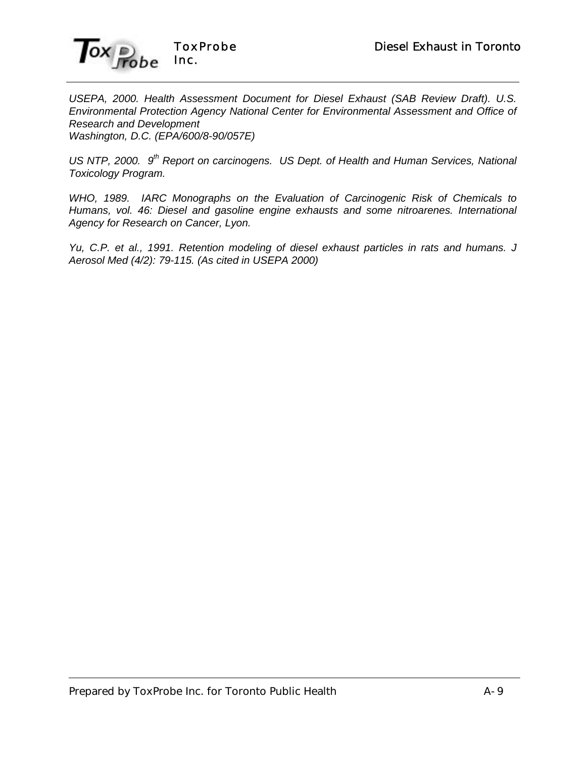*USEPA, 2000. Health Assessment Document for Diesel Exhaust (SAB Review Draft). U.S. Environmental Protection Agency National Center for Environmental Assessment and Office of Research and Development Washington, D.C. (EPA/600/8-90/057E)*

*US NTP, 2000. 9th Report on carcinogens. US Dept. of Health and Human Services, National Toxicology Program.*

*WHO, 1989. IARC Monographs on the Evaluation of Carcinogenic Risk of Chemicals to Humans, vol. 46: Diesel and gasoline engine exhausts and some nitroarenes. International Agency for Research on Cancer, Lyon.*

*Yu, C.P. et al., 1991. Retention modeling of diesel exhaust particles in rats and humans. J Aerosol Med (4/2): 79-115. (As cited in USEPA 2000)*